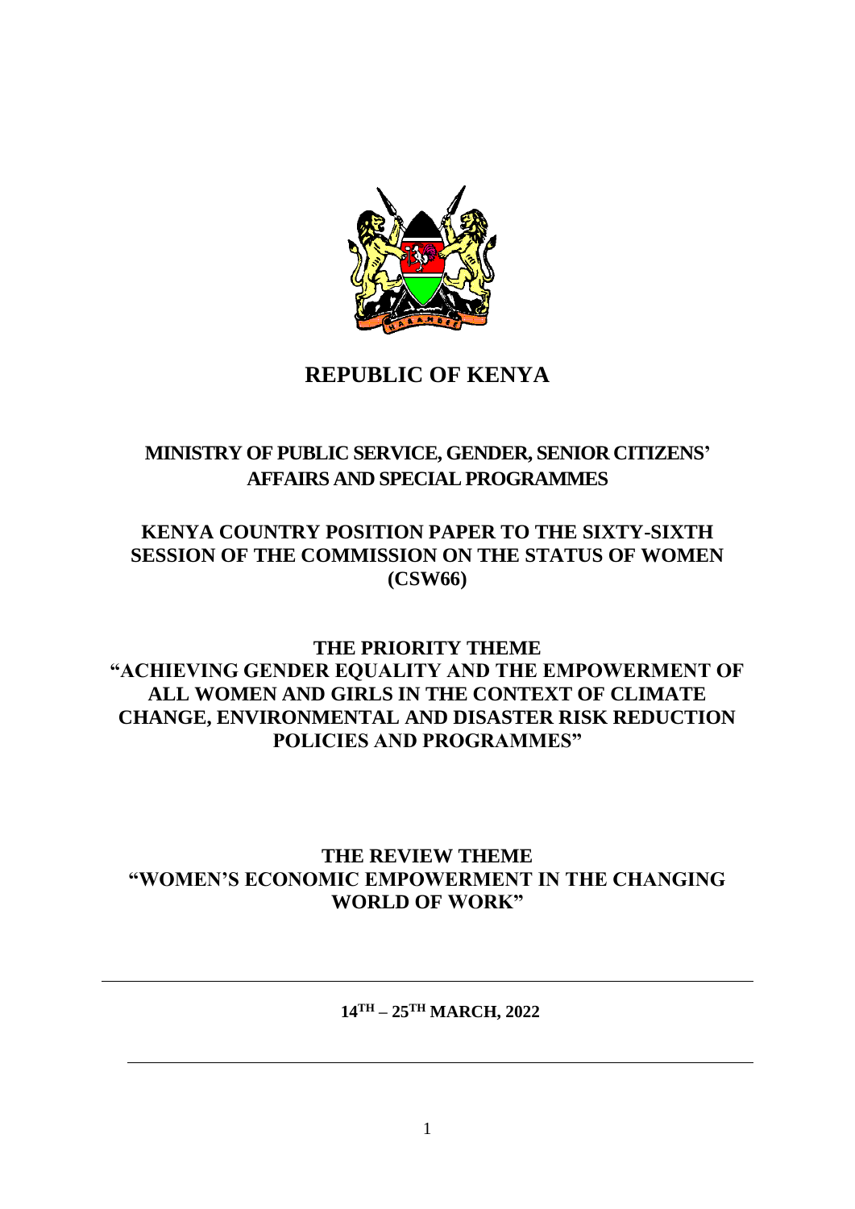# REPUBLIC OF KENYA

## MINISTRY OF PUBLIC SERVICE, GENDER, SENIOR CITIZENS' AFFAIRS AND SPECIAL PROGRAMMES

## KENYA COUNTRY POSITION PAPER TO THE SIXTY-SIXTH SESSION OF THE COMMISSION ON THE STATUS OF WOMEN (CSW66)

## THE PRIORITY THEME "ACHIEVING GENDER EQUALITY AND THE EMPOWERMENT OF ALL WOMEN AND GIRLS IN THE CONTEXT OF CLIMATE CHANGE, ENVIRONMENTAL AND DISASTER RISK REDUCTION POLICIES AND PROGRAMMES"

## THE REVIEW THEME "WOMEN'S ECONOMIC EMPOWERMENT IN THE CHANGING WORLD OF WORK"

---

**14TH – 25TH MARCH, 2022**

---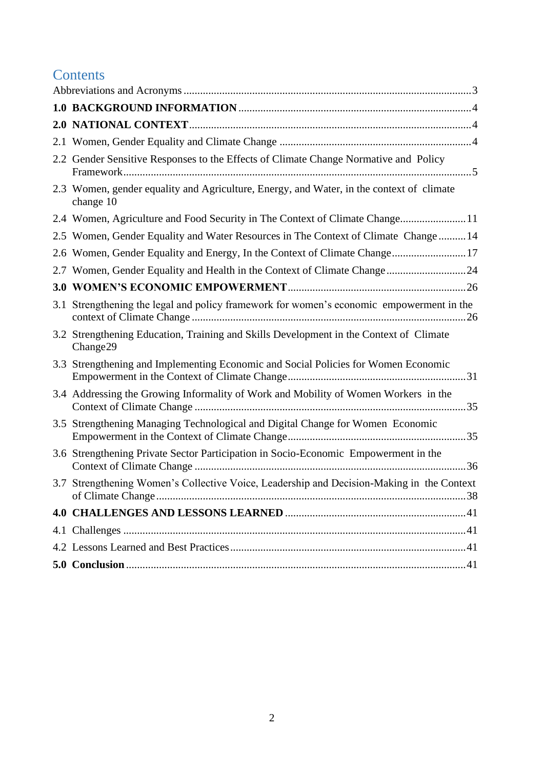# Contents

Abbreviations and Acronyms ........................................................................................................3

**1.0 BACKGROUND INFORMATION** ....................................................................................4

**2.0 NATIONAL CONTEXT** ......................................................................................................4

2.1 Women, Gender Equality and Climate Change .....................................................................4

2.2 Gender Sensitive Responses to the Effects of Climate Change Normative and Policy Framework..............................................................................................................................5

2.3 Women, gender equality and Agriculture, Energy, and Water, in the context of climate change 10

2.4 Women, Agriculture and Food Security in The Context of Climate Change........................11

2.5 Women, Gender Equality and Water Resources in The Context of Climate Change ..........14

2.6 Women, Gender Equality and Energy, In the Context of Climate Change...........................17

2.7 Women, Gender Equality and Health in the Context of Climate Change ............................24

**3.0 WOMEN'S ECONOMIC EMPOWERMENT** .................................................................26

3.1 Strengthening the legal and policy framework for women's economic empowerment in the context of Climate Change ...................................................................................................26

3.2 Strengthening Education, Training and Skills Development in the Context of Climate Change29

3.3 Strengthening and Implementing Economic and Social Policies for Women Economic Empowerment in the Context of Climate Change.................................................................31

3.4 Addressing the Growing Informality of Work and Mobility of Women Workers in the Context of Climate Change ..................................................................................................35

3.5 Strengthening Managing Technological and Digital Change for Women Economic Empowerment in the Context of Climate Change.................................................................35

3.6 Strengthening Private Sector Participation in Socio-Economic Empowerment in the Context of Climate Change ..................................................................................................36

3.7 Strengthening Women's Collective Voice, Leadership and Decision-Making in the Context of Climate Change................................................................................................................38

**4.0 CHALLENGES AND LESSONS LEARNED** .................................................................41

4.1 Challenges ............................................................................................................................41

4.2 Lessons Learned and Best Practices.....................................................................................41

**5.0 Conclusion** ...........................................................................................................................41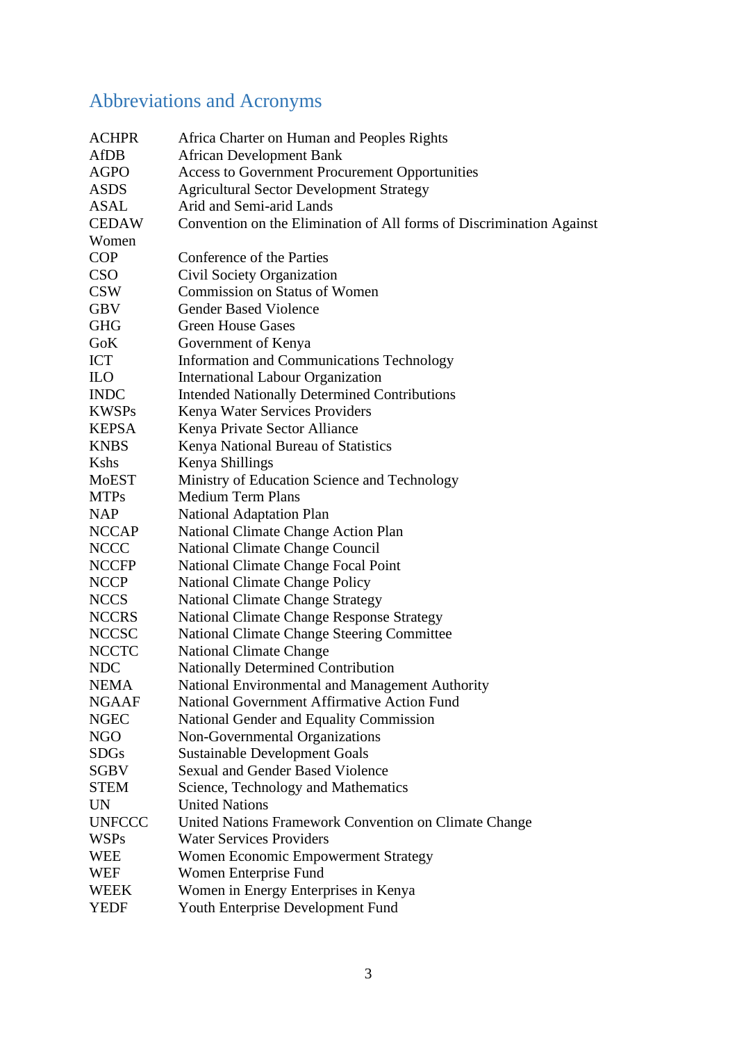## Abbreviations and Acronyms

| | |
|---|---|
| ACHPR | Africa Charter on Human and Peoples Rights |
| AfDB | African Development Bank |
| AGPO | Access to Government Procurement Opportunities |
| ASDS | Agricultural Sector Development Strategy |
| ASAL | Arid and Semi-arid Lands |
| CEDAW | Convention on the Elimination of All forms of Discrimination Against Women |
| COP | Conference of the Parties |
| CSO | Civil Society Organization |
| CSW | Commission on Status of Women |
| GBV | Gender Based Violence |
| GHG | Green House Gases |
| GoK | Government of Kenya |
| ICT | Information and Communications Technology |
| ILO | International Labour Organization |
| INDC | Intended Nationally Determined Contributions |
| KWSPs | Kenya Water Services Providers |
| KEPSA | Kenya Private Sector Alliance |
| KNBS | Kenya National Bureau of Statistics |
| Kshs | Kenya Shillings |
| MoEST | Ministry of Education Science and Technology |
| MTPs | Medium Term Plans |
| NAP | National Adaptation Plan |
| NCCAP | National Climate Change Action Plan |
| NCCC | National Climate Change Council |
| NCCFP | National Climate Change Focal Point |
| NCCP | National Climate Change Policy |
| NCCS | National Climate Change Strategy |
| NCCRS | National Climate Change Response Strategy |
| NCCSC | National Climate Change Steering Committee |
| NCCTC | National Climate Change |
| NDC | Nationally Determined Contribution |
| NEMA | National Environmental and Management Authority |
| NGAAF | National Government Affirmative Action Fund |
| NGEC | National Gender and Equality Commission |
| NGO | Non-Governmental Organizations |
| SDGs | Sustainable Development Goals |
| SGBV | Sexual and Gender Based Violence |
| STEM | Science, Technology and Mathematics |
| UN | United Nations |
| UNFCCC | United Nations Framework Convention on Climate Change |
| WSPs | Water Services Providers |
| WEE | Women Economic Empowerment Strategy |
| WEF | Women Enterprise Fund |
| WEEK | Women in Energy Enterprises in Kenya |
| YEDF | Youth Enterprise Development Fund |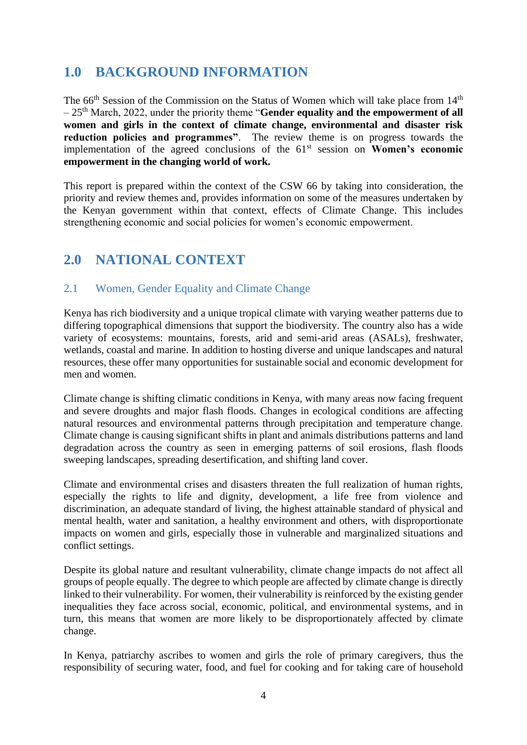## 1.0 BACKGROUND INFORMATION

The 66th Session of the Commission on the Status of Women which will take place from 14th – 25th March, 2022, under the priority theme "**Gender equality and the empowerment of all women and girls in the context of climate change, environmental and disaster risk reduction policies and programmes**". The review theme is on progress towards the implementation of the agreed conclusions of the 61st session on **Women's economic empowerment in the changing world of work.**

This report is prepared within the context of the CSW 66 by taking into consideration, the priority and review themes and, provides information on some of the measures undertaken by the Kenyan government within that context, effects of Climate Change. This includes strengthening economic and social policies for women's economic empowerment.

## 2.0 NATIONAL CONTEXT

### 2.1 Women, Gender Equality and Climate Change

Kenya has rich biodiversity and a unique tropical climate with varying weather patterns due to differing topographical dimensions that support the biodiversity. The country also has a wide variety of ecosystems: mountains, forests, arid and semi-arid areas (ASALs), freshwater, wetlands, coastal and marine. In addition to hosting diverse and unique landscapes and natural resources, these offer many opportunities for sustainable social and economic development for men and women.

Climate change is shifting climatic conditions in Kenya, with many areas now facing frequent and severe droughts and major flash floods. Changes in ecological conditions are affecting natural resources and environmental patterns through precipitation and temperature change. Climate change is causing significant shifts in plant and animals distributions patterns and land degradation across the country as seen in emerging patterns of soil erosions, flash floods sweeping landscapes, spreading desertification, and shifting land cover.

Climate and environmental crises and disasters threaten the full realization of human rights, especially the rights to life and dignity, development, a life free from violence and discrimination, an adequate standard of living, the highest attainable standard of physical and mental health, water and sanitation, a healthy environment and others, with disproportionate impacts on women and girls, especially those in vulnerable and marginalized situations and conflict settings.

Despite its global nature and resultant vulnerability, climate change impacts do not affect all groups of people equally. The degree to which people are affected by climate change is directly linked to their vulnerability. For women, their vulnerability is reinforced by the existing gender inequalities they face across social, economic, political, and environmental systems, and in turn, this means that women are more likely to be disproportionately affected by climate change.

In Kenya, patriarchy ascribes to women and girls the role of primary caregivers, thus the responsibility of securing water, food, and fuel for cooking and for taking care of household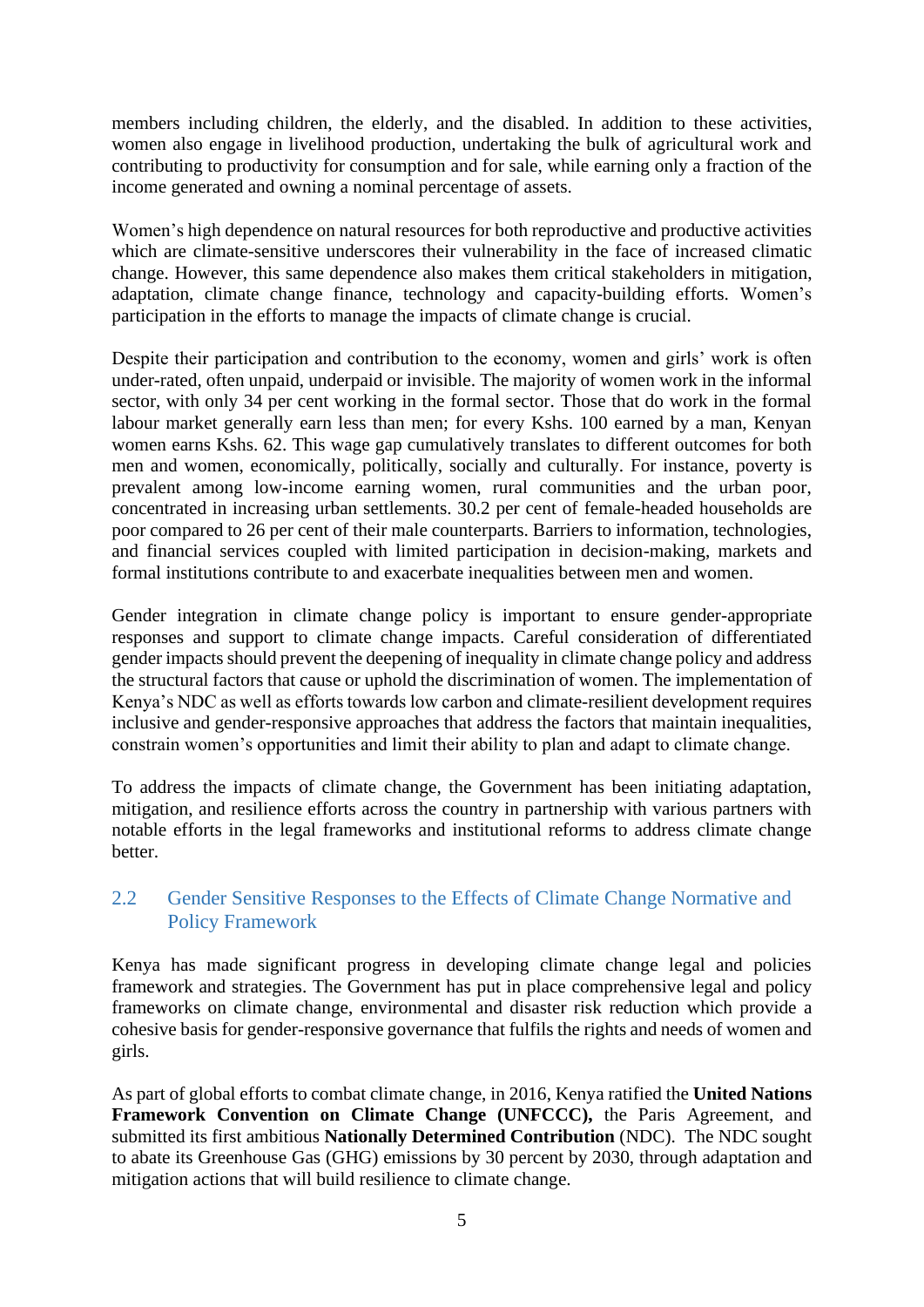members including children, the elderly, and the disabled. In addition to these activities, women also engage in livelihood production, undertaking the bulk of agricultural work and contributing to productivity for consumption and for sale, while earning only a fraction of the income generated and owning a nominal percentage of assets.

Women's high dependence on natural resources for both reproductive and productive activities which are climate-sensitive underscores their vulnerability in the face of increased climatic change. However, this same dependence also makes them critical stakeholders in mitigation, adaptation, climate change finance, technology and capacity-building efforts. Women's participation in the efforts to manage the impacts of climate change is crucial.

Despite their participation and contribution to the economy, women and girls' work is often under-rated, often unpaid, underpaid or invisible. The majority of women work in the informal sector, with only 34 per cent working in the formal sector. Those that do work in the formal labour market generally earn less than men; for every Kshs. 100 earned by a man, Kenyan women earns Kshs. 62. This wage gap cumulatively translates to different outcomes for both men and women, economically, politically, socially and culturally. For instance, poverty is prevalent among low-income earning women, rural communities and the urban poor, concentrated in increasing urban settlements. 30.2 per cent of female-headed households are poor compared to 26 per cent of their male counterparts. Barriers to information, technologies, and financial services coupled with limited participation in decision-making, markets and formal institutions contribute to and exacerbate inequalities between men and women.

Gender integration in climate change policy is important to ensure gender-appropriate responses and support to climate change impacts. Careful consideration of differentiated gender impacts should prevent the deepening of inequality in climate change policy and address the structural factors that cause or uphold the discrimination of women. The implementation of Kenya's NDC as well as efforts towards low carbon and climate-resilient development requires inclusive and gender-responsive approaches that address the factors that maintain inequalities, constrain women's opportunities and limit their ability to plan and adapt to climate change.

To address the impacts of climate change, the Government has been initiating adaptation, mitigation, and resilience efforts across the country in partnership with various partners with notable efforts in the legal frameworks and institutional reforms to address climate change better.

## 2.2 Gender Sensitive Responses to the Effects of Climate Change Normative and Policy Framework

Kenya has made significant progress in developing climate change legal and policies framework and strategies. The Government has put in place comprehensive legal and policy frameworks on climate change, environmental and disaster risk reduction which provide a cohesive basis for gender-responsive governance that fulfils the rights and needs of women and girls.

As part of global efforts to combat climate change, in 2016, Kenya ratified the **United Nations Framework Convention on Climate Change (UNFCCC),** the Paris Agreement, and submitted its first ambitious **Nationally Determined Contribution** (NDC). The NDC sought to abate its Greenhouse Gas (GHG) emissions by 30 percent by 2030, through adaptation and mitigation actions that will build resilience to climate change.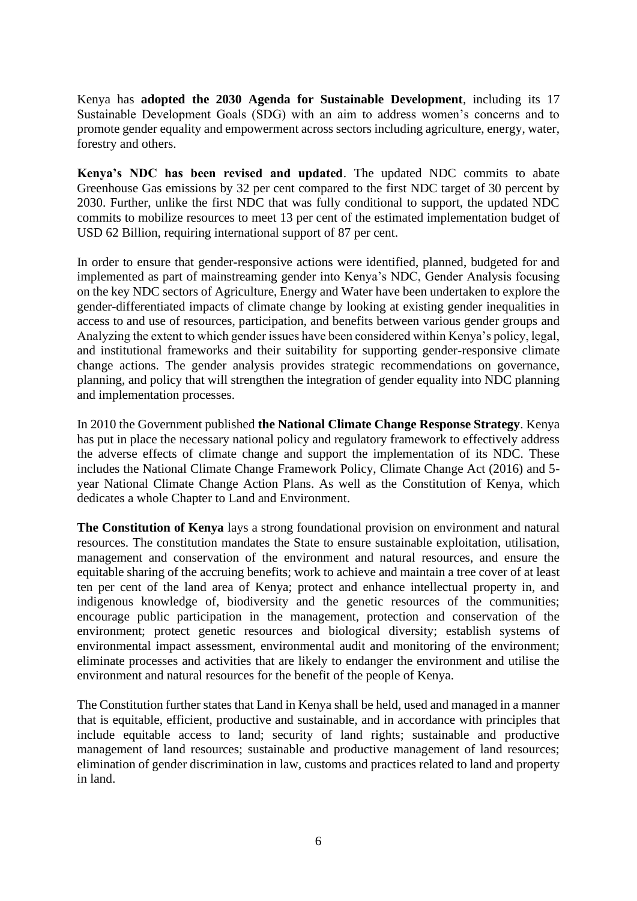Kenya has **adopted the 2030 Agenda for Sustainable Development**, including its 17 Sustainable Development Goals (SDG) with an aim to address women's concerns and to promote gender equality and empowerment across sectors including agriculture, energy, water, forestry and others.

**Kenya's NDC has been revised and updated**. The updated NDC commits to abate Greenhouse Gas emissions by 32 per cent compared to the first NDC target of 30 percent by 2030. Further, unlike the first NDC that was fully conditional to support, the updated NDC commits to mobilize resources to meet 13 per cent of the estimated implementation budget of USD 62 Billion, requiring international support of 87 per cent.

In order to ensure that gender-responsive actions were identified, planned, budgeted for and implemented as part of mainstreaming gender into Kenya's NDC, Gender Analysis focusing on the key NDC sectors of Agriculture, Energy and Water have been undertaken to explore the gender-differentiated impacts of climate change by looking at existing gender inequalities in access to and use of resources, participation, and benefits between various gender groups and Analyzing the extent to which gender issues have been considered within Kenya's policy, legal, and institutional frameworks and their suitability for supporting gender-responsive climate change actions. The gender analysis provides strategic recommendations on governance, planning, and policy that will strengthen the integration of gender equality into NDC planning and implementation processes.

In 2010 the Government published **the National Climate Change Response Strategy**. Kenya has put in place the necessary national policy and regulatory framework to effectively address the adverse effects of climate change and support the implementation of its NDC. These includes the National Climate Change Framework Policy, Climate Change Act (2016) and 5-year National Climate Change Action Plans. As well as the Constitution of Kenya, which dedicates a whole Chapter to Land and Environment.

**The Constitution of Kenya** lays a strong foundational provision on environment and natural resources. The constitution mandates the State to ensure sustainable exploitation, utilisation, management and conservation of the environment and natural resources, and ensure the equitable sharing of the accruing benefits; work to achieve and maintain a tree cover of at least ten per cent of the land area of Kenya; protect and enhance intellectual property in, and indigenous knowledge of, biodiversity and the genetic resources of the communities; encourage public participation in the management, protection and conservation of the environment; protect genetic resources and biological diversity; establish systems of environmental impact assessment, environmental audit and monitoring of the environment; eliminate processes and activities that are likely to endanger the environment and utilise the environment and natural resources for the benefit of the people of Kenya.

The Constitution further states that Land in Kenya shall be held, used and managed in a manner that is equitable, efficient, productive and sustainable, and in accordance with principles that include equitable access to land; security of land rights; sustainable and productive management of land resources; sustainable and productive management of land resources; elimination of gender discrimination in law, customs and practices related to land and property in land.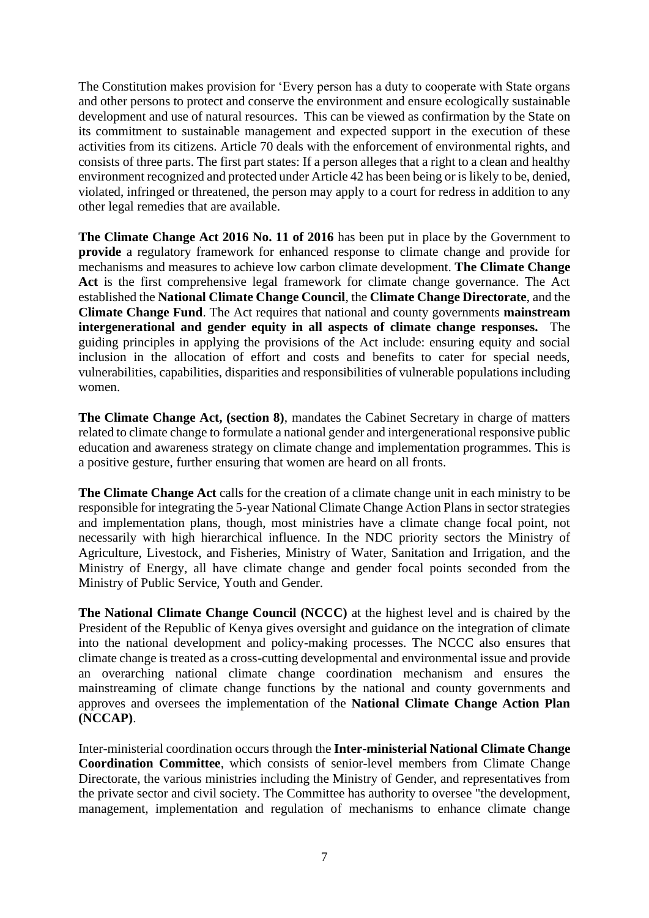The Constitution makes provision for 'Every person has a duty to cooperate with State organs and other persons to protect and conserve the environment and ensure ecologically sustainable development and use of natural resources. This can be viewed as confirmation by the State on its commitment to sustainable management and expected support in the execution of these activities from its citizens. Article 70 deals with the enforcement of environmental rights, and consists of three parts. The first part states: If a person alleges that a right to a clean and healthy environment recognized and protected under Article 42 has been being or is likely to be, denied, violated, infringed or threatened, the person may apply to a court for redress in addition to any other legal remedies that are available.

**The Climate Change Act 2016 No. 11 of 2016** has been put in place by the Government to **provide** a regulatory framework for enhanced response to climate change and provide for mechanisms and measures to achieve low carbon climate development. **The Climate Change Act** is the first comprehensive legal framework for climate change governance. The Act established the **National Climate Change Council**, the **Climate Change Directorate**, and the **Climate Change Fund**. The Act requires that national and county governments **mainstream intergenerational and gender equity in all aspects of climate change responses.** The guiding principles in applying the provisions of the Act include: ensuring equity and social inclusion in the allocation of effort and costs and benefits to cater for special needs, vulnerabilities, capabilities, disparities and responsibilities of vulnerable populations including women.

**The Climate Change Act, (section 8)**, mandates the Cabinet Secretary in charge of matters related to climate change to formulate a national gender and intergenerational responsive public education and awareness strategy on climate change and implementation programmes. This is a positive gesture, further ensuring that women are heard on all fronts.

**The Climate Change Act** calls for the creation of a climate change unit in each ministry to be responsible for integrating the 5-year National Climate Change Action Plans in sector strategies and implementation plans, though, most ministries have a climate change focal point, not necessarily with high hierarchical influence. In the NDC priority sectors the Ministry of Agriculture, Livestock, and Fisheries, Ministry of Water, Sanitation and Irrigation, and the Ministry of Energy, all have climate change and gender focal points seconded from the Ministry of Public Service, Youth and Gender.

**The National Climate Change Council (NCCC)** at the highest level and is chaired by the President of the Republic of Kenya gives oversight and guidance on the integration of climate into the national development and policy-making processes. The NCCC also ensures that climate change is treated as a cross-cutting developmental and environmental issue and provide an overarching national climate change coordination mechanism and ensures the mainstreaming of climate change functions by the national and county governments and approves and oversees the implementation of the **National Climate Change Action Plan (NCCAP)**.

Inter-ministerial coordination occurs through the **Inter-ministerial National Climate Change Coordination Committee**, which consists of senior-level members from Climate Change Directorate, the various ministries including the Ministry of Gender, and representatives from the private sector and civil society. The Committee has authority to oversee "the development, management, implementation and regulation of mechanisms to enhance climate change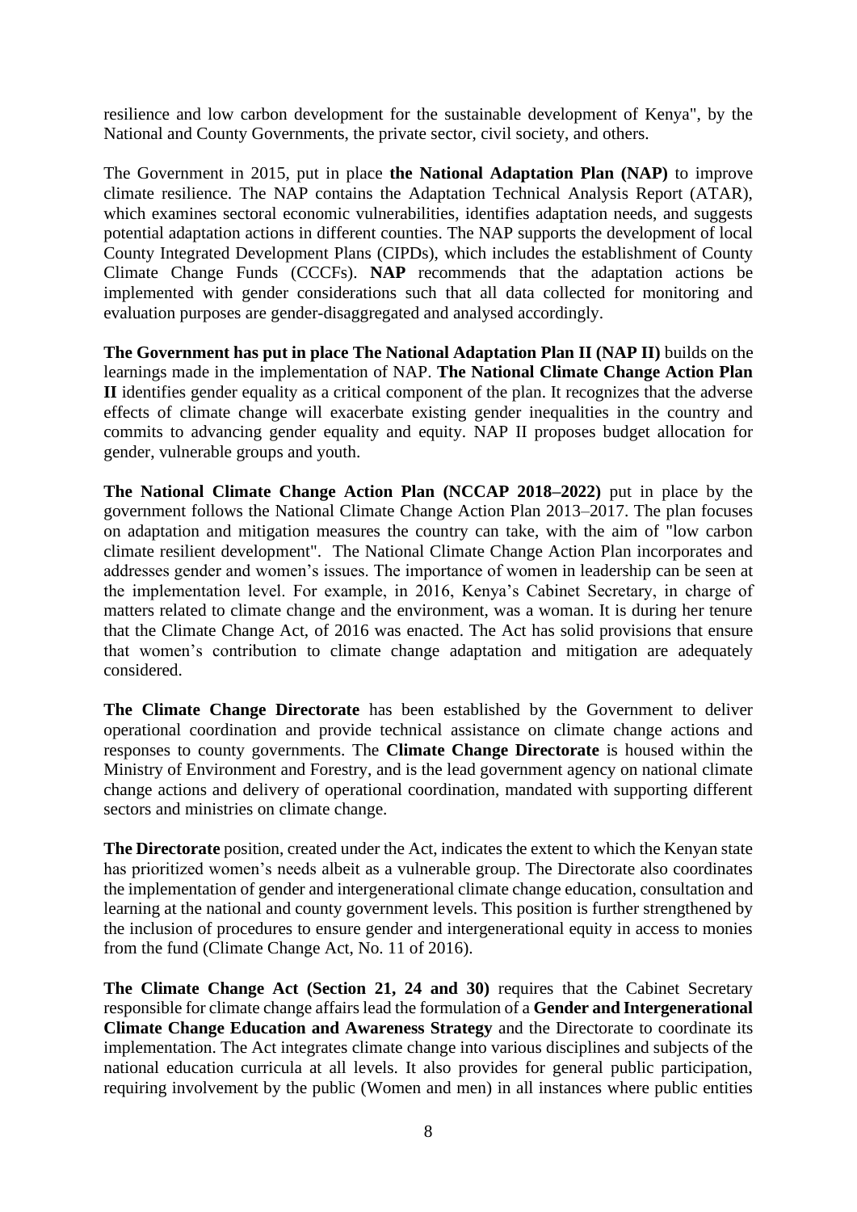resilience and low carbon development for the sustainable development of Kenya", by the National and County Governments, the private sector, civil society, and others.

The Government in 2015, put in place **the National Adaptation Plan (NAP)** to improve climate resilience. The NAP contains the Adaptation Technical Analysis Report (ATAR), which examines sectoral economic vulnerabilities, identifies adaptation needs, and suggests potential adaptation actions in different counties. The NAP supports the development of local County Integrated Development Plans (CIPDs), which includes the establishment of County Climate Change Funds (CCCFs). **NAP** recommends that the adaptation actions be implemented with gender considerations such that all data collected for monitoring and evaluation purposes are gender-disaggregated and analysed accordingly.

**The Government has put in place The National Adaptation Plan II (NAP II)** builds on the learnings made in the implementation of NAP. **The National Climate Change Action Plan II** identifies gender equality as a critical component of the plan. It recognizes that the adverse effects of climate change will exacerbate existing gender inequalities in the country and commits to advancing gender equality and equity. NAP II proposes budget allocation for gender, vulnerable groups and youth.

**The National Climate Change Action Plan (NCCAP 2018–2022)** put in place by the government follows the National Climate Change Action Plan 2013–2017. The plan focuses on adaptation and mitigation measures the country can take, with the aim of "low carbon climate resilient development". The National Climate Change Action Plan incorporates and addresses gender and women's issues. The importance of women in leadership can be seen at the implementation level. For example, in 2016, Kenya's Cabinet Secretary, in charge of matters related to climate change and the environment, was a woman. It is during her tenure that the Climate Change Act, of 2016 was enacted. The Act has solid provisions that ensure that women's contribution to climate change adaptation and mitigation are adequately considered.

**The Climate Change Directorate** has been established by the Government to deliver operational coordination and provide technical assistance on climate change actions and responses to county governments. The **Climate Change Directorate** is housed within the Ministry of Environment and Forestry, and is the lead government agency on national climate change actions and delivery of operational coordination, mandated with supporting different sectors and ministries on climate change.

**The Directorate** position, created under the Act, indicates the extent to which the Kenyan state has prioritized women's needs albeit as a vulnerable group. The Directorate also coordinates the implementation of gender and intergenerational climate change education, consultation and learning at the national and county government levels. This position is further strengthened by the inclusion of procedures to ensure gender and intergenerational equity in access to monies from the fund (Climate Change Act, No. 11 of 2016).

**The Climate Change Act (Section 21, 24 and 30)** requires that the Cabinet Secretary responsible for climate change affairs lead the formulation of a **Gender and Intergenerational Climate Change Education and Awareness Strategy** and the Directorate to coordinate its implementation. The Act integrates climate change into various disciplines and subjects of the national education curricula at all levels. It also provides for general public participation, requiring involvement by the public (Women and men) in all instances where public entities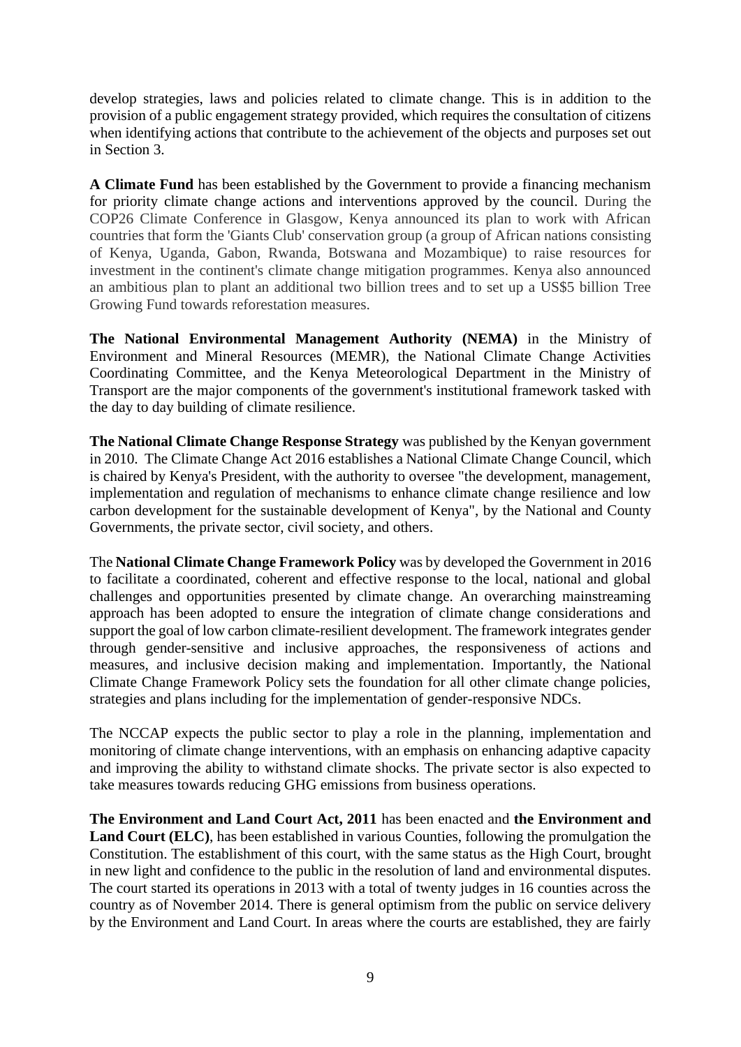develop strategies, laws and policies related to climate change. This is in addition to the provision of a public engagement strategy provided, which requires the consultation of citizens when identifying actions that contribute to the achievement of the objects and purposes set out in Section 3.

**A Climate Fund** has been established by the Government to provide a financing mechanism for priority climate change actions and interventions approved by the council. During the COP26 Climate Conference in Glasgow, Kenya announced its plan to work with African countries that form the 'Giants Club' conservation group (a group of African nations consisting of Kenya, Uganda, Gabon, Rwanda, Botswana and Mozambique) to raise resources for investment in the continent's climate change mitigation programmes. Kenya also announced an ambitious plan to plant an additional two billion trees and to set up a US$5 billion Tree Growing Fund towards reforestation measures.

**The National Environmental Management Authority (NEMA)** in the Ministry of Environment and Mineral Resources (MEMR), the National Climate Change Activities Coordinating Committee, and the Kenya Meteorological Department in the Ministry of Transport are the major components of the government's institutional framework tasked with the day to day building of climate resilience.

**The National Climate Change Response Strategy** was published by the Kenyan government in 2010. The Climate Change Act 2016 establishes a National Climate Change Council, which is chaired by Kenya's President, with the authority to oversee "the development, management, implementation and regulation of mechanisms to enhance climate change resilience and low carbon development for the sustainable development of Kenya", by the National and County Governments, the private sector, civil society, and others.

The **National Climate Change Framework Policy** was by developed the Government in 2016 to facilitate a coordinated, coherent and effective response to the local, national and global challenges and opportunities presented by climate change. An overarching mainstreaming approach has been adopted to ensure the integration of climate change considerations and support the goal of low carbon climate-resilient development. The framework integrates gender through gender-sensitive and inclusive approaches, the responsiveness of actions and measures, and inclusive decision making and implementation. Importantly, the National Climate Change Framework Policy sets the foundation for all other climate change policies, strategies and plans including for the implementation of gender-responsive NDCs.

The NCCAP expects the public sector to play a role in the planning, implementation and monitoring of climate change interventions, with an emphasis on enhancing adaptive capacity and improving the ability to withstand climate shocks. The private sector is also expected to take measures towards reducing GHG emissions from business operations.

**The Environment and Land Court Act, 2011** has been enacted and **the Environment and Land Court (ELC)**, has been established in various Counties, following the promulgation the Constitution. The establishment of this court, with the same status as the High Court, brought in new light and confidence to the public in the resolution of land and environmental disputes. The court started its operations in 2013 with a total of twenty judges in 16 counties across the country as of November 2014. There is general optimism from the public on service delivery by the Environment and Land Court. In areas where the courts are established, they are fairly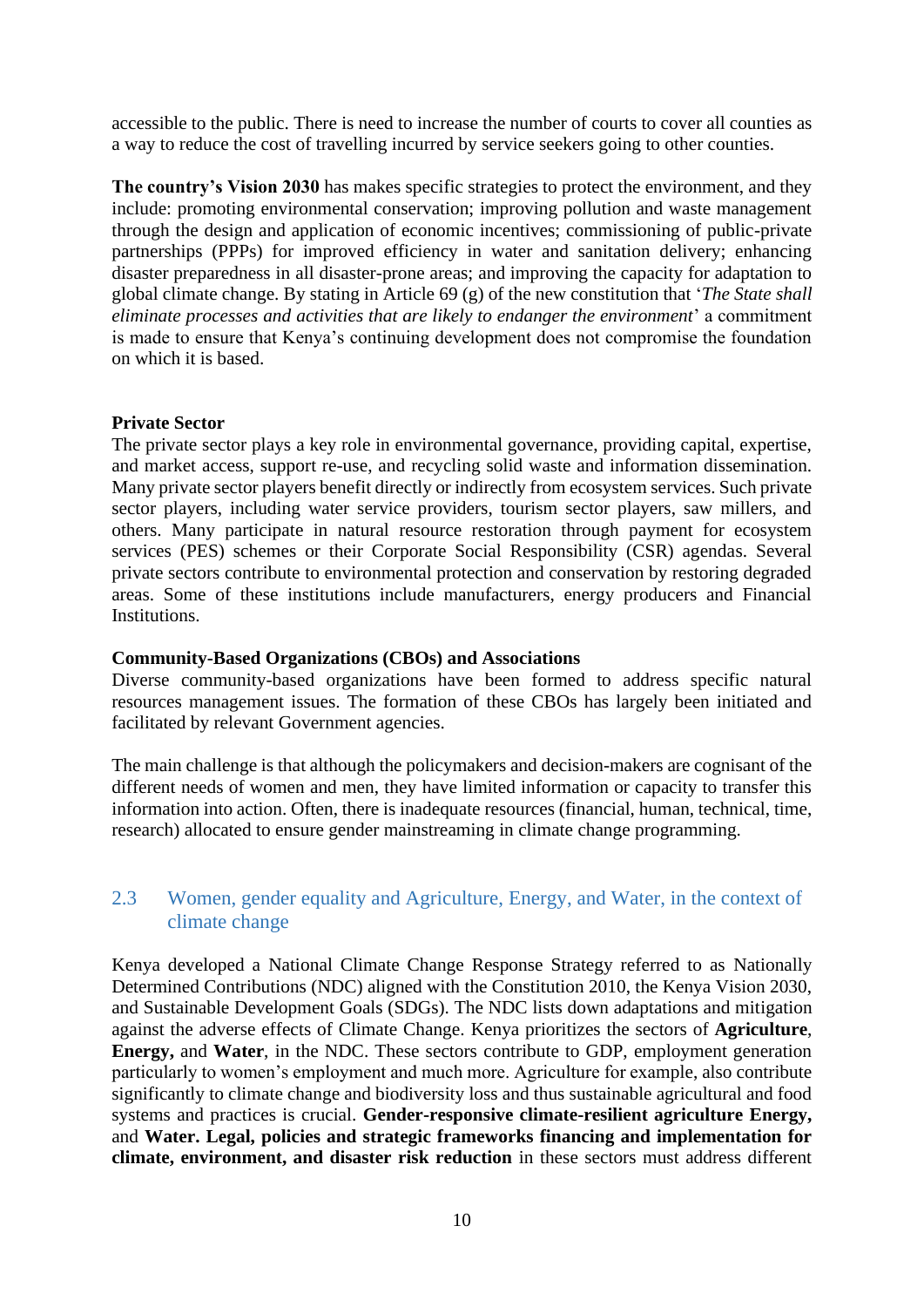accessible to the public. There is need to increase the number of courts to cover all counties as a way to reduce the cost of travelling incurred by service seekers going to other counties.

**The country's Vision 2030** has makes specific strategies to protect the environment, and they include: promoting environmental conservation; improving pollution and waste management through the design and application of economic incentives; commissioning of public-private partnerships (PPPs) for improved efficiency in water and sanitation delivery; enhancing disaster preparedness in all disaster-prone areas; and improving the capacity for adaptation to global climate change. By stating in Article 69 (g) of the new constitution that '*The State shall eliminate processes and activities that are likely to endanger the environment*' a commitment is made to ensure that Kenya's continuing development does not compromise the foundation on which it is based.

**Private Sector**

The private sector plays a key role in environmental governance, providing capital, expertise, and market access, support re-use, and recycling solid waste and information dissemination. Many private sector players benefit directly or indirectly from ecosystem services. Such private sector players, including water service providers, tourism sector players, saw millers, and others. Many participate in natural resource restoration through payment for ecosystem services (PES) schemes or their Corporate Social Responsibility (CSR) agendas. Several private sectors contribute to environmental protection and conservation by restoring degraded areas. Some of these institutions include manufacturers, energy producers and Financial Institutions.

**Community-Based Organizations (CBOs) and Associations**

Diverse community-based organizations have been formed to address specific natural resources management issues. The formation of these CBOs has largely been initiated and facilitated by relevant Government agencies.

The main challenge is that although the policymakers and decision-makers are cognisant of the different needs of women and men, they have limited information or capacity to transfer this information into action. Often, there is inadequate resources (financial, human, technical, time, research) allocated to ensure gender mainstreaming in climate change programming.

## 2.3 Women, gender equality and Agriculture, Energy, and Water, in the context of climate change

Kenya developed a National Climate Change Response Strategy referred to as Nationally Determined Contributions (NDC) aligned with the Constitution 2010, the Kenya Vision 2030, and Sustainable Development Goals (SDGs). The NDC lists down adaptations and mitigation against the adverse effects of Climate Change. Kenya prioritizes the sectors of **Agriculture**, **Energy,** and **Water**, in the NDC. These sectors contribute to GDP, employment generation particularly to women's employment and much more. Agriculture for example, also contribute significantly to climate change and biodiversity loss and thus sustainable agricultural and food systems and practices is crucial. **Gender-responsive climate-resilient agriculture Energy,** and **Water. Legal, policies and strategic frameworks financing and implementation for climate, environment, and disaster risk reduction** in these sectors must address different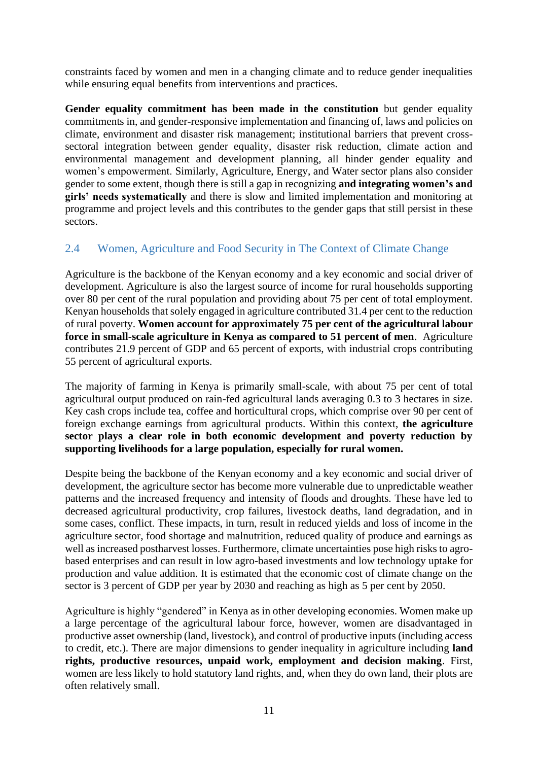constraints faced by women and men in a changing climate and to reduce gender inequalities while ensuring equal benefits from interventions and practices.

**Gender equality commitment has been made in the constitution** but gender equality commitments in, and gender-responsive implementation and financing of, laws and policies on climate, environment and disaster risk management; institutional barriers that prevent cross-sectoral integration between gender equality, disaster risk reduction, climate action and environmental management and development planning, all hinder gender equality and women's empowerment. Similarly, Agriculture, Energy, and Water sector plans also consider gender to some extent, though there is still a gap in recognizing **and integrating women's and girls' needs systematically** and there is slow and limited implementation and monitoring at programme and project levels and this contributes to the gender gaps that still persist in these sectors.

## 2.4 Women, Agriculture and Food Security in The Context of Climate Change

Agriculture is the backbone of the Kenyan economy and a key economic and social driver of development. Agriculture is also the largest source of income for rural households supporting over 80 per cent of the rural population and providing about 75 per cent of total employment. Kenyan households that solely engaged in agriculture contributed 31.4 per cent to the reduction of rural poverty. **Women account for approximately 75 per cent of the agricultural labour force in small-scale agriculture in Kenya as compared to 51 percent of men**. Agriculture contributes 21.9 percent of GDP and 65 percent of exports, with industrial crops contributing 55 percent of agricultural exports.

The majority of farming in Kenya is primarily small-scale, with about 75 per cent of total agricultural output produced on rain-fed agricultural lands averaging 0.3 to 3 hectares in size. Key cash crops include tea, coffee and horticultural crops, which comprise over 90 per cent of foreign exchange earnings from agricultural products. Within this context, **the agriculture sector plays a clear role in both economic development and poverty reduction by supporting livelihoods for a large population, especially for rural women.**

Despite being the backbone of the Kenyan economy and a key economic and social driver of development, the agriculture sector has become more vulnerable due to unpredictable weather patterns and the increased frequency and intensity of floods and droughts. These have led to decreased agricultural productivity, crop failures, livestock deaths, land degradation, and in some cases, conflict. These impacts, in turn, result in reduced yields and loss of income in the agriculture sector, food shortage and malnutrition, reduced quality of produce and earnings as well as increased postharvest losses. Furthermore, climate uncertainties pose high risks to agro-based enterprises and can result in low agro-based investments and low technology uptake for production and value addition. It is estimated that the economic cost of climate change on the sector is 3 percent of GDP per year by 2030 and reaching as high as 5 per cent by 2050.

Agriculture is highly "gendered" in Kenya as in other developing economies. Women make up a large percentage of the agricultural labour force, however, women are disadvantaged in productive asset ownership (land, livestock), and control of productive inputs (including access to credit, etc.). There are major dimensions to gender inequality in agriculture including **land rights, productive resources, unpaid work, employment and decision making**. First, women are less likely to hold statutory land rights, and, when they do own land, their plots are often relatively small.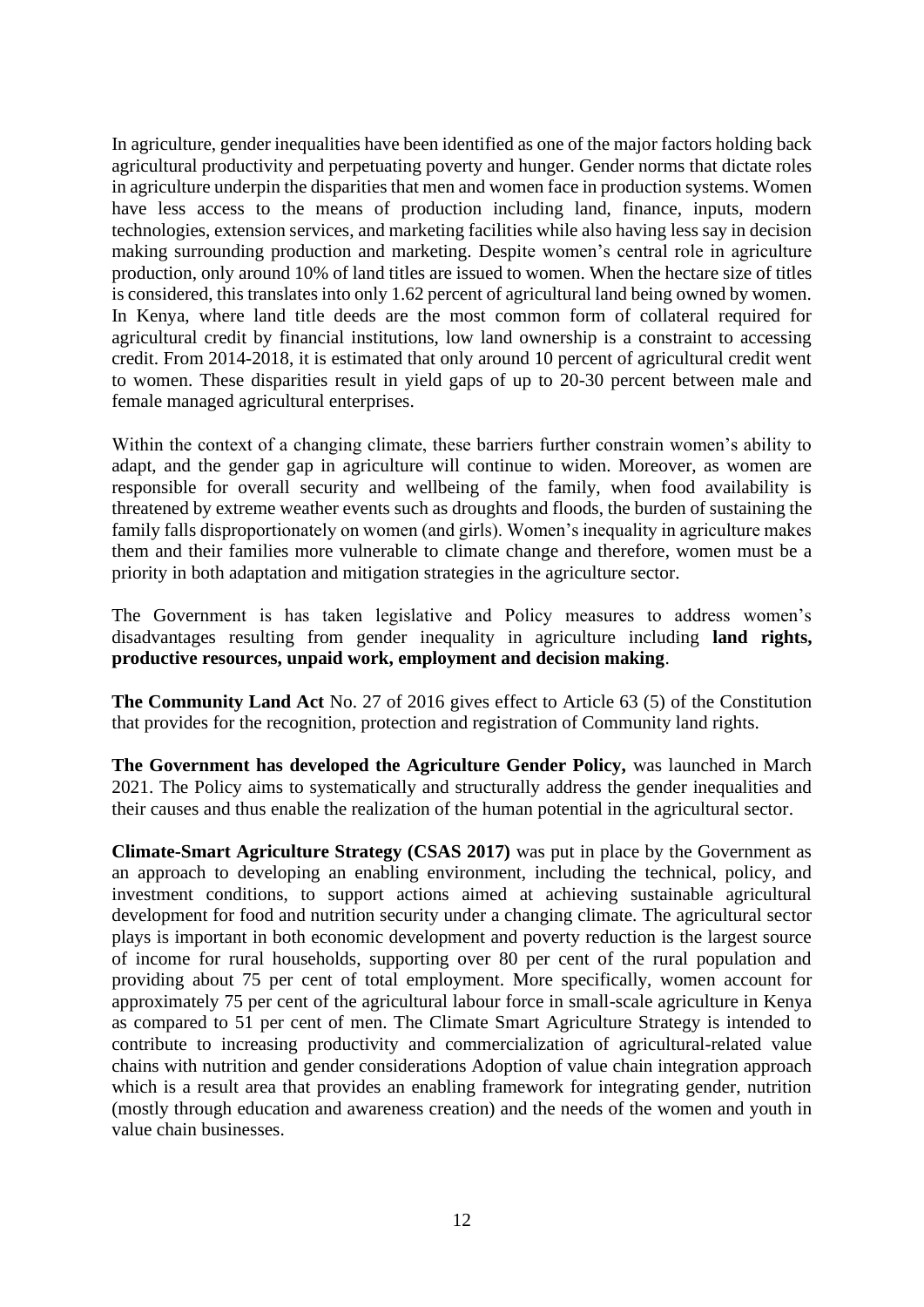In agriculture, gender inequalities have been identified as one of the major factors holding back agricultural productivity and perpetuating poverty and hunger. Gender norms that dictate roles in agriculture underpin the disparities that men and women face in production systems. Women have less access to the means of production including land, finance, inputs, modern technologies, extension services, and marketing facilities while also having less say in decision making surrounding production and marketing. Despite women's central role in agriculture production, only around 10% of land titles are issued to women. When the hectare size of titles is considered, this translates into only 1.62 percent of agricultural land being owned by women. In Kenya, where land title deeds are the most common form of collateral required for agricultural credit by financial institutions, low land ownership is a constraint to accessing credit. From 2014-2018, it is estimated that only around 10 percent of agricultural credit went to women. These disparities result in yield gaps of up to 20-30 percent between male and female managed agricultural enterprises.

Within the context of a changing climate, these barriers further constrain women's ability to adapt, and the gender gap in agriculture will continue to widen. Moreover, as women are responsible for overall security and wellbeing of the family, when food availability is threatened by extreme weather events such as droughts and floods, the burden of sustaining the family falls disproportionately on women (and girls). Women's inequality in agriculture makes them and their families more vulnerable to climate change and therefore, women must be a priority in both adaptation and mitigation strategies in the agriculture sector.

The Government is has taken legislative and Policy measures to address women's disadvantages resulting from gender inequality in agriculture including **land rights, productive resources, unpaid work, employment and decision making**.

**The Community Land Act** No. 27 of 2016 gives effect to Article 63 (5) of the Constitution that provides for the recognition, protection and registration of Community land rights.

**The Government has developed the Agriculture Gender Policy,** was launched in March 2021. The Policy aims to systematically and structurally address the gender inequalities and their causes and thus enable the realization of the human potential in the agricultural sector.

**Climate-Smart Agriculture Strategy (CSAS 2017)** was put in place by the Government as an approach to developing an enabling environment, including the technical, policy, and investment conditions, to support actions aimed at achieving sustainable agricultural development for food and nutrition security under a changing climate. The agricultural sector plays is important in both economic development and poverty reduction is the largest source of income for rural households, supporting over 80 per cent of the rural population and providing about 75 per cent of total employment. More specifically, women account for approximately 75 per cent of the agricultural labour force in small-scale agriculture in Kenya as compared to 51 per cent of men. The Climate Smart Agriculture Strategy is intended to contribute to increasing productivity and commercialization of agricultural-related value chains with nutrition and gender considerations Adoption of value chain integration approach which is a result area that provides an enabling framework for integrating gender, nutrition (mostly through education and awareness creation) and the needs of the women and youth in value chain businesses.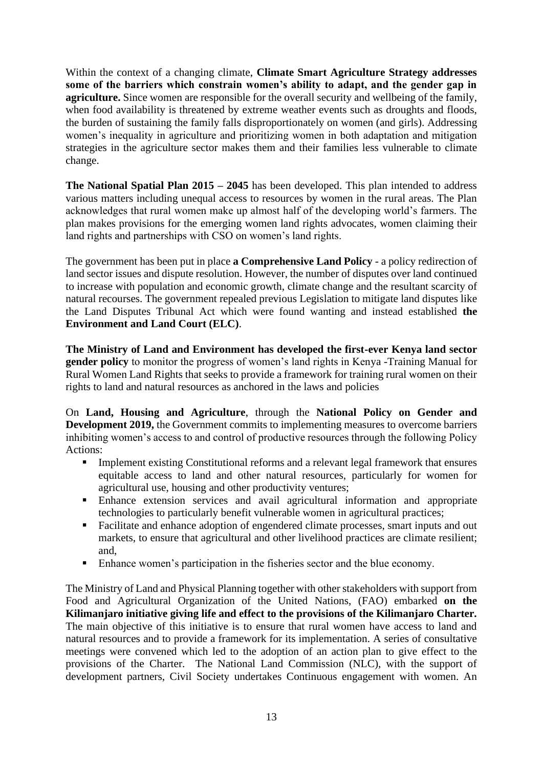Within the context of a changing climate, **Climate Smart Agriculture Strategy addresses some of the barriers which constrain women's ability to adapt, and the gender gap in agriculture.** Since women are responsible for the overall security and wellbeing of the family, when food availability is threatened by extreme weather events such as droughts and floods, the burden of sustaining the family falls disproportionately on women (and girls). Addressing women's inequality in agriculture and prioritizing women in both adaptation and mitigation strategies in the agriculture sector makes them and their families less vulnerable to climate change.

**The National Spatial Plan 2015 – 2045** has been developed. This plan intended to address various matters including unequal access to resources by women in the rural areas. The Plan acknowledges that rural women make up almost half of the developing world's farmers. The plan makes provisions for the emerging women land rights advocates, women claiming their land rights and partnerships with CSO on women's land rights.

The government has been put in place **a Comprehensive Land Policy** - a policy redirection of land sector issues and dispute resolution. However, the number of disputes over land continued to increase with population and economic growth, climate change and the resultant scarcity of natural recourses. The government repealed previous Legislation to mitigate land disputes like the Land Disputes Tribunal Act which were found wanting and instead established **the Environment and Land Court (ELC)**.

**The Ministry of Land and Environment has developed the first-ever Kenya land sector gender policy** to monitor the progress of women's land rights in Kenya -Training Manual for Rural Women Land Rights that seeks to provide a framework for training rural women on their rights to land and natural resources as anchored in the laws and policies

On **Land, Housing and Agriculture**, through the **National Policy on Gender and Development 2019,** the Government commits to implementing measures to overcome barriers inhibiting women's access to and control of productive resources through the following Policy Actions:

- Implement existing Constitutional reforms and a relevant legal framework that ensures equitable access to land and other natural resources, particularly for women for agricultural use, housing and other productivity ventures;
- Enhance extension services and avail agricultural information and appropriate technologies to particularly benefit vulnerable women in agricultural practices;
- Facilitate and enhance adoption of engendered climate processes, smart inputs and out markets, to ensure that agricultural and other livelihood practices are climate resilient; and,
- Enhance women's participation in the fisheries sector and the blue economy.

The Ministry of Land and Physical Planning together with other stakeholders with support from Food and Agricultural Organization of the United Nations, (FAO) embarked **on the Kilimanjaro initiative giving life and effect to the provisions of the Kilimanjaro Charter.** The main objective of this initiative is to ensure that rural women have access to land and natural resources and to provide a framework for its implementation. A series of consultative meetings were convened which led to the adoption of an action plan to give effect to the provisions of the Charter. The National Land Commission (NLC), with the support of development partners, Civil Society undertakes Continuous engagement with women. An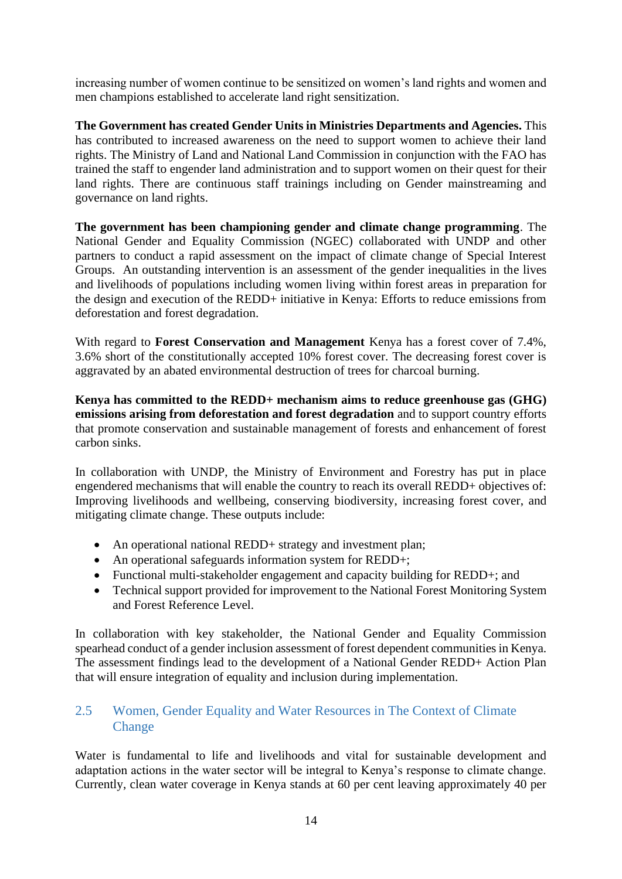increasing number of women continue to be sensitized on women's land rights and women and men champions established to accelerate land right sensitization.

**The Government has created Gender Units in Ministries Departments and Agencies.** This has contributed to increased awareness on the need to support women to achieve their land rights. The Ministry of Land and National Land Commission in conjunction with the FAO has trained the staff to engender land administration and to support women on their quest for their land rights. There are continuous staff trainings including on Gender mainstreaming and governance on land rights.

**The government has been championing gender and climate change programming**. The National Gender and Equality Commission (NGEC) collaborated with UNDP and other partners to conduct a rapid assessment on the impact of climate change of Special Interest Groups. An outstanding intervention is an assessment of the gender inequalities in the lives and livelihoods of populations including women living within forest areas in preparation for the design and execution of the REDD+ initiative in Kenya: Efforts to reduce emissions from deforestation and forest degradation.

With regard to **Forest Conservation and Management** Kenya has a forest cover of 7.4%, 3.6% short of the constitutionally accepted 10% forest cover. The decreasing forest cover is aggravated by an abated environmental destruction of trees for charcoal burning.

**Kenya has committed to the REDD+ mechanism aims to reduce greenhouse gas (GHG) emissions arising from deforestation and forest degradation** and to support country efforts that promote conservation and sustainable management of forests and enhancement of forest carbon sinks.

In collaboration with UNDP, the Ministry of Environment and Forestry has put in place engendered mechanisms that will enable the country to reach its overall REDD+ objectives of: Improving livelihoods and wellbeing, conserving biodiversity, increasing forest cover, and mitigating climate change. These outputs include:

- An operational national REDD+ strategy and investment plan;
- An operational safeguards information system for REDD+;
- Functional multi-stakeholder engagement and capacity building for REDD+; and
- Technical support provided for improvement to the National Forest Monitoring System and Forest Reference Level.

In collaboration with key stakeholder, the National Gender and Equality Commission spearhead conduct of a gender inclusion assessment of forest dependent communities in Kenya. The assessment findings lead to the development of a National Gender REDD+ Action Plan that will ensure integration of equality and inclusion during implementation.

## 2.5 Women, Gender Equality and Water Resources in The Context of Climate Change

Water is fundamental to life and livelihoods and vital for sustainable development and adaptation actions in the water sector will be integral to Kenya's response to climate change. Currently, clean water coverage in Kenya stands at 60 per cent leaving approximately 40 per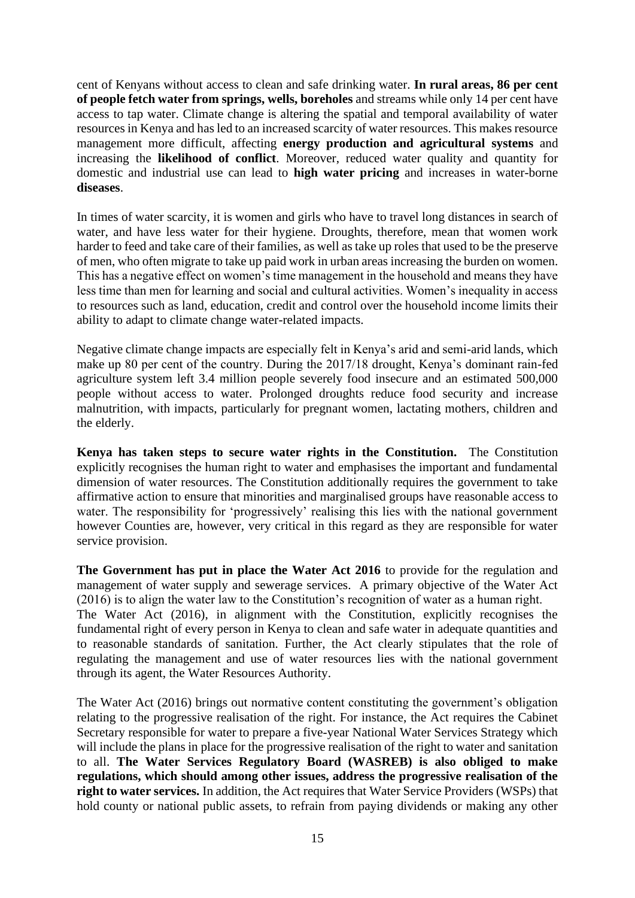cent of Kenyans without access to clean and safe drinking water. **In rural areas, 86 per cent of people fetch water from springs, wells, boreholes** and streams while only 14 per cent have access to tap water. Climate change is altering the spatial and temporal availability of water resources in Kenya and has led to an increased scarcity of water resources. This makes resource management more difficult, affecting **energy production and agricultural systems** and increasing the **likelihood of conflict**. Moreover, reduced water quality and quantity for domestic and industrial use can lead to **high water pricing** and increases in water-borne **diseases**.

In times of water scarcity, it is women and girls who have to travel long distances in search of water, and have less water for their hygiene. Droughts, therefore, mean that women work harder to feed and take care of their families, as well as take up roles that used to be the preserve of men, who often migrate to take up paid work in urban areas increasing the burden on women. This has a negative effect on women's time management in the household and means they have less time than men for learning and social and cultural activities. Women's inequality in access to resources such as land, education, credit and control over the household income limits their ability to adapt to climate change water-related impacts.

Negative climate change impacts are especially felt in Kenya's arid and semi-arid lands, which make up 80 per cent of the country. During the 2017/18 drought, Kenya's dominant rain-fed agriculture system left 3.4 million people severely food insecure and an estimated 500,000 people without access to water. Prolonged droughts reduce food security and increase malnutrition, with impacts, particularly for pregnant women, lactating mothers, children and the elderly.

**Kenya has taken steps to secure water rights in the Constitution.** The Constitution explicitly recognises the human right to water and emphasises the important and fundamental dimension of water resources. The Constitution additionally requires the government to take affirmative action to ensure that minorities and marginalised groups have reasonable access to water. The responsibility for 'progressively' realising this lies with the national government however Counties are, however, very critical in this regard as they are responsible for water service provision.

**The Government has put in place the Water Act 2016** to provide for the regulation and management of water supply and sewerage services. A primary objective of the Water Act (2016) is to align the water law to the Constitution's recognition of water as a human right. The Water Act (2016), in alignment with the Constitution, explicitly recognises the fundamental right of every person in Kenya to clean and safe water in adequate quantities and to reasonable standards of sanitation. Further, the Act clearly stipulates that the role of regulating the management and use of water resources lies with the national government through its agent, the Water Resources Authority.

The Water Act (2016) brings out normative content constituting the government's obligation relating to the progressive realisation of the right. For instance, the Act requires the Cabinet Secretary responsible for water to prepare a five-year National Water Services Strategy which will include the plans in place for the progressive realisation of the right to water and sanitation to all. **The Water Services Regulatory Board (WASREB) is also obliged to make regulations, which should among other issues, address the progressive realisation of the right to water services.** In addition, the Act requires that Water Service Providers (WSPs) that hold county or national public assets, to refrain from paying dividends or making any other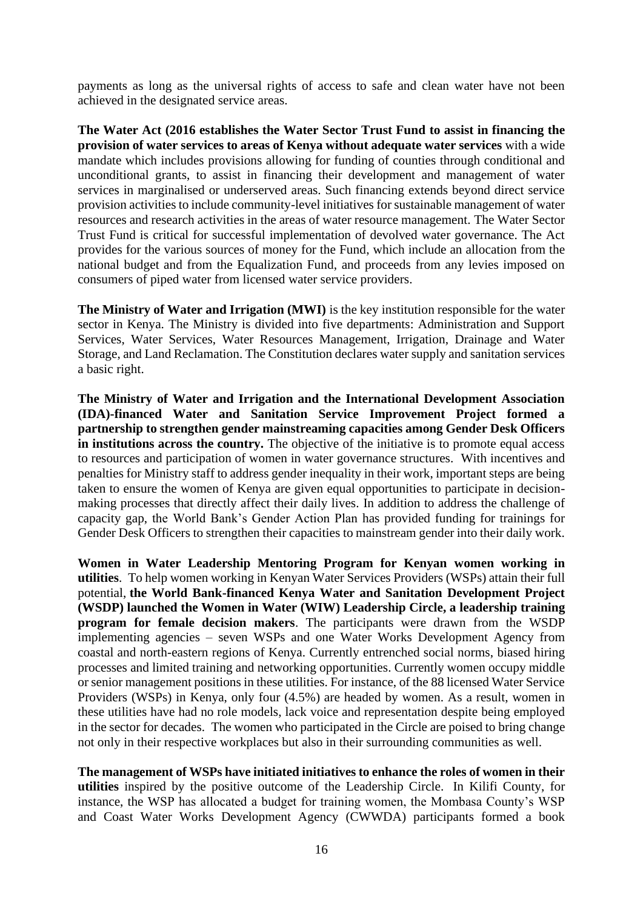payments as long as the universal rights of access to safe and clean water have not been achieved in the designated service areas.

**The Water Act (2016 establishes the Water Sector Trust Fund to assist in financing the provision of water services to areas of Kenya without adequate water services** with a wide mandate which includes provisions allowing for funding of counties through conditional and unconditional grants, to assist in financing their development and management of water services in marginalised or underserved areas. Such financing extends beyond direct service provision activities to include community-level initiatives for sustainable management of water resources and research activities in the areas of water resource management. The Water Sector Trust Fund is critical for successful implementation of devolved water governance. The Act provides for the various sources of money for the Fund, which include an allocation from the national budget and from the Equalization Fund, and proceeds from any levies imposed on consumers of piped water from licensed water service providers.

**The Ministry of Water and Irrigation (MWI)** is the key institution responsible for the water sector in Kenya. The Ministry is divided into five departments: Administration and Support Services, Water Services, Water Resources Management, Irrigation, Drainage and Water Storage, and Land Reclamation. The Constitution declares water supply and sanitation services a basic right.

**The Ministry of Water and Irrigation and the International Development Association (IDA)-financed Water and Sanitation Service Improvement Project formed a partnership to strengthen gender mainstreaming capacities among Gender Desk Officers in institutions across the country.** The objective of the initiative is to promote equal access to resources and participation of women in water governance structures. With incentives and penalties for Ministry staff to address gender inequality in their work, important steps are being taken to ensure the women of Kenya are given equal opportunities to participate in decision-making processes that directly affect their daily lives. In addition to address the challenge of capacity gap, the World Bank's Gender Action Plan has provided funding for trainings for Gender Desk Officers to strengthen their capacities to mainstream gender into their daily work.

**Women in Water Leadership Mentoring Program for Kenyan women working in utilities**. To help women working in Kenyan Water Services Providers (WSPs) attain their full potential, **the World Bank-financed Kenya Water and Sanitation Development Project (WSDP) launched the Women in Water (WIW) Leadership Circle, a leadership training program for female decision makers**. The participants were drawn from the WSDP implementing agencies – seven WSPs and one Water Works Development Agency from coastal and north-eastern regions of Kenya. Currently entrenched social norms, biased hiring processes and limited training and networking opportunities. Currently women occupy middle or senior management positions in these utilities. For instance, of the 88 licensed Water Service Providers (WSPs) in Kenya, only four (4.5%) are headed by women. As a result, women in these utilities have had no role models, lack voice and representation despite being employed in the sector for decades. The women who participated in the Circle are poised to bring change not only in their respective workplaces but also in their surrounding communities as well.

**The management of WSPs have initiated initiatives to enhance the roles of women in their utilities** inspired by the positive outcome of the Leadership Circle. In Kilifi County, for instance, the WSP has allocated a budget for training women, the Mombasa County's WSP and Coast Water Works Development Agency (CWWDA) participants formed a book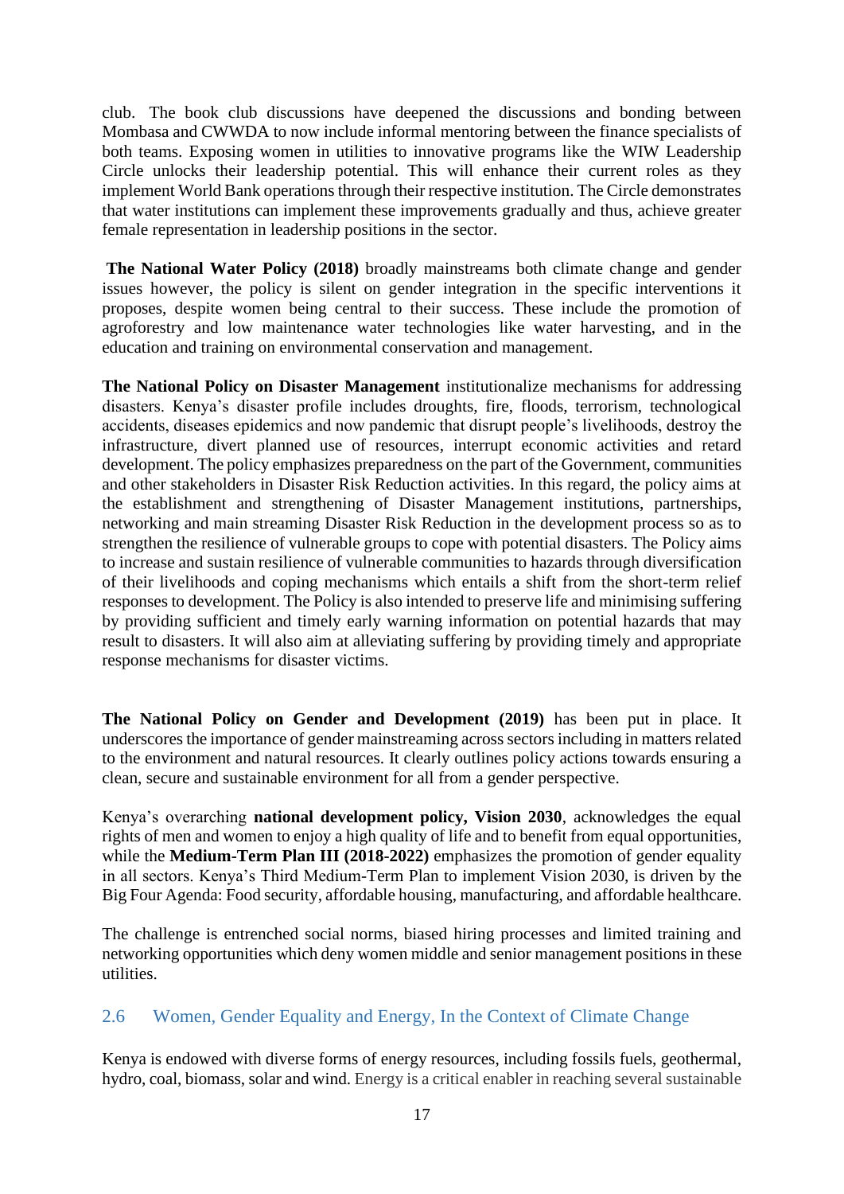club. The book club discussions have deepened the discussions and bonding between Mombasa and CWWDA to now include informal mentoring between the finance specialists of both teams. Exposing women in utilities to innovative programs like the WIW Leadership Circle unlocks their leadership potential. This will enhance their current roles as they implement World Bank operations through their respective institution. The Circle demonstrates that water institutions can implement these improvements gradually and thus, achieve greater female representation in leadership positions in the sector.

**The National Water Policy (2018)** broadly mainstreams both climate change and gender issues however, the policy is silent on gender integration in the specific interventions it proposes, despite women being central to their success. These include the promotion of agroforestry and low maintenance water technologies like water harvesting, and in the education and training on environmental conservation and management.

**The National Policy on Disaster Management** institutionalize mechanisms for addressing disasters. Kenya's disaster profile includes droughts, fire, floods, terrorism, technological accidents, diseases epidemics and now pandemic that disrupt people's livelihoods, destroy the infrastructure, divert planned use of resources, interrupt economic activities and retard development. The policy emphasizes preparedness on the part of the Government, communities and other stakeholders in Disaster Risk Reduction activities. In this regard, the policy aims at the establishment and strengthening of Disaster Management institutions, partnerships, networking and main streaming Disaster Risk Reduction in the development process so as to strengthen the resilience of vulnerable groups to cope with potential disasters. The Policy aims to increase and sustain resilience of vulnerable communities to hazards through diversification of their livelihoods and coping mechanisms which entails a shift from the short-term relief responses to development. The Policy is also intended to preserve life and minimising suffering by providing sufficient and timely early warning information on potential hazards that may result to disasters. It will also aim at alleviating suffering by providing timely and appropriate response mechanisms for disaster victims.

**The National Policy on Gender and Development (2019)** has been put in place. It underscores the importance of gender mainstreaming across sectors including in matters related to the environment and natural resources. It clearly outlines policy actions towards ensuring a clean, secure and sustainable environment for all from a gender perspective.

Kenya's overarching **national development policy, Vision 2030**, acknowledges the equal rights of men and women to enjoy a high quality of life and to benefit from equal opportunities, while the **Medium-Term Plan III (2018-2022)** emphasizes the promotion of gender equality in all sectors. Kenya's Third Medium-Term Plan to implement Vision 2030, is driven by the Big Four Agenda: Food security, affordable housing, manufacturing, and affordable healthcare.

The challenge is entrenched social norms, biased hiring processes and limited training and networking opportunities which deny women middle and senior management positions in these utilities.

## 2.6 Women, Gender Equality and Energy, In the Context of Climate Change

Kenya is endowed with diverse forms of energy resources, including fossils fuels, geothermal, hydro, coal, biomass, solar and wind. Energy is a critical enabler in reaching several sustainable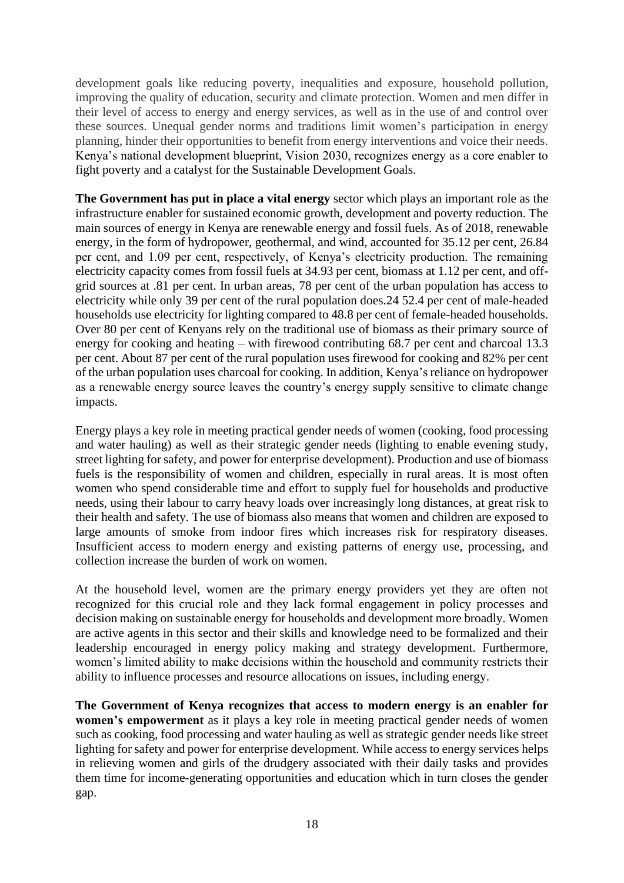development goals like reducing poverty, inequalities and exposure, household pollution, improving the quality of education, security and climate protection. Women and men differ in their level of access to energy and energy services, as well as in the use of and control over these sources. Unequal gender norms and traditions limit women's participation in energy planning, hinder their opportunities to benefit from energy interventions and voice their needs. Kenya's national development blueprint, Vision 2030, recognizes energy as a core enabler to fight poverty and a catalyst for the Sustainable Development Goals.

**The Government has put in place a vital energy** sector which plays an important role as the infrastructure enabler for sustained economic growth, development and poverty reduction. The main sources of energy in Kenya are renewable energy and fossil fuels. As of 2018, renewable energy, in the form of hydropower, geothermal, and wind, accounted for 35.12 per cent, 26.84 per cent, and 1.09 per cent, respectively, of Kenya's electricity production. The remaining electricity capacity comes from fossil fuels at 34.93 per cent, biomass at 1.12 per cent, and off-grid sources at .81 per cent. In urban areas, 78 per cent of the urban population has access to electricity while only 39 per cent of the rural population does.24 52.4 per cent of male-headed households use electricity for lighting compared to 48.8 per cent of female-headed households. Over 80 per cent of Kenyans rely on the traditional use of biomass as their primary source of energy for cooking and heating – with firewood contributing 68.7 per cent and charcoal 13.3 per cent. About 87 per cent of the rural population uses firewood for cooking and 82% per cent of the urban population uses charcoal for cooking. In addition, Kenya's reliance on hydropower as a renewable energy source leaves the country's energy supply sensitive to climate change impacts.

Energy plays a key role in meeting practical gender needs of women (cooking, food processing and water hauling) as well as their strategic gender needs (lighting to enable evening study, street lighting for safety, and power for enterprise development). Production and use of biomass fuels is the responsibility of women and children, especially in rural areas. It is most often women who spend considerable time and effort to supply fuel for households and productive needs, using their labour to carry heavy loads over increasingly long distances, at great risk to their health and safety. The use of biomass also means that women and children are exposed to large amounts of smoke from indoor fires which increases risk for respiratory diseases. Insufficient access to modern energy and existing patterns of energy use, processing, and collection increase the burden of work on women.

At the household level, women are the primary energy providers yet they are often not recognized for this crucial role and they lack formal engagement in policy processes and decision making on sustainable energy for households and development more broadly. Women are active agents in this sector and their skills and knowledge need to be formalized and their leadership encouraged in energy policy making and strategy development. Furthermore, women's limited ability to make decisions within the household and community restricts their ability to influence processes and resource allocations on issues, including energy.

**The Government of Kenya recognizes that access to modern energy is an enabler for women's empowerment** as it plays a key role in meeting practical gender needs of women such as cooking, food processing and water hauling as well as strategic gender needs like street lighting for safety and power for enterprise development. While access to energy services helps in relieving women and girls of the drudgery associated with their daily tasks and provides them time for income-generating opportunities and education which in turn closes the gender gap.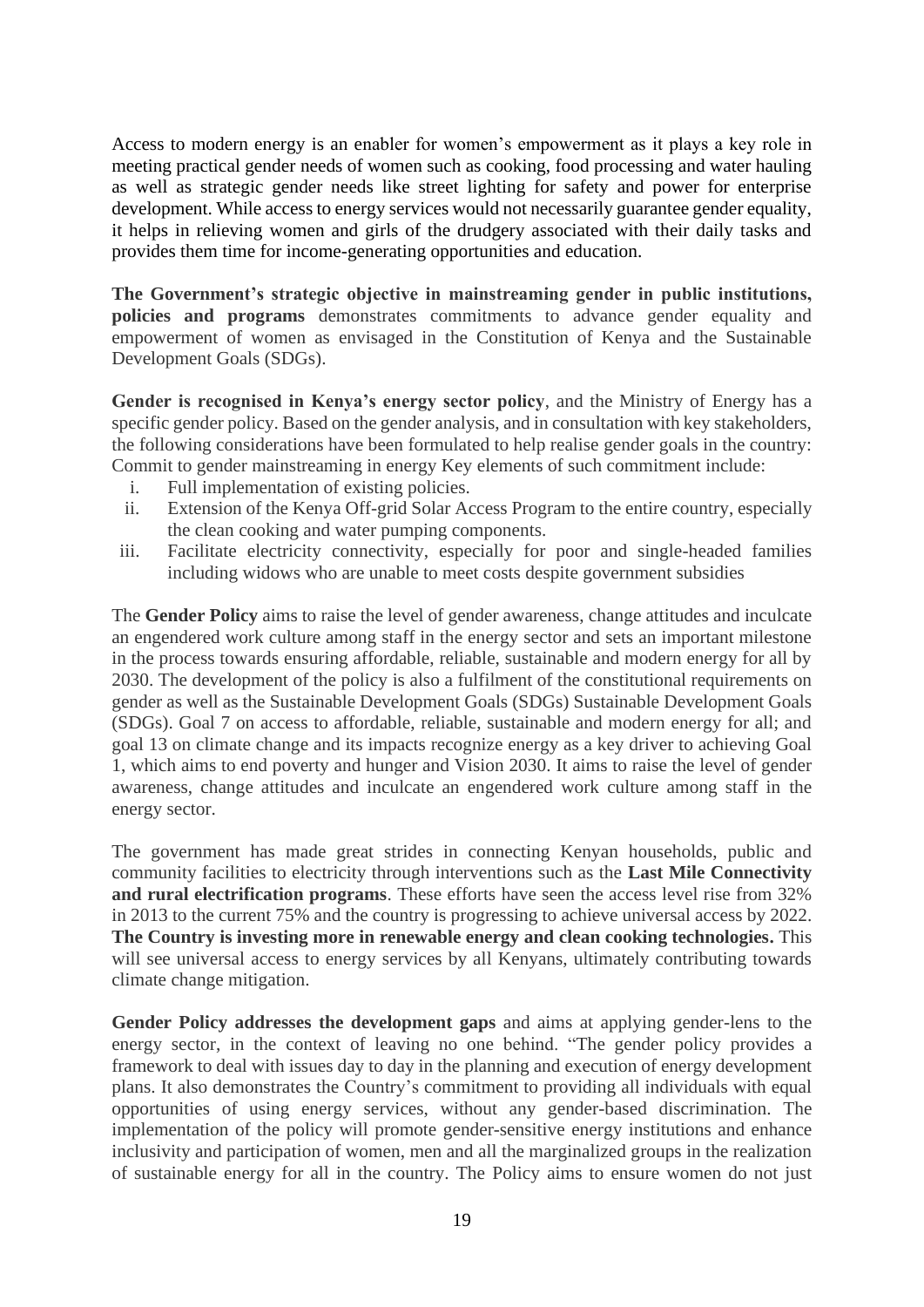Access to modern energy is an enabler for women's empowerment as it plays a key role in meeting practical gender needs of women such as cooking, food processing and water hauling as well as strategic gender needs like street lighting for safety and power for enterprise development. While access to energy services would not necessarily guarantee gender equality, it helps in relieving women and girls of the drudgery associated with their daily tasks and provides them time for income-generating opportunities and education.

**The Government's strategic objective in mainstreaming gender in public institutions, policies and programs** demonstrates commitments to advance gender equality and empowerment of women as envisaged in the Constitution of Kenya and the Sustainable Development Goals (SDGs).

**Gender is recognised in Kenya's energy sector policy**, and the Ministry of Energy has a specific gender policy. Based on the gender analysis, and in consultation with key stakeholders, the following considerations have been formulated to help realise gender goals in the country: Commit to gender mainstreaming in energy Key elements of such commitment include:

i. Full implementation of existing policies.
ii. Extension of the Kenya Off-grid Solar Access Program to the entire country, especially the clean cooking and water pumping components.
iii. Facilitate electricity connectivity, especially for poor and single-headed families including widows who are unable to meet costs despite government subsidies

The **Gender Policy** aims to raise the level of gender awareness, change attitudes and inculcate an engendered work culture among staff in the energy sector and sets an important milestone in the process towards ensuring affordable, reliable, sustainable and modern energy for all by 2030. The development of the policy is also a fulfilment of the constitutional requirements on gender as well as the Sustainable Development Goals (SDGs) Sustainable Development Goals (SDGs). Goal 7 on access to affordable, reliable, sustainable and modern energy for all; and goal 13 on climate change and its impacts recognize energy as a key driver to achieving Goal 1, which aims to end poverty and hunger and Vision 2030. It aims to raise the level of gender awareness, change attitudes and inculcate an engendered work culture among staff in the energy sector.

The government has made great strides in connecting Kenyan households, public and community facilities to electricity through interventions such as the **Last Mile Connectivity and rural electrification programs**. These efforts have seen the access level rise from 32% in 2013 to the current 75% and the country is progressing to achieve universal access by 2022. **The Country is investing more in renewable energy and clean cooking technologies.** This will see universal access to energy services by all Kenyans, ultimately contributing towards climate change mitigation.

**Gender Policy addresses the development gaps** and aims at applying gender-lens to the energy sector, in the context of leaving no one behind. "The gender policy provides a framework to deal with issues day to day in the planning and execution of energy development plans. It also demonstrates the Country's commitment to providing all individuals with equal opportunities of using energy services, without any gender-based discrimination. The implementation of the policy will promote gender-sensitive energy institutions and enhance inclusivity and participation of women, men and all the marginalized groups in the realization of sustainable energy for all in the country. The Policy aims to ensure women do not just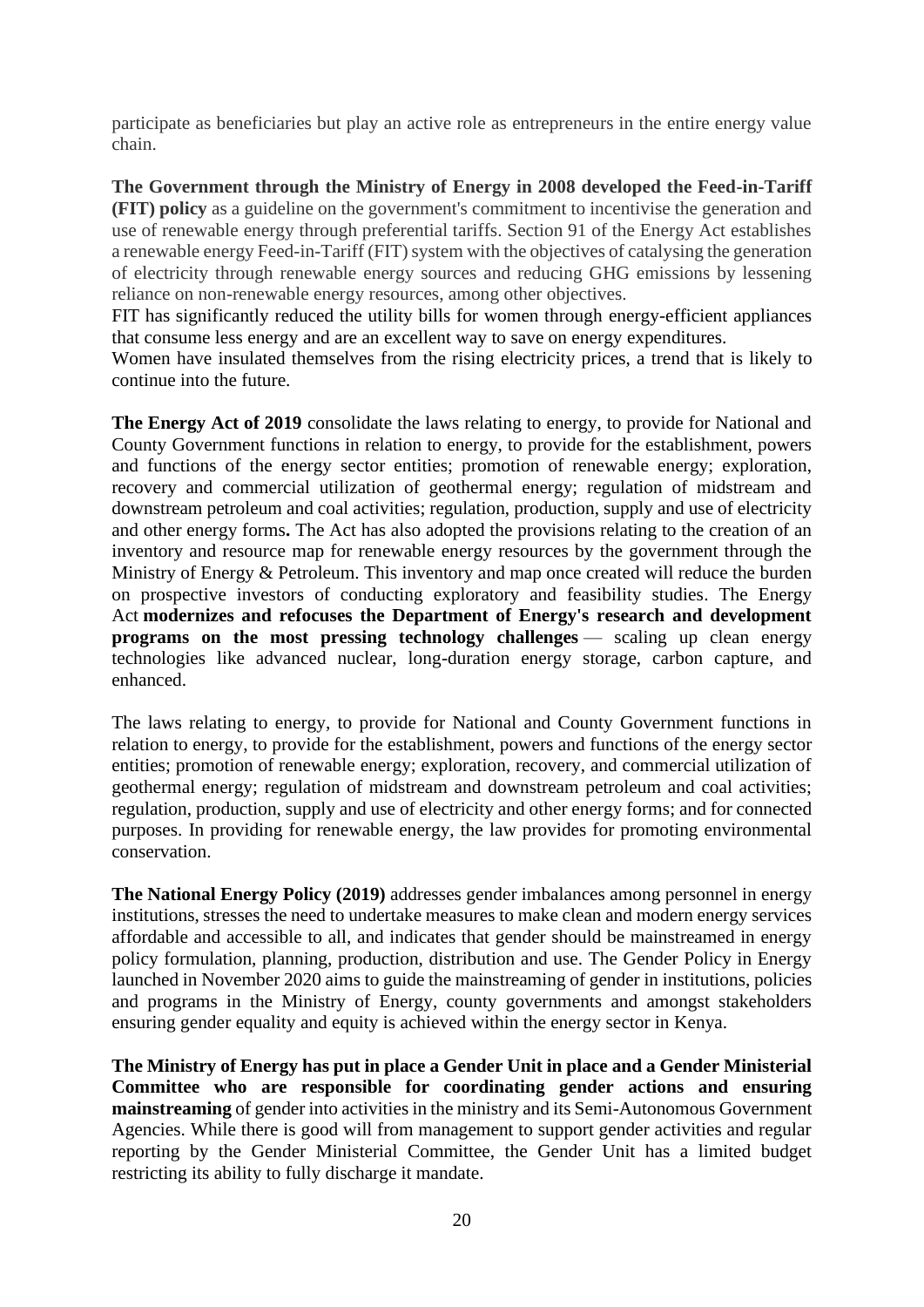participate as beneficiaries but play an active role as entrepreneurs in the entire energy value chain.

**The Government through the Ministry of Energy in 2008 developed the Feed-in-Tariff (FIT) policy** as a guideline on the government's commitment to incentivise the generation and use of renewable energy through preferential tariffs. Section 91 of the Energy Act establishes a renewable energy Feed-in-Tariff (FIT) system with the objectives of catalysing the generation of electricity through renewable energy sources and reducing GHG emissions by lessening reliance on non-renewable energy resources, among other objectives.
FIT has significantly reduced the utility bills for women through energy-efficient appliances that consume less energy and are an excellent way to save on energy expenditures.
Women have insulated themselves from the rising electricity prices, a trend that is likely to continue into the future.

**The Energy Act of 2019** consolidate the laws relating to energy, to provide for National and County Government functions in relation to energy, to provide for the establishment, powers and functions of the energy sector entities; promotion of renewable energy; exploration, recovery and commercial utilization of geothermal energy; regulation of midstream and downstream petroleum and coal activities; regulation, production, supply and use of electricity and other energy forms**.** The Act has also adopted the provisions relating to the creation of an inventory and resource map for renewable energy resources by the government through the Ministry of Energy & Petroleum. This inventory and map once created will reduce the burden on prospective investors of conducting exploratory and feasibility studies. The Energy Act **modernizes and refocuses the Department of Energy's research and development programs on the most pressing technology challenges** — scaling up clean energy technologies like advanced nuclear, long-duration energy storage, carbon capture, and enhanced.

The laws relating to energy, to provide for National and County Government functions in relation to energy, to provide for the establishment, powers and functions of the energy sector entities; promotion of renewable energy; exploration, recovery, and commercial utilization of geothermal energy; regulation of midstream and downstream petroleum and coal activities; regulation, production, supply and use of electricity and other energy forms; and for connected purposes. In providing for renewable energy, the law provides for promoting environmental conservation.

**The National Energy Policy (2019)** addresses gender imbalances among personnel in energy institutions, stresses the need to undertake measures to make clean and modern energy services affordable and accessible to all, and indicates that gender should be mainstreamed in energy policy formulation, planning, production, distribution and use. The Gender Policy in Energy launched in November 2020 aims to guide the mainstreaming of gender in institutions, policies and programs in the Ministry of Energy, county governments and amongst stakeholders ensuring gender equality and equity is achieved within the energy sector in Kenya.

**The Ministry of Energy has put in place a Gender Unit in place and a Gender Ministerial Committee who are responsible for coordinating gender actions and ensuring mainstreaming** of gender into activities in the ministry and its Semi-Autonomous Government Agencies. While there is good will from management to support gender activities and regular reporting by the Gender Ministerial Committee, the Gender Unit has a limited budget restricting its ability to fully discharge it mandate.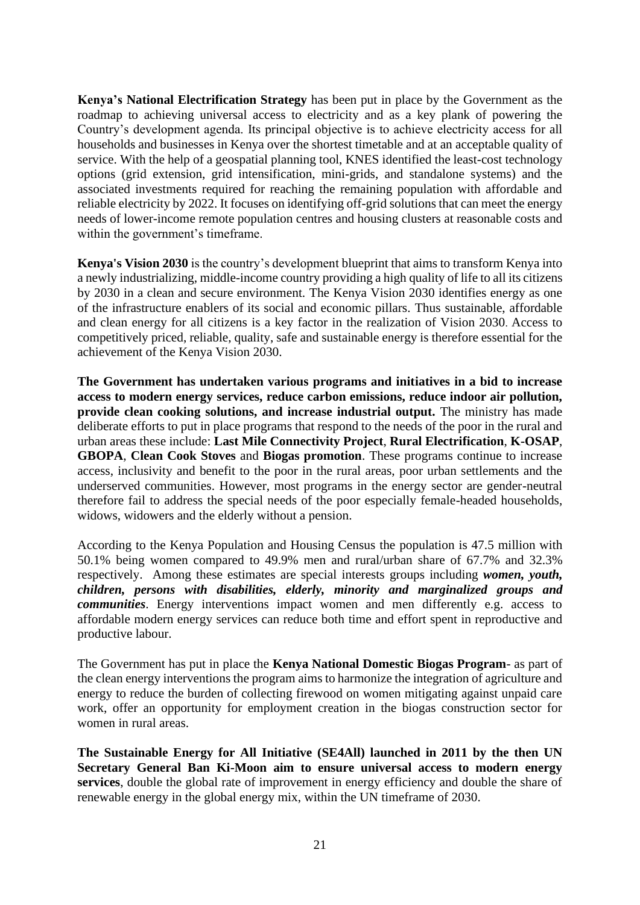**Kenya's National Electrification Strategy** has been put in place by the Government as the roadmap to achieving universal access to electricity and as a key plank of powering the Country's development agenda. Its principal objective is to achieve electricity access for all households and businesses in Kenya over the shortest timetable and at an acceptable quality of service. With the help of a geospatial planning tool, KNES identified the least-cost technology options (grid extension, grid intensification, mini-grids, and standalone systems) and the associated investments required for reaching the remaining population with affordable and reliable electricity by 2022. It focuses on identifying off-grid solutions that can meet the energy needs of lower-income remote population centres and housing clusters at reasonable costs and within the government's timeframe.

**Kenya's Vision 2030** is the country's development blueprint that aims to transform Kenya into a newly industrializing, middle-income country providing a high quality of life to all its citizens by 2030 in a clean and secure environment. The Kenya Vision 2030 identifies energy as one of the infrastructure enablers of its social and economic pillars. Thus sustainable, affordable and clean energy for all citizens is a key factor in the realization of Vision 2030. Access to competitively priced, reliable, quality, safe and sustainable energy is therefore essential for the achievement of the Kenya Vision 2030.

**The Government has undertaken various programs and initiatives in a bid to increase access to modern energy services, reduce carbon emissions, reduce indoor air pollution, provide clean cooking solutions, and increase industrial output.** The ministry has made deliberate efforts to put in place programs that respond to the needs of the poor in the rural and urban areas these include: **Last Mile Connectivity Project**, **Rural Electrification**, **K-OSAP**, **GBOPA**, **Clean Cook Stoves** and **Biogas promotion**. These programs continue to increase access, inclusivity and benefit to the poor in the rural areas, poor urban settlements and the underserved communities. However, most programs in the energy sector are gender-neutral therefore fail to address the special needs of the poor especially female-headed households, widows, widowers and the elderly without a pension.

According to the Kenya Population and Housing Census the population is 47.5 million with 50.1% being women compared to 49.9% men and rural/urban share of 67.7% and 32.3% respectively. Among these estimates are special interests groups including ***women, youth, children, persons with disabilities, elderly, minority and marginalized groups and communities***. Energy interventions impact women and men differently e.g. access to affordable modern energy services can reduce both time and effort spent in reproductive and productive labour.

The Government has put in place the **Kenya National Domestic Biogas Program**- as part of the clean energy interventions the program aims to harmonize the integration of agriculture and energy to reduce the burden of collecting firewood on women mitigating against unpaid care work, offer an opportunity for employment creation in the biogas construction sector for women in rural areas.

**The Sustainable Energy for All Initiative (SE4All) launched in 2011 by the then UN Secretary General Ban Ki-Moon aim to ensure universal access to modern energy services**, double the global rate of improvement in energy efficiency and double the share of renewable energy in the global energy mix, within the UN timeframe of 2030.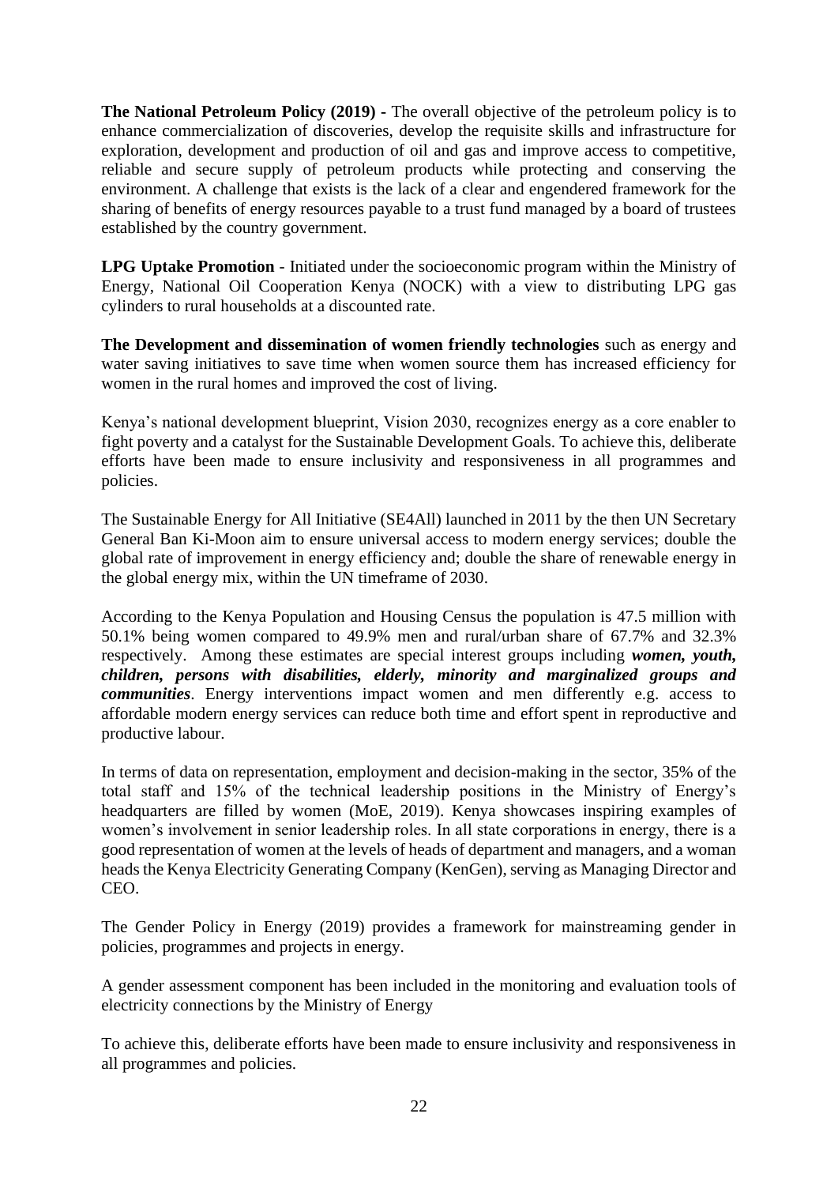**The National Petroleum Policy (2019) -** The overall objective of the petroleum policy is to enhance commercialization of discoveries, develop the requisite skills and infrastructure for exploration, development and production of oil and gas and improve access to competitive, reliable and secure supply of petroleum products while protecting and conserving the environment. A challenge that exists is the lack of a clear and engendered framework for the sharing of benefits of energy resources payable to a trust fund managed by a board of trustees established by the country government.

**LPG Uptake Promotion** - Initiated under the socioeconomic program within the Ministry of Energy, National Oil Cooperation Kenya (NOCK) with a view to distributing LPG gas cylinders to rural households at a discounted rate.

**The Development and dissemination of women friendly technologies** such as energy and water saving initiatives to save time when women source them has increased efficiency for women in the rural homes and improved the cost of living.

Kenya's national development blueprint, Vision 2030, recognizes energy as a core enabler to fight poverty and a catalyst for the Sustainable Development Goals. To achieve this, deliberate efforts have been made to ensure inclusivity and responsiveness in all programmes and policies.

The Sustainable Energy for All Initiative (SE4All) launched in 2011 by the then UN Secretary General Ban Ki-Moon aim to ensure universal access to modern energy services; double the global rate of improvement in energy efficiency and; double the share of renewable energy in the global energy mix, within the UN timeframe of 2030.

According to the Kenya Population and Housing Census the population is 47.5 million with 50.1% being women compared to 49.9% men and rural/urban share of 67.7% and 32.3% respectively. Among these estimates are special interest groups including ***women, youth, children, persons with disabilities, elderly, minority and marginalized groups and communities***. Energy interventions impact women and men differently e.g. access to affordable modern energy services can reduce both time and effort spent in reproductive and productive labour.

In terms of data on representation, employment and decision-making in the sector, 35% of the total staff and 15% of the technical leadership positions in the Ministry of Energy's headquarters are filled by women (MoE, 2019). Kenya showcases inspiring examples of women's involvement in senior leadership roles. In all state corporations in energy, there is a good representation of women at the levels of heads of department and managers, and a woman heads the Kenya Electricity Generating Company (KenGen), serving as Managing Director and CEO.

The Gender Policy in Energy (2019) provides a framework for mainstreaming gender in policies, programmes and projects in energy.

A gender assessment component has been included in the monitoring and evaluation tools of electricity connections by the Ministry of Energy

To achieve this, deliberate efforts have been made to ensure inclusivity and responsiveness in all programmes and policies.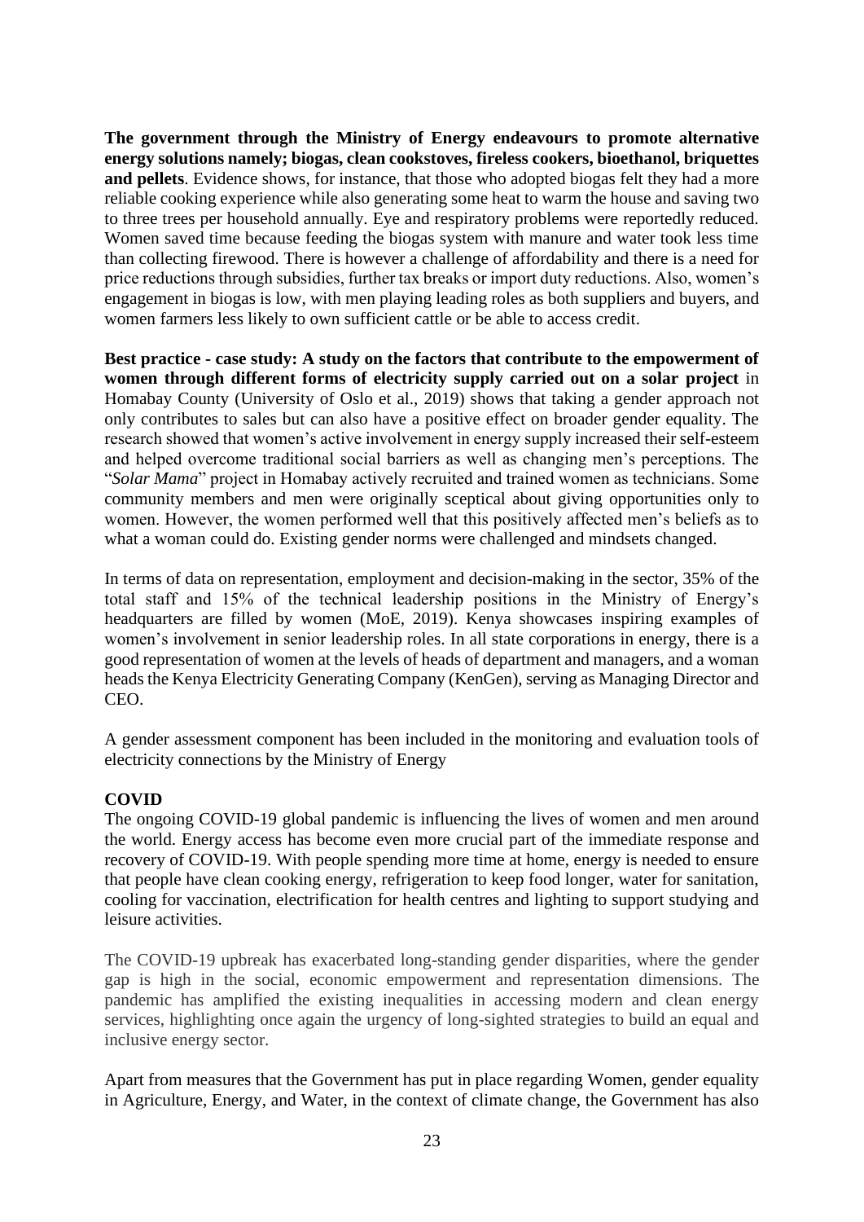**The government through the Ministry of Energy endeavours to promote alternative energy solutions namely; biogas, clean cookstoves, fireless cookers, bioethanol, briquettes and pellets**. Evidence shows, for instance, that those who adopted biogas felt they had a more reliable cooking experience while also generating some heat to warm the house and saving two to three trees per household annually. Eye and respiratory problems were reportedly reduced. Women saved time because feeding the biogas system with manure and water took less time than collecting firewood. There is however a challenge of affordability and there is a need for price reductions through subsidies, further tax breaks or import duty reductions. Also, women's engagement in biogas is low, with men playing leading roles as both suppliers and buyers, and women farmers less likely to own sufficient cattle or be able to access credit.

**Best practice - case study: A study on the factors that contribute to the empowerment of women through different forms of electricity supply carried out on a solar project** in Homabay County (University of Oslo et al., 2019) shows that taking a gender approach not only contributes to sales but can also have a positive effect on broader gender equality. The research showed that women's active involvement in energy supply increased their self-esteem and helped overcome traditional social barriers as well as changing men's perceptions. The "*Solar Mama*" project in Homabay actively recruited and trained women as technicians. Some community members and men were originally sceptical about giving opportunities only to women. However, the women performed well that this positively affected men's beliefs as to what a woman could do. Existing gender norms were challenged and mindsets changed.

In terms of data on representation, employment and decision-making in the sector, 35% of the total staff and 15% of the technical leadership positions in the Ministry of Energy's headquarters are filled by women (MoE, 2019). Kenya showcases inspiring examples of women's involvement in senior leadership roles. In all state corporations in energy, there is a good representation of women at the levels of heads of department and managers, and a woman heads the Kenya Electricity Generating Company (KenGen), serving as Managing Director and CEO.

A gender assessment component has been included in the monitoring and evaluation tools of electricity connections by the Ministry of Energy

**COVID**

The ongoing COVID-19 global pandemic is influencing the lives of women and men around the world. Energy access has become even more crucial part of the immediate response and recovery of COVID-19. With people spending more time at home, energy is needed to ensure that people have clean cooking energy, refrigeration to keep food longer, water for sanitation, cooling for vaccination, electrification for health centres and lighting to support studying and leisure activities.

The COVID-19 upbreak has exacerbated long-standing gender disparities, where the gender gap is high in the social, economic empowerment and representation dimensions. The pandemic has amplified the existing inequalities in accessing modern and clean energy services, highlighting once again the urgency of long-sighted strategies to build an equal and inclusive energy sector.

Apart from measures that the Government has put in place regarding Women, gender equality in Agriculture, Energy, and Water, in the context of climate change, the Government has also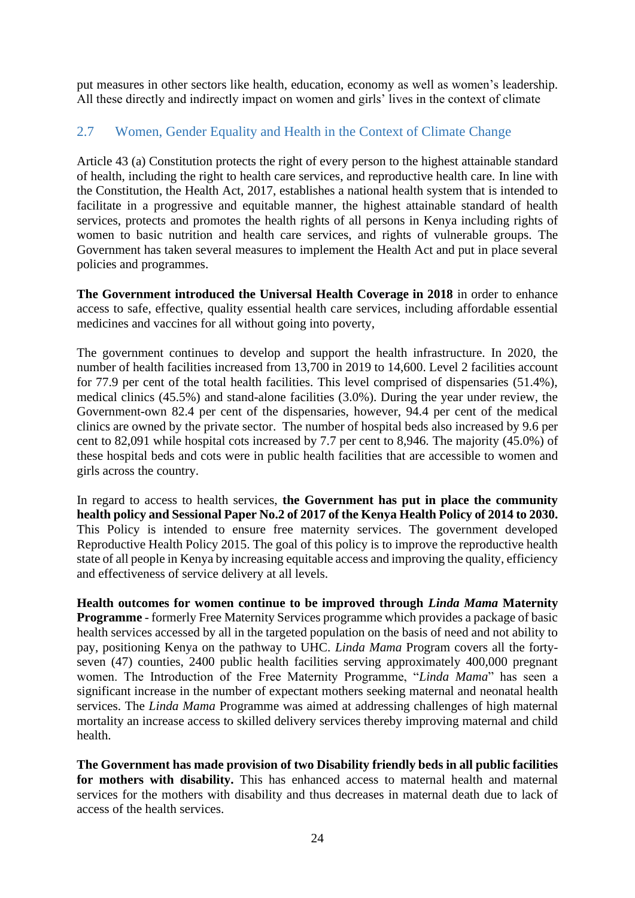put measures in other sectors like health, education, economy as well as women's leadership. All these directly and indirectly impact on women and girls' lives in the context of climate

## 2.7 Women, Gender Equality and Health in the Context of Climate Change

Article 43 (a) Constitution protects the right of every person to the highest attainable standard of health, including the right to health care services, and reproductive health care. In line with the Constitution, the Health Act, 2017, establishes a national health system that is intended to facilitate in a progressive and equitable manner, the highest attainable standard of health services, protects and promotes the health rights of all persons in Kenya including rights of women to basic nutrition and health care services, and rights of vulnerable groups. The Government has taken several measures to implement the Health Act and put in place several policies and programmes.

**The Government introduced the Universal Health Coverage in 2018** in order to enhance access to safe, effective, quality essential health care services, including affordable essential medicines and vaccines for all without going into poverty,

The government continues to develop and support the health infrastructure. In 2020, the number of health facilities increased from 13,700 in 2019 to 14,600. Level 2 facilities account for 77.9 per cent of the total health facilities. This level comprised of dispensaries (51.4%), medical clinics (45.5%) and stand-alone facilities (3.0%). During the year under review, the Government-own 82.4 per cent of the dispensaries, however, 94.4 per cent of the medical clinics are owned by the private sector. The number of hospital beds also increased by 9.6 per cent to 82,091 while hospital cots increased by 7.7 per cent to 8,946. The majority (45.0%) of these hospital beds and cots were in public health facilities that are accessible to women and girls across the country.

In regard to access to health services, **the Government has put in place the community health policy and Sessional Paper No.2 of 2017 of the Kenya Health Policy of 2014 to 2030.** This Policy is intended to ensure free maternity services. The government developed Reproductive Health Policy 2015. The goal of this policy is to improve the reproductive health state of all people in Kenya by increasing equitable access and improving the quality, efficiency and effectiveness of service delivery at all levels.

**Health outcomes for women continue to be improved through *Linda Mama* Maternity Programme** - formerly Free Maternity Services programme which provides a package of basic health services accessed by all in the targeted population on the basis of need and not ability to pay, positioning Kenya on the pathway to UHC. *Linda Mama* Program covers all the forty-seven (47) counties, 2400 public health facilities serving approximately 400,000 pregnant women. The Introduction of the Free Maternity Programme, "*Linda Mama*" has seen a significant increase in the number of expectant mothers seeking maternal and neonatal health services. The *Linda Mama* Programme was aimed at addressing challenges of high maternal mortality an increase access to skilled delivery services thereby improving maternal and child health.

**The Government has made provision of two Disability friendly beds in all public facilities for mothers with disability.** This has enhanced access to maternal health and maternal services for the mothers with disability and thus decreases in maternal death due to lack of access of the health services.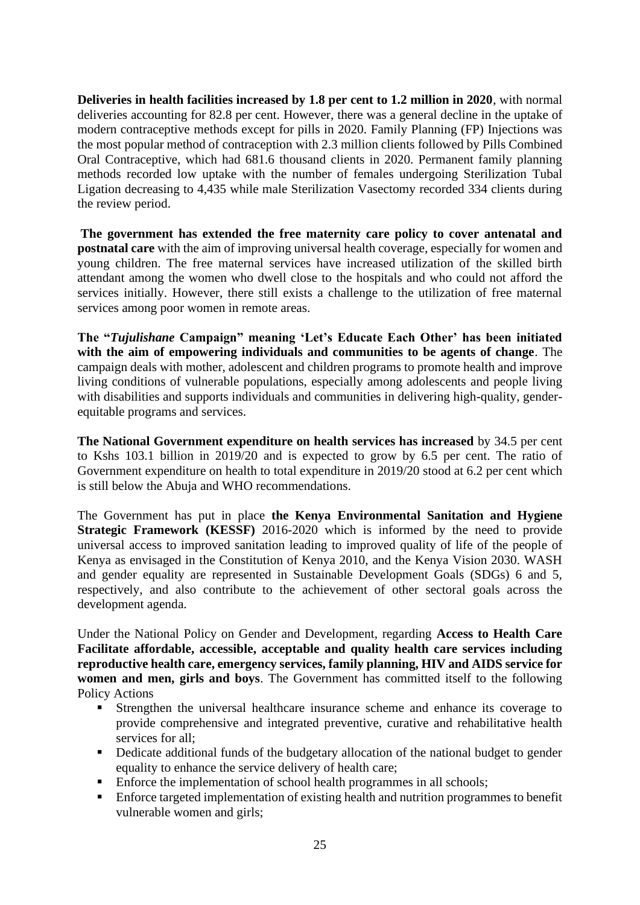**Deliveries in health facilities increased by 1.8 per cent to 1.2 million in 2020**, with normal deliveries accounting for 82.8 per cent. However, there was a general decline in the uptake of modern contraceptive methods except for pills in 2020. Family Planning (FP) Injections was the most popular method of contraception with 2.3 million clients followed by Pills Combined Oral Contraceptive, which had 681.6 thousand clients in 2020. Permanent family planning methods recorded low uptake with the number of females undergoing Sterilization Tubal Ligation decreasing to 4,435 while male Sterilization Vasectomy recorded 334 clients during the review period.

**The government has extended the free maternity care policy to cover antenatal and postnatal care** with the aim of improving universal health coverage, especially for women and young children. The free maternal services have increased utilization of the skilled birth attendant among the women who dwell close to the hospitals and who could not afford the services initially. However, there still exists a challenge to the utilization of free maternal services among poor women in remote areas.

**The "*Tujulishane* Campaign" meaning 'Let's Educate Each Other' has been initiated with the aim of empowering individuals and communities to be agents of change**. The campaign deals with mother, adolescent and children programs to promote health and improve living conditions of vulnerable populations, especially among adolescents and people living with disabilities and supports individuals and communities in delivering high-quality, gender-equitable programs and services.

**The National Government expenditure on health services has increased** by 34.5 per cent to Kshs 103.1 billion in 2019/20 and is expected to grow by 6.5 per cent. The ratio of Government expenditure on health to total expenditure in 2019/20 stood at 6.2 per cent which is still below the Abuja and WHO recommendations.

The Government has put in place **the Kenya Environmental Sanitation and Hygiene Strategic Framework (KESSF)** 2016-2020 which is informed by the need to provide universal access to improved sanitation leading to improved quality of life of the people of Kenya as envisaged in the Constitution of Kenya 2010, and the Kenya Vision 2030. WASH and gender equality are represented in Sustainable Development Goals (SDGs) 6 and 5, respectively, and also contribute to the achievement of other sectoral goals across the development agenda.

Under the National Policy on Gender and Development, regarding **Access to Health Care Facilitate affordable, accessible, acceptable and quality health care services including reproductive health care, emergency services, family planning, HIV and AIDS service for women and men, girls and boys**. The Government has committed itself to the following Policy Actions

- Strengthen the universal healthcare insurance scheme and enhance its coverage to provide comprehensive and integrated preventive, curative and rehabilitative health services for all;
- Dedicate additional funds of the budgetary allocation of the national budget to gender equality to enhance the service delivery of health care;
- Enforce the implementation of school health programmes in all schools;
- Enforce targeted implementation of existing health and nutrition programmes to benefit vulnerable women and girls;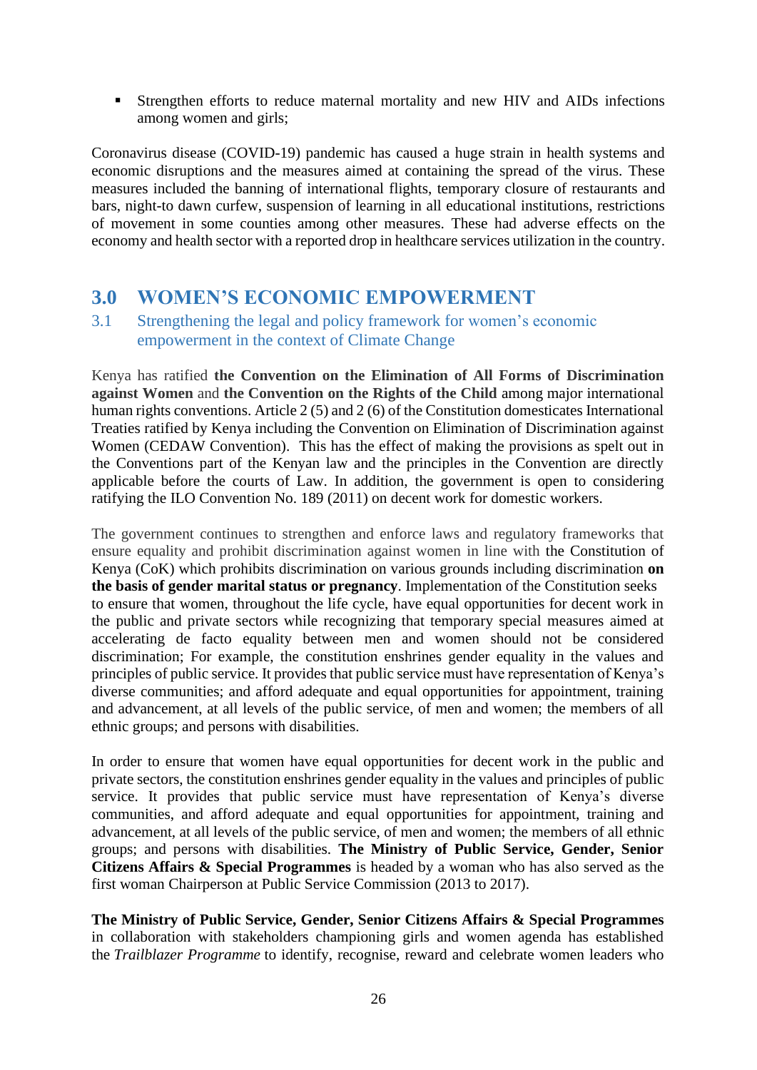- Strengthen efforts to reduce maternal mortality and new HIV and AIDs infections among women and girls;

Coronavirus disease (COVID-19) pandemic has caused a huge strain in health systems and economic disruptions and the measures aimed at containing the spread of the virus. These measures included the banning of international flights, temporary closure of restaurants and bars, night-to dawn curfew, suspension of learning in all educational institutions, restrictions of movement in some counties among other measures. These had adverse effects on the economy and health sector with a reported drop in healthcare services utilization in the country.

# 3.0 WOMEN'S ECONOMIC EMPOWERMENT

## 3.1 Strengthening the legal and policy framework for women's economic empowerment in the context of Climate Change

Kenya has ratified **the Convention on the Elimination of All Forms of Discrimination against Women** and **the Convention on the Rights of the Child** among major international human rights conventions. Article 2 (5) and 2 (6) of the Constitution domesticates International Treaties ratified by Kenya including the Convention on Elimination of Discrimination against Women (CEDAW Convention). This has the effect of making the provisions as spelt out in the Conventions part of the Kenyan law and the principles in the Convention are directly applicable before the courts of Law. In addition, the government is open to considering ratifying the ILO Convention No. 189 (2011) on decent work for domestic workers.

The government continues to strengthen and enforce laws and regulatory frameworks that ensure equality and prohibit discrimination against women in line with the Constitution of Kenya (CoK) which prohibits discrimination on various grounds including discrimination **on the basis of gender marital status or pregnancy**. Implementation of the Constitution seeks to ensure that women, throughout the life cycle, have equal opportunities for decent work in the public and private sectors while recognizing that temporary special measures aimed at accelerating de facto equality between men and women should not be considered discrimination; For example, the constitution enshrines gender equality in the values and principles of public service. It provides that public service must have representation of Kenya's diverse communities; and afford adequate and equal opportunities for appointment, training and advancement, at all levels of the public service, of men and women; the members of all ethnic groups; and persons with disabilities.

In order to ensure that women have equal opportunities for decent work in the public and private sectors, the constitution enshrines gender equality in the values and principles of public service. It provides that public service must have representation of Kenya's diverse communities, and afford adequate and equal opportunities for appointment, training and advancement, at all levels of the public service, of men and women; the members of all ethnic groups; and persons with disabilities. **The Ministry of Public Service, Gender, Senior Citizens Affairs & Special Programmes** is headed by a woman who has also served as the first woman Chairperson at Public Service Commission (2013 to 2017).

**The Ministry of Public Service, Gender, Senior Citizens Affairs & Special Programmes** in collaboration with stakeholders championing girls and women agenda has established the *Trailblazer Programme* to identify, recognise, reward and celebrate women leaders who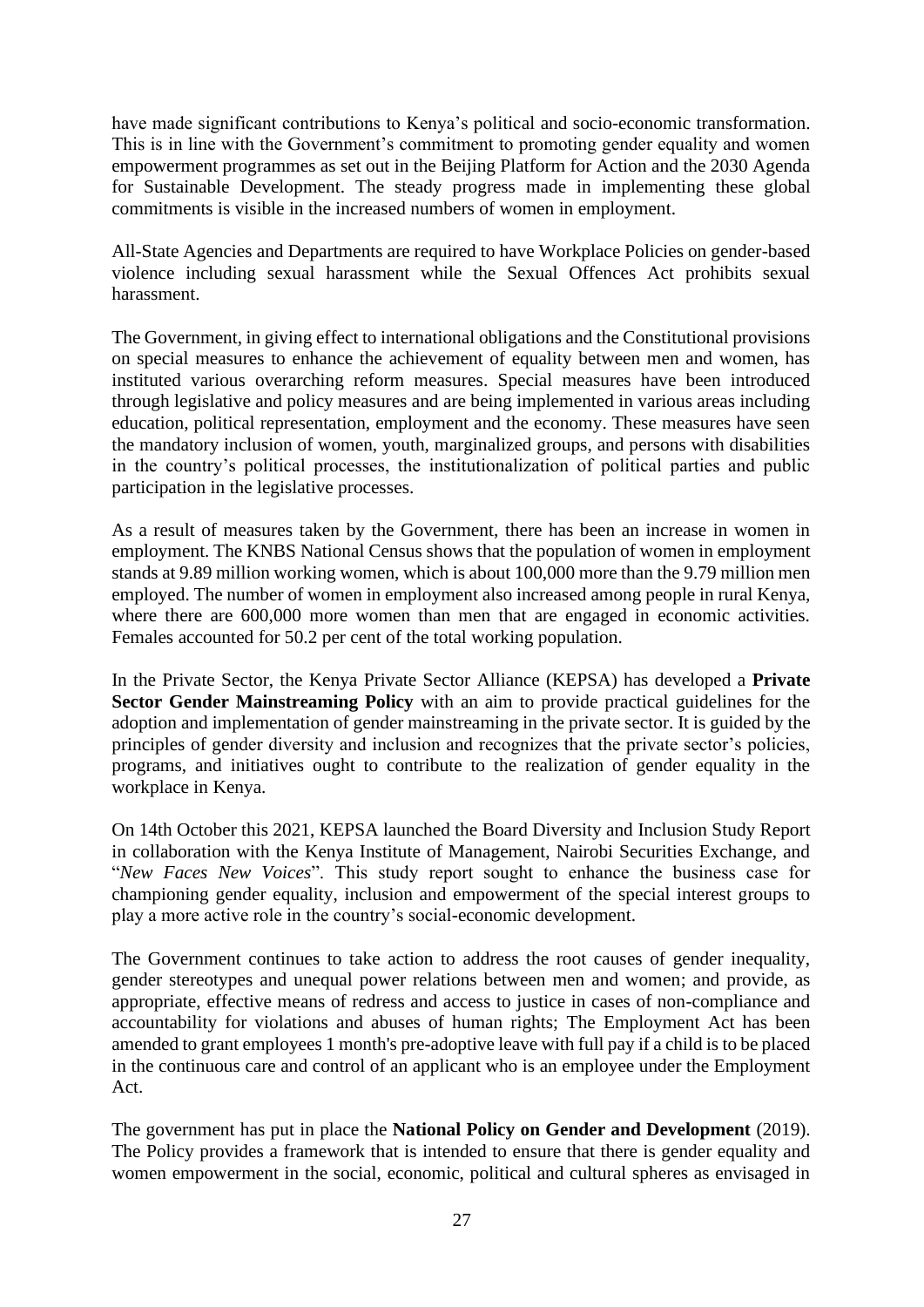have made significant contributions to Kenya's political and socio-economic transformation. This is in line with the Government's commitment to promoting gender equality and women empowerment programmes as set out in the Beijing Platform for Action and the 2030 Agenda for Sustainable Development. The steady progress made in implementing these global commitments is visible in the increased numbers of women in employment.

All-State Agencies and Departments are required to have Workplace Policies on gender-based violence including sexual harassment while the Sexual Offences Act prohibits sexual harassment.

The Government, in giving effect to international obligations and the Constitutional provisions on special measures to enhance the achievement of equality between men and women, has instituted various overarching reform measures. Special measures have been introduced through legislative and policy measures and are being implemented in various areas including education, political representation, employment and the economy. These measures have seen the mandatory inclusion of women, youth, marginalized groups, and persons with disabilities in the country's political processes, the institutionalization of political parties and public participation in the legislative processes.

As a result of measures taken by the Government, there has been an increase in women in employment. The KNBS National Census shows that the population of women in employment stands at 9.89 million working women, which is about 100,000 more than the 9.79 million men employed. The number of women in employment also increased among people in rural Kenya, where there are 600,000 more women than men that are engaged in economic activities. Females accounted for 50.2 per cent of the total working population.

In the Private Sector, the Kenya Private Sector Alliance (KEPSA) has developed a **Private Sector Gender Mainstreaming Policy** with an aim to provide practical guidelines for the adoption and implementation of gender mainstreaming in the private sector. It is guided by the principles of gender diversity and inclusion and recognizes that the private sector's policies, programs, and initiatives ought to contribute to the realization of gender equality in the workplace in Kenya.

On 14th October this 2021, KEPSA launched the Board Diversity and Inclusion Study Report in collaboration with the Kenya Institute of Management, Nairobi Securities Exchange, and "*New Faces New Voices*". This study report sought to enhance the business case for championing gender equality, inclusion and empowerment of the special interest groups to play a more active role in the country's social-economic development.

The Government continues to take action to address the root causes of gender inequality, gender stereotypes and unequal power relations between men and women; and provide, as appropriate, effective means of redress and access to justice in cases of non-compliance and accountability for violations and abuses of human rights; The Employment Act has been amended to grant employees 1 month's pre-adoptive leave with full pay if a child is to be placed in the continuous care and control of an applicant who is an employee under the Employment Act.

The government has put in place the **National Policy on Gender and Development** (2019). The Policy provides a framework that is intended to ensure that there is gender equality and women empowerment in the social, economic, political and cultural spheres as envisaged in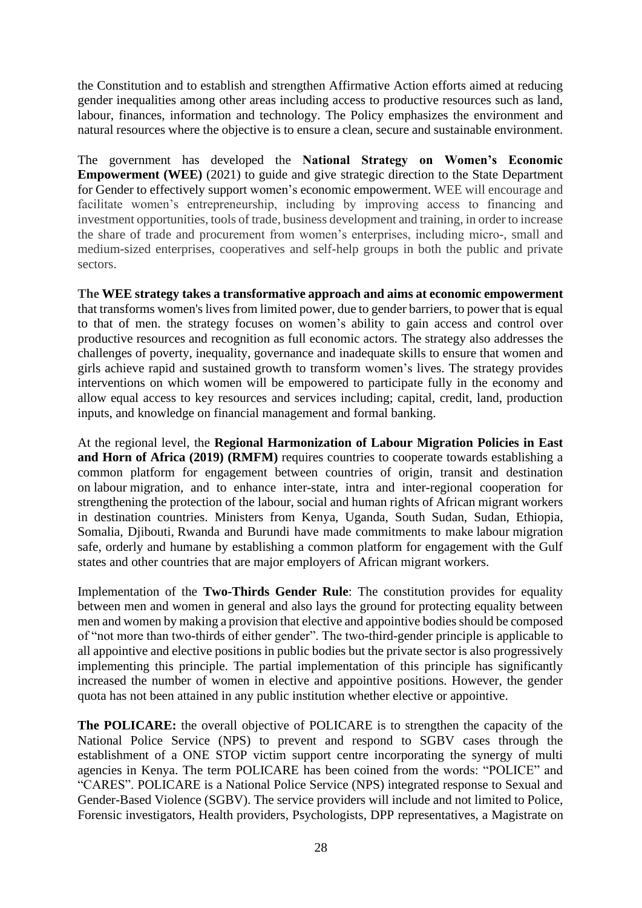the Constitution and to establish and strengthen Affirmative Action efforts aimed at reducing gender inequalities among other areas including access to productive resources such as land, labour, finances, information and technology. The Policy emphasizes the environment and natural resources where the objective is to ensure a clean, secure and sustainable environment.

The government has developed the **National Strategy on Women's Economic Empowerment (WEE)** (2021) to guide and give strategic direction to the State Department for Gender to effectively support women's economic empowerment. WEE will encourage and facilitate women's entrepreneurship, including by improving access to financing and investment opportunities, tools of trade, business development and training, in order to increase the share of trade and procurement from women's enterprises, including micro-, small and medium-sized enterprises, cooperatives and self-help groups in both the public and private sectors.

**The WEE strategy takes a transformative approach and aims at economic empowerment** that transforms women's lives from limited power, due to gender barriers, to power that is equal to that of men. the strategy focuses on women's ability to gain access and control over productive resources and recognition as full economic actors. The strategy also addresses the challenges of poverty, inequality, governance and inadequate skills to ensure that women and girls achieve rapid and sustained growth to transform women's lives. The strategy provides interventions on which women will be empowered to participate fully in the economy and allow equal access to key resources and services including; capital, credit, land, production inputs, and knowledge on financial management and formal banking.

At the regional level, the **Regional Harmonization of Labour Migration Policies in East and Horn of Africa (2019) (RMFM)** requires countries to cooperate towards establishing a common platform for engagement between countries of origin, transit and destination on labour migration, and to enhance inter-state, intra and inter-regional cooperation for strengthening the protection of the labour, social and human rights of African migrant workers in destination countries. Ministers from Kenya, Uganda, South Sudan, Sudan, Ethiopia, Somalia, Djibouti, Rwanda and Burundi have made commitments to make labour migration safe, orderly and humane by establishing a common platform for engagement with the Gulf states and other countries that are major employers of African migrant workers.

Implementation of the **Two-Thirds Gender Rule**: The constitution provides for equality between men and women in general and also lays the ground for protecting equality between men and women by making a provision that elective and appointive bodies should be composed of "not more than two-thirds of either gender". The two-third-gender principle is applicable to all appointive and elective positions in public bodies but the private sector is also progressively implementing this principle. The partial implementation of this principle has significantly increased the number of women in elective and appointive positions. However, the gender quota has not been attained in any public institution whether elective or appointive.

**The POLICARE:** the overall objective of POLICARE is to strengthen the capacity of the National Police Service (NPS) to prevent and respond to SGBV cases through the establishment of a ONE STOP victim support centre incorporating the synergy of multi agencies in Kenya. The term POLICARE has been coined from the words: "POLICE" and "CARES". POLICARE is a National Police Service (NPS) integrated response to Sexual and Gender-Based Violence (SGBV). The service providers will include and not limited to Police, Forensic investigators, Health providers, Psychologists, DPP representatives, a Magistrate on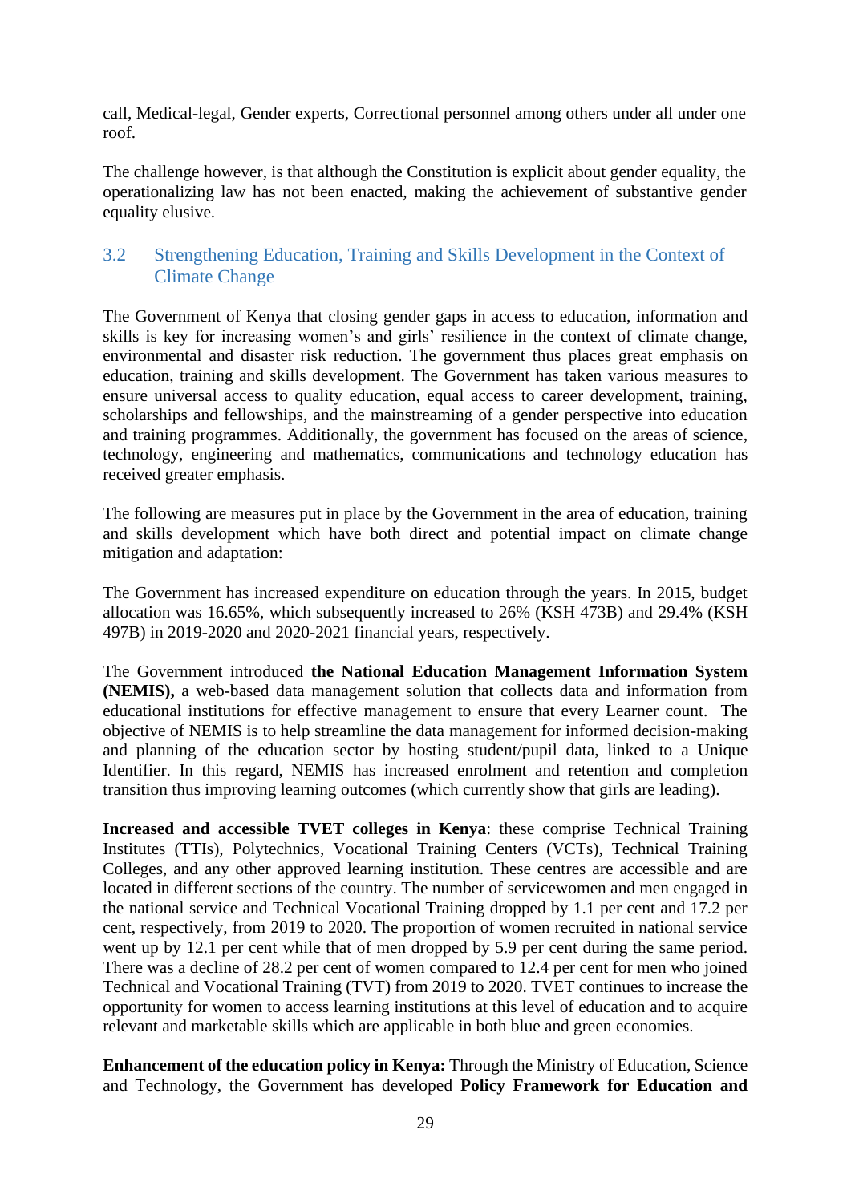call, Medical-legal, Gender experts, Correctional personnel among others under all under one roof.

The challenge however, is that although the Constitution is explicit about gender equality, the operationalizing law has not been enacted, making the achievement of substantive gender equality elusive.

## 3.2 Strengthening Education, Training and Skills Development in the Context of Climate Change

The Government of Kenya that closing gender gaps in access to education, information and skills is key for increasing women's and girls' resilience in the context of climate change, environmental and disaster risk reduction. The government thus places great emphasis on education, training and skills development. The Government has taken various measures to ensure universal access to quality education, equal access to career development, training, scholarships and fellowships, and the mainstreaming of a gender perspective into education and training programmes. Additionally, the government has focused on the areas of science, technology, engineering and mathematics, communications and technology education has received greater emphasis.

The following are measures put in place by the Government in the area of education, training and skills development which have both direct and potential impact on climate change mitigation and adaptation:

The Government has increased expenditure on education through the years. In 2015, budget allocation was 16.65%, which subsequently increased to 26% (KSH 473B) and 29.4% (KSH 497B) in 2019-2020 and 2020-2021 financial years, respectively.

The Government introduced **the National Education Management Information System (NEMIS),** a web-based data management solution that collects data and information from educational institutions for effective management to ensure that every Learner count. The objective of NEMIS is to help streamline the data management for informed decision-making and planning of the education sector by hosting student/pupil data, linked to a Unique Identifier. In this regard, NEMIS has increased enrolment and retention and completion transition thus improving learning outcomes (which currently show that girls are leading).

**Increased and accessible TVET colleges in Kenya**: these comprise Technical Training Institutes (TTIs), Polytechnics, Vocational Training Centers (VCTs), Technical Training Colleges, and any other approved learning institution. These centres are accessible and are located in different sections of the country. The number of servicewomen and men engaged in the national service and Technical Vocational Training dropped by 1.1 per cent and 17.2 per cent, respectively, from 2019 to 2020. The proportion of women recruited in national service went up by 12.1 per cent while that of men dropped by 5.9 per cent during the same period. There was a decline of 28.2 per cent of women compared to 12.4 per cent for men who joined Technical and Vocational Training (TVT) from 2019 to 2020. TVET continues to increase the opportunity for women to access learning institutions at this level of education and to acquire relevant and marketable skills which are applicable in both blue and green economies.

**Enhancement of the education policy in Kenya:** Through the Ministry of Education, Science and Technology, the Government has developed **Policy Framework for Education and**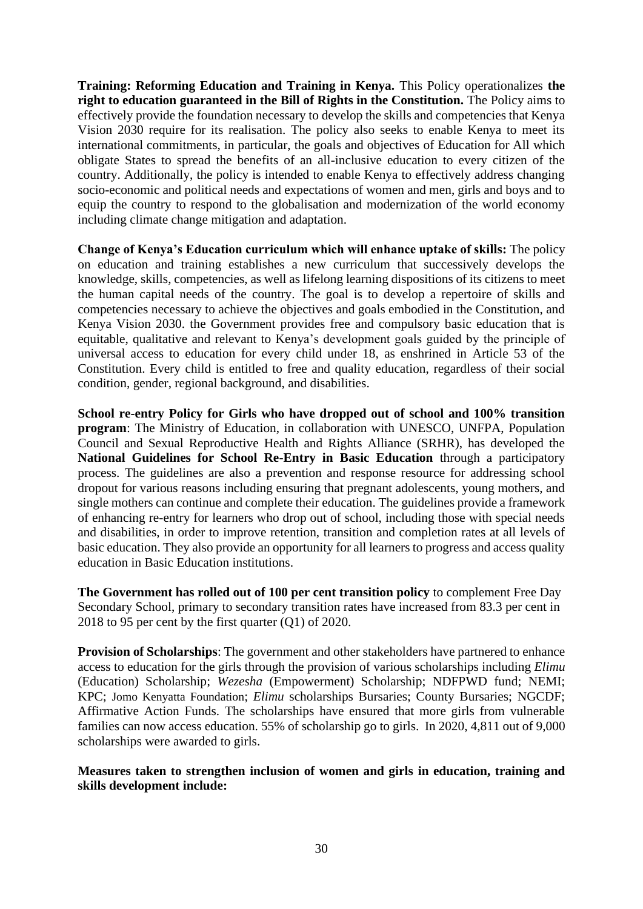**Training: Reforming Education and Training in Kenya.** This Policy operationalizes **the right to education guaranteed in the Bill of Rights in the Constitution.** The Policy aims to effectively provide the foundation necessary to develop the skills and competencies that Kenya Vision 2030 require for its realisation. The policy also seeks to enable Kenya to meet its international commitments, in particular, the goals and objectives of Education for All which obligate States to spread the benefits of an all-inclusive education to every citizen of the country. Additionally, the policy is intended to enable Kenya to effectively address changing socio-economic and political needs and expectations of women and men, girls and boys and to equip the country to respond to the globalisation and modernization of the world economy including climate change mitigation and adaptation.

**Change of Kenya's Education curriculum which will enhance uptake of skills:** The policy on education and training establishes a new curriculum that successively develops the knowledge, skills, competencies, as well as lifelong learning dispositions of its citizens to meet the human capital needs of the country. The goal is to develop a repertoire of skills and competencies necessary to achieve the objectives and goals embodied in the Constitution, and Kenya Vision 2030. the Government provides free and compulsory basic education that is equitable, qualitative and relevant to Kenya's development goals guided by the principle of universal access to education for every child under 18, as enshrined in Article 53 of the Constitution. Every child is entitled to free and quality education, regardless of their social condition, gender, regional background, and disabilities.

**School re-entry Policy for Girls who have dropped out of school and 100% transition program**: The Ministry of Education, in collaboration with UNESCO, UNFPA, Population Council and Sexual Reproductive Health and Rights Alliance (SRHR), has developed the **National Guidelines for School Re-Entry in Basic Education** through a participatory process. The guidelines are also a prevention and response resource for addressing school dropout for various reasons including ensuring that pregnant adolescents, young mothers, and single mothers can continue and complete their education. The guidelines provide a framework of enhancing re-entry for learners who drop out of school, including those with special needs and disabilities, in order to improve retention, transition and completion rates at all levels of basic education. They also provide an opportunity for all learners to progress and access quality education in Basic Education institutions.

**The Government has rolled out of 100 per cent transition policy** to complement Free Day Secondary School, primary to secondary transition rates have increased from 83.3 per cent in 2018 to 95 per cent by the first quarter (Q1) of 2020.

**Provision of Scholarships**: The government and other stakeholders have partnered to enhance access to education for the girls through the provision of various scholarships including *Elimu* (Education) Scholarship; *Wezesha* (Empowerment) Scholarship; NDFPWD fund; NEMI; KPC; Jomo Kenyatta Foundation; *Elimu* scholarships Bursaries; County Bursaries; NGCDF; Affirmative Action Funds. The scholarships have ensured that more girls from vulnerable families can now access education. 55% of scholarship go to girls. In 2020, 4,811 out of 9,000 scholarships were awarded to girls.

**Measures taken to strengthen inclusion of women and girls in education, training and skills development include:**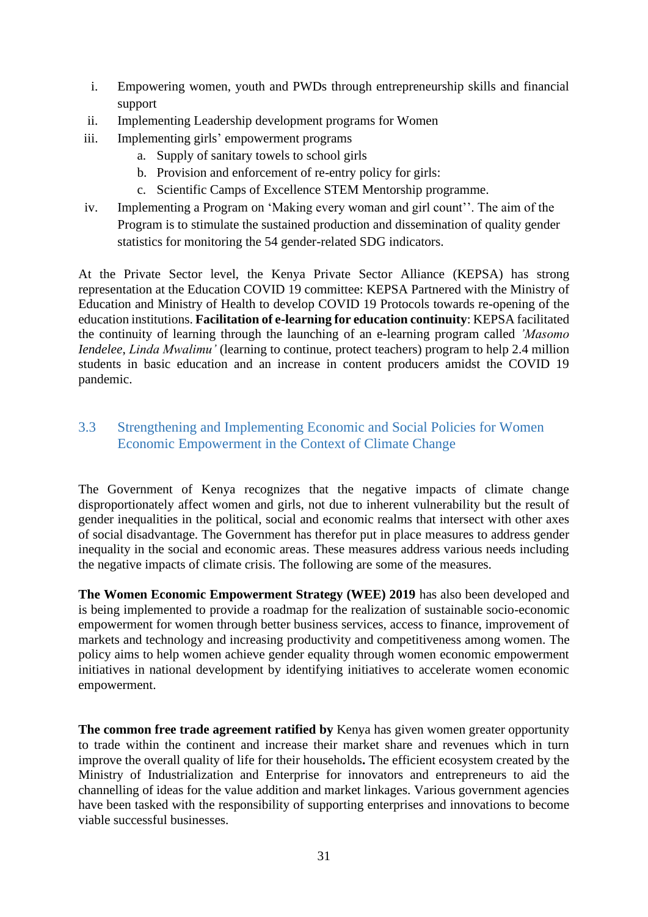i. Empowering women, youth and PWDs through entrepreneurship skills and financial support
ii. Implementing Leadership development programs for Women
iii. Implementing girls' empowerment programs
    a. Supply of sanitary towels to school girls
    b. Provision and enforcement of re-entry policy for girls:
    c. Scientific Camps of Excellence STEM Mentorship programme.
iv. Implementing a Program on 'Making every woman and girl count''. The aim of the Program is to stimulate the sustained production and dissemination of quality gender statistics for monitoring the 54 gender-related SDG indicators.

At the Private Sector level, the Kenya Private Sector Alliance (KEPSA) has strong representation at the Education COVID 19 committee: KEPSA Partnered with the Ministry of Education and Ministry of Health to develop COVID 19 Protocols towards re-opening of the education institutions. **Facilitation of e-learning for education continuity**: KEPSA facilitated the continuity of learning through the launching of an e-learning program called *'Masomo Iendelee, Linda Mwalimu'* (learning to continue, protect teachers) program to help 2.4 million students in basic education and an increase in content producers amidst the COVID 19 pandemic.

## 3.3 Strengthening and Implementing Economic and Social Policies for Women Economic Empowerment in the Context of Climate Change

The Government of Kenya recognizes that the negative impacts of climate change disproportionately affect women and girls, not due to inherent vulnerability but the result of gender inequalities in the political, social and economic realms that intersect with other axes of social disadvantage. The Government has therefor put in place measures to address gender inequality in the social and economic areas. These measures address various needs including the negative impacts of climate crisis. The following are some of the measures.

**The Women Economic Empowerment Strategy (WEE) 2019** has also been developed and is being implemented to provide a roadmap for the realization of sustainable socio-economic empowerment for women through better business services, access to finance, improvement of markets and technology and increasing productivity and competitiveness among women. The policy aims to help women achieve gender equality through women economic empowerment initiatives in national development by identifying initiatives to accelerate women economic empowerment.

**The common free trade agreement ratified by** Kenya has given women greater opportunity to trade within the continent and increase their market share and revenues which in turn improve the overall quality of life for their households**.** The efficient ecosystem created by the Ministry of Industrialization and Enterprise for innovators and entrepreneurs to aid the channelling of ideas for the value addition and market linkages. Various government agencies have been tasked with the responsibility of supporting enterprises and innovations to become viable successful businesses.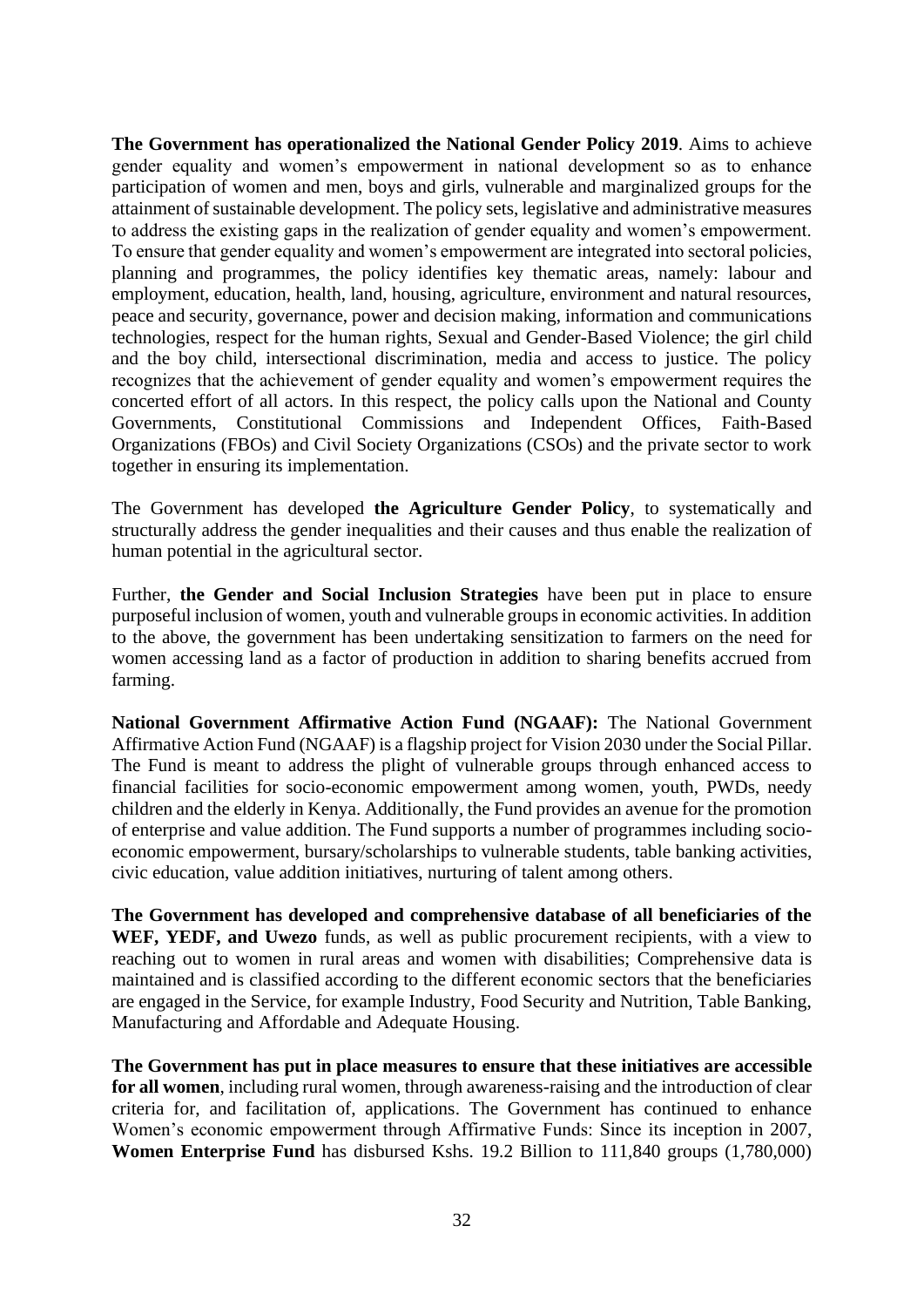**The Government has operationalized the National Gender Policy 2019**. Aims to achieve gender equality and women's empowerment in national development so as to enhance participation of women and men, boys and girls, vulnerable and marginalized groups for the attainment of sustainable development. The policy sets, legislative and administrative measures to address the existing gaps in the realization of gender equality and women's empowerment. To ensure that gender equality and women's empowerment are integrated into sectoral policies, planning and programmes, the policy identifies key thematic areas, namely: labour and employment, education, health, land, housing, agriculture, environment and natural resources, peace and security, governance, power and decision making, information and communications technologies, respect for the human rights, Sexual and Gender-Based Violence; the girl child and the boy child, intersectional discrimination, media and access to justice. The policy recognizes that the achievement of gender equality and women's empowerment requires the concerted effort of all actors. In this respect, the policy calls upon the National and County Governments, Constitutional Commissions and Independent Offices, Faith-Based Organizations (FBOs) and Civil Society Organizations (CSOs) and the private sector to work together in ensuring its implementation.

The Government has developed **the Agriculture Gender Policy**, to systematically and structurally address the gender inequalities and their causes and thus enable the realization of human potential in the agricultural sector.

Further, **the Gender and Social Inclusion Strategies** have been put in place to ensure purposeful inclusion of women, youth and vulnerable groups in economic activities. In addition to the above, the government has been undertaking sensitization to farmers on the need for women accessing land as a factor of production in addition to sharing benefits accrued from farming.

**National Government Affirmative Action Fund (NGAAF):** The National Government Affirmative Action Fund (NGAAF) is a flagship project for Vision 2030 under the Social Pillar. The Fund is meant to address the plight of vulnerable groups through enhanced access to financial facilities for socio-economic empowerment among women, youth, PWDs, needy children and the elderly in Kenya. Additionally, the Fund provides an avenue for the promotion of enterprise and value addition. The Fund supports a number of programmes including socio-economic empowerment, bursary/scholarships to vulnerable students, table banking activities, civic education, value addition initiatives, nurturing of talent among others.

**The Government has developed and comprehensive database of all beneficiaries of the WEF, YEDF, and Uwezo** funds, as well as public procurement recipients, with a view to reaching out to women in rural areas and women with disabilities; Comprehensive data is maintained and is classified according to the different economic sectors that the beneficiaries are engaged in the Service, for example Industry, Food Security and Nutrition, Table Banking, Manufacturing and Affordable and Adequate Housing.

**The Government has put in place measures to ensure that these initiatives are accessible for all women**, including rural women, through awareness-raising and the introduction of clear criteria for, and facilitation of, applications. The Government has continued to enhance Women's economic empowerment through Affirmative Funds: Since its inception in 2007, **Women Enterprise Fund** has disbursed Kshs. 19.2 Billion to 111,840 groups (1,780,000)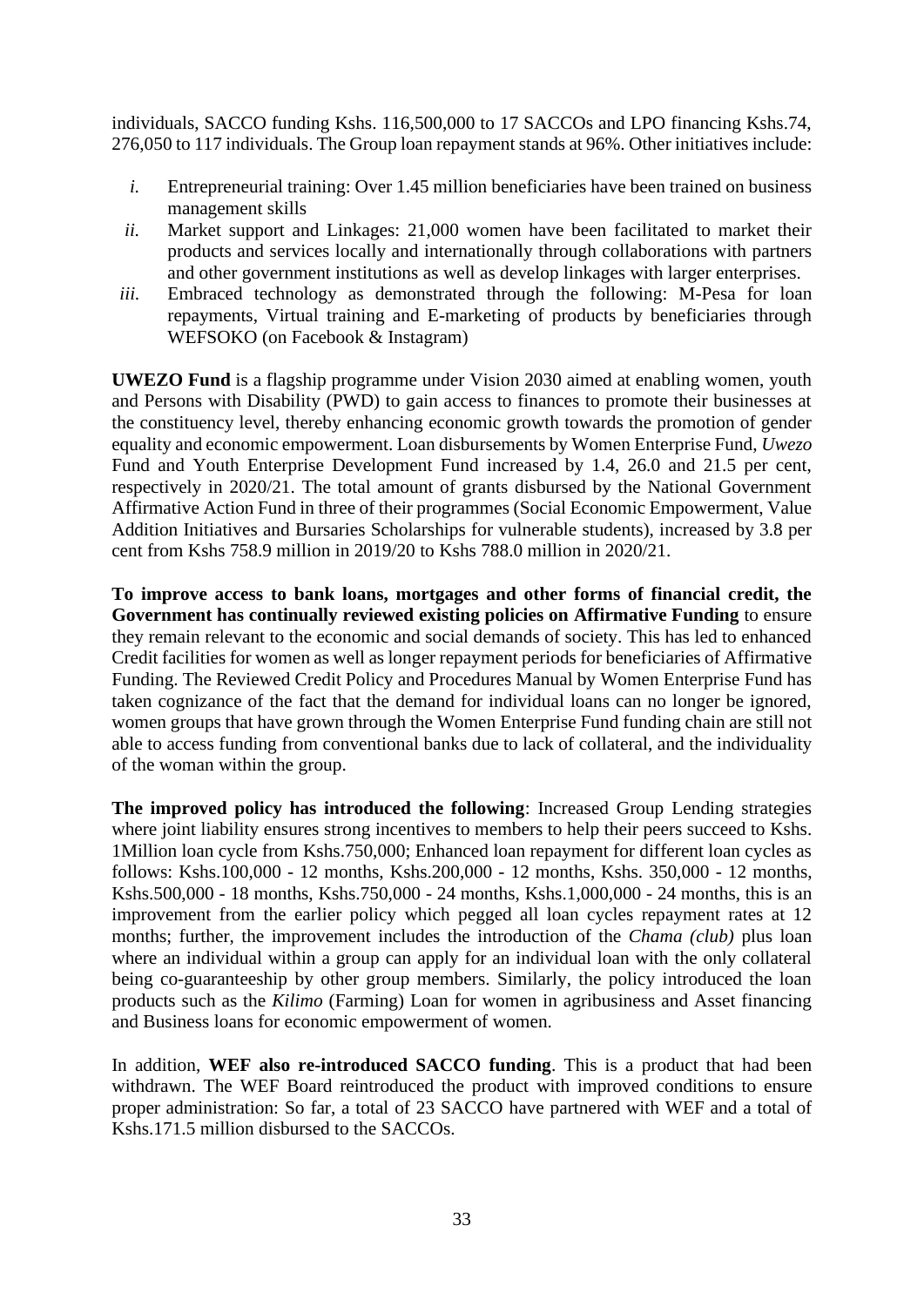individuals, SACCO funding Kshs. 116,500,000 to 17 SACCOs and LPO financing Kshs.74, 276,050 to 117 individuals. The Group loan repayment stands at 96%. Other initiatives include:

*i.* Entrepreneurial training: Over 1.45 million beneficiaries have been trained on business management skills

*ii.* Market support and Linkages: 21,000 women have been facilitated to market their products and services locally and internationally through collaborations with partners and other government institutions as well as develop linkages with larger enterprises.

*iii.* Embraced technology as demonstrated through the following: M-Pesa for loan repayments, Virtual training and E-marketing of products by beneficiaries through WEFSOKO (on Facebook & Instagram)

**UWEZO Fund** is a flagship programme under Vision 2030 aimed at enabling women, youth and Persons with Disability (PWD) to gain access to finances to promote their businesses at the constituency level, thereby enhancing economic growth towards the promotion of gender equality and economic empowerment. Loan disbursements by Women Enterprise Fund, *Uwezo* Fund and Youth Enterprise Development Fund increased by 1.4, 26.0 and 21.5 per cent, respectively in 2020/21. The total amount of grants disbursed by the National Government Affirmative Action Fund in three of their programmes (Social Economic Empowerment, Value Addition Initiatives and Bursaries Scholarships for vulnerable students), increased by 3.8 per cent from Kshs 758.9 million in 2019/20 to Kshs 788.0 million in 2020/21.

**To improve access to bank loans, mortgages and other forms of financial credit, the Government has continually reviewed existing policies on Affirmative Funding** to ensure they remain relevant to the economic and social demands of society. This has led to enhanced Credit facilities for women as well as longer repayment periods for beneficiaries of Affirmative Funding. The Reviewed Credit Policy and Procedures Manual by Women Enterprise Fund has taken cognizance of the fact that the demand for individual loans can no longer be ignored, women groups that have grown through the Women Enterprise Fund funding chain are still not able to access funding from conventional banks due to lack of collateral, and the individuality of the woman within the group.

**The improved policy has introduced the following**: Increased Group Lending strategies where joint liability ensures strong incentives to members to help their peers succeed to Kshs. 1Million loan cycle from Kshs.750,000; Enhanced loan repayment for different loan cycles as follows: Kshs.100,000 - 12 months, Kshs.200,000 - 12 months, Kshs. 350,000 - 12 months, Kshs.500,000 - 18 months, Kshs.750,000 - 24 months, Kshs.1,000,000 - 24 months, this is an improvement from the earlier policy which pegged all loan cycles repayment rates at 12 months; further, the improvement includes the introduction of the *Chama (club)* plus loan where an individual within a group can apply for an individual loan with the only collateral being co-guaranteeship by other group members. Similarly, the policy introduced the loan products such as the *Kilimo* (Farming) Loan for women in agribusiness and Asset financing and Business loans for economic empowerment of women.

In addition, **WEF also re-introduced SACCO funding**. This is a product that had been withdrawn. The WEF Board reintroduced the product with improved conditions to ensure proper administration: So far, a total of 23 SACCO have partnered with WEF and a total of Kshs.171.5 million disbursed to the SACCOs.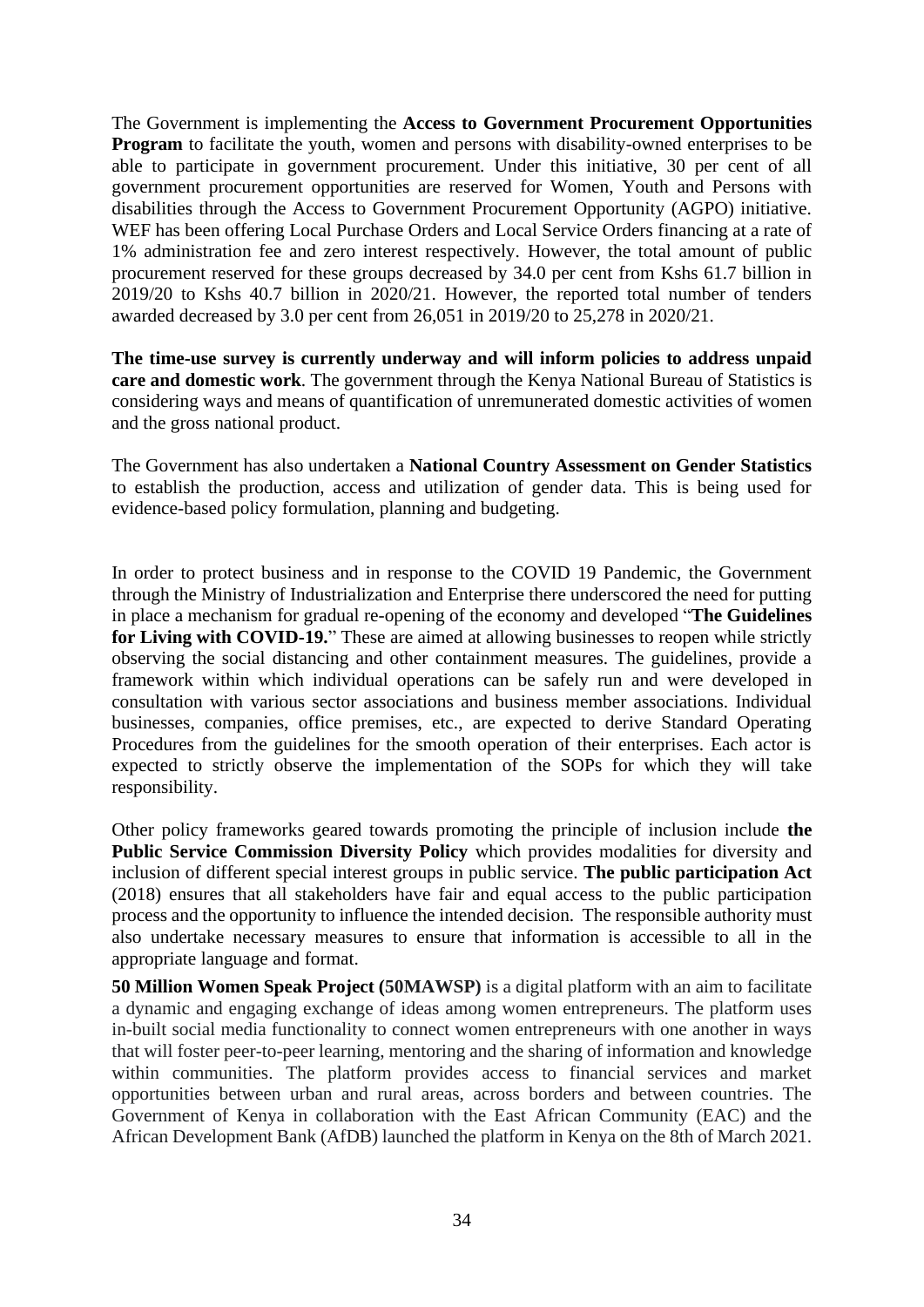The Government is implementing the **Access to Government Procurement Opportunities Program** to facilitate the youth, women and persons with disability-owned enterprises to be able to participate in government procurement. Under this initiative, 30 per cent of all government procurement opportunities are reserved for Women, Youth and Persons with disabilities through the Access to Government Procurement Opportunity (AGPO) initiative. WEF has been offering Local Purchase Orders and Local Service Orders financing at a rate of 1% administration fee and zero interest respectively. However, the total amount of public procurement reserved for these groups decreased by 34.0 per cent from Kshs 61.7 billion in 2019/20 to Kshs 40.7 billion in 2020/21. However, the reported total number of tenders awarded decreased by 3.0 per cent from 26,051 in 2019/20 to 25,278 in 2020/21.

**The time-use survey is currently underway and will inform policies to address unpaid care and domestic work**. The government through the Kenya National Bureau of Statistics is considering ways and means of quantification of unremunerated domestic activities of women and the gross national product.

The Government has also undertaken a **National Country Assessment on Gender Statistics** to establish the production, access and utilization of gender data. This is being used for evidence-based policy formulation, planning and budgeting.

In order to protect business and in response to the COVID 19 Pandemic, the Government through the Ministry of Industrialization and Enterprise there underscored the need for putting in place a mechanism for gradual re-opening of the economy and developed "**The Guidelines for Living with COVID-19.**" These are aimed at allowing businesses to reopen while strictly observing the social distancing and other containment measures. The guidelines, provide a framework within which individual operations can be safely run and were developed in consultation with various sector associations and business member associations. Individual businesses, companies, office premises, etc., are expected to derive Standard Operating Procedures from the guidelines for the smooth operation of their enterprises. Each actor is expected to strictly observe the implementation of the SOPs for which they will take responsibility.

Other policy frameworks geared towards promoting the principle of inclusion include **the Public Service Commission Diversity Policy** which provides modalities for diversity and inclusion of different special interest groups in public service. **The public participation Act** (2018) ensures that all stakeholders have fair and equal access to the public participation process and the opportunity to influence the intended decision. The responsible authority must also undertake necessary measures to ensure that information is accessible to all in the appropriate language and format.

**50 Million Women Speak Project (50MAWSP)** is a digital platform with an aim to facilitate a dynamic and engaging exchange of ideas among women entrepreneurs. The platform uses in-built social media functionality to connect women entrepreneurs with one another in ways that will foster peer-to-peer learning, mentoring and the sharing of information and knowledge within communities. The platform provides access to financial services and market opportunities between urban and rural areas, across borders and between countries. The Government of Kenya in collaboration with the East African Community (EAC) and the African Development Bank (AfDB) launched the platform in Kenya on the 8th of March 2021.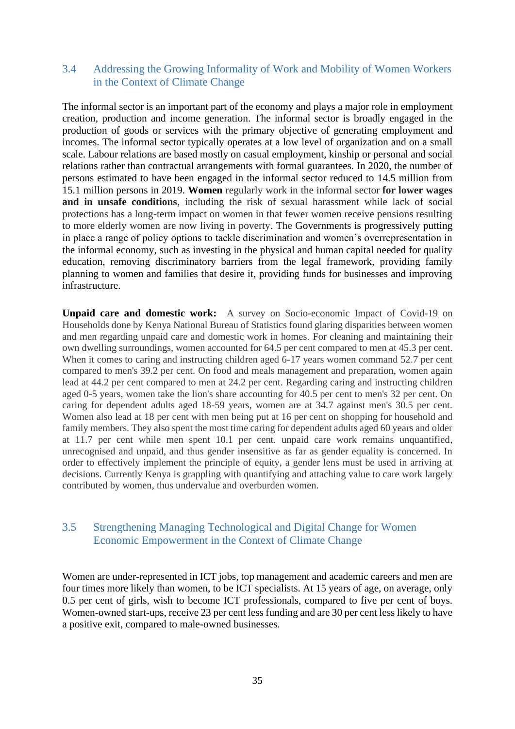## 3.4 Addressing the Growing Informality of Work and Mobility of Women Workers in the Context of Climate Change

The informal sector is an important part of the economy and plays a major role in employment creation, production and income generation. The informal sector is broadly engaged in the production of goods or services with the primary objective of generating employment and incomes. The informal sector typically operates at a low level of organization and on a small scale. Labour relations are based mostly on casual employment, kinship or personal and social relations rather than contractual arrangements with formal guarantees. In 2020, the number of persons estimated to have been engaged in the informal sector reduced to 14.5 million from 15.1 million persons in 2019. **Women** regularly work in the informal sector **for lower wages and in unsafe conditions**, including the risk of sexual harassment while lack of social protections has a long-term impact on women in that fewer women receive pensions resulting to more elderly women are now living in poverty. The Governments is progressively putting in place a range of policy options to tackle discrimination and women's overrepresentation in the informal economy, such as investing in the physical and human capital needed for quality education, removing discriminatory barriers from the legal framework, providing family planning to women and families that desire it, providing funds for businesses and improving infrastructure.

**Unpaid care and domestic work:** A survey on Socio-economic Impact of Covid-19 on Households done by Kenya National Bureau of Statistics found glaring disparities between women and men regarding unpaid care and domestic work in homes. For cleaning and maintaining their own dwelling surroundings, women accounted for 64.5 per cent compared to men at 45.3 per cent. When it comes to caring and instructing children aged 6-17 years women command 52.7 per cent compared to men's 39.2 per cent. On food and meals management and preparation, women again lead at 44.2 per cent compared to men at 24.2 per cent. Regarding caring and instructing children aged 0-5 years, women take the lion's share accounting for 40.5 per cent to men's 32 per cent. On caring for dependent adults aged 18-59 years, women are at 34.7 against men's 30.5 per cent. Women also lead at 18 per cent with men being put at 16 per cent on shopping for household and family members. They also spent the most time caring for dependent adults aged 60 years and older at 11.7 per cent while men spent 10.1 per cent. unpaid care work remains unquantified, unrecognised and unpaid, and thus gender insensitive as far as gender equality is concerned. In order to effectively implement the principle of equity, a gender lens must be used in arriving at decisions. Currently Kenya is grappling with quantifying and attaching value to care work largely contributed by women, thus undervalue and overburden women.

## 3.5 Strengthening Managing Technological and Digital Change for Women Economic Empowerment in the Context of Climate Change

Women are under-represented in ICT jobs, top management and academic careers and men are four times more likely than women, to be ICT specialists. At 15 years of age, on average, only 0.5 per cent of girls, wish to become ICT professionals, compared to five per cent of boys. Women-owned start-ups, receive 23 per cent less funding and are 30 per cent less likely to have a positive exit, compared to male-owned businesses.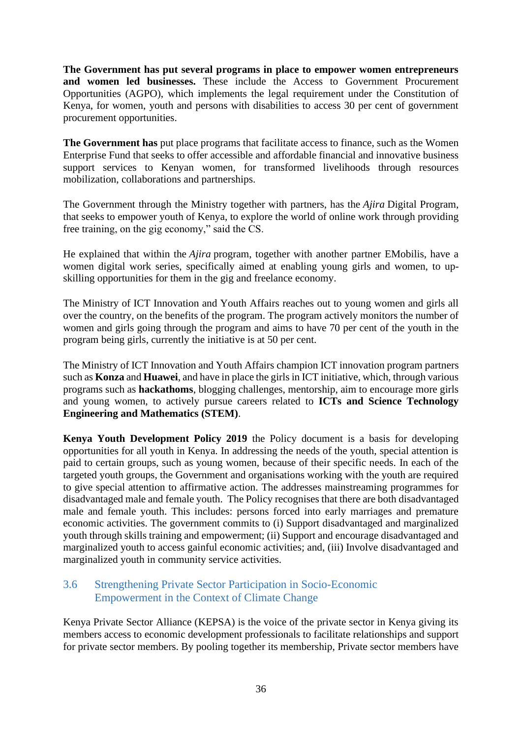**The Government has put several programs in place to empower women entrepreneurs and women led businesses.** These include the Access to Government Procurement Opportunities (AGPO), which implements the legal requirement under the Constitution of Kenya, for women, youth and persons with disabilities to access 30 per cent of government procurement opportunities.

**The Government has** put place programs that facilitate access to finance, such as the Women Enterprise Fund that seeks to offer accessible and affordable financial and innovative business support services to Kenyan women, for transformed livelihoods through resources mobilization, collaborations and partnerships.

The Government through the Ministry together with partners, has the *Ajira* Digital Program, that seeks to empower youth of Kenya, to explore the world of online work through providing free training, on the gig economy," said the CS.

He explained that within the *Ajira* program, together with another partner EMobilis, have a women digital work series, specifically aimed at enabling young girls and women, to up-skilling opportunities for them in the gig and freelance economy.

The Ministry of ICT Innovation and Youth Affairs reaches out to young women and girls all over the country, on the benefits of the program. The program actively monitors the number of women and girls going through the program and aims to have 70 per cent of the youth in the program being girls, currently the initiative is at 50 per cent.

The Ministry of ICT Innovation and Youth Affairs champion ICT innovation program partners such as **Konza** and **Huawei**, and have in place the girls in ICT initiative, which, through various programs such as **hackathoms**, blogging challenges, mentorship, aim to encourage more girls and young women, to actively pursue careers related to **ICTs and Science Technology Engineering and Mathematics (STEM)**.

**Kenya Youth Development Policy 2019** the Policy document is a basis for developing opportunities for all youth in Kenya. In addressing the needs of the youth, special attention is paid to certain groups, such as young women, because of their specific needs. In each of the targeted youth groups, the Government and organisations working with the youth are required to give special attention to affirmative action. The addresses mainstreaming programmes for disadvantaged male and female youth. The Policy recognises that there are both disadvantaged male and female youth. This includes: persons forced into early marriages and premature economic activities. The government commits to (i) Support disadvantaged and marginalized youth through skills training and empowerment; (ii) Support and encourage disadvantaged and marginalized youth to access gainful economic activities; and, (iii) Involve disadvantaged and marginalized youth in community service activities.

## 3.6 Strengthening Private Sector Participation in Socio-Economic Empowerment in the Context of Climate Change

Kenya Private Sector Alliance (KEPSA) is the voice of the private sector in Kenya giving its members access to economic development professionals to facilitate relationships and support for private sector members. By pooling together its membership, Private sector members have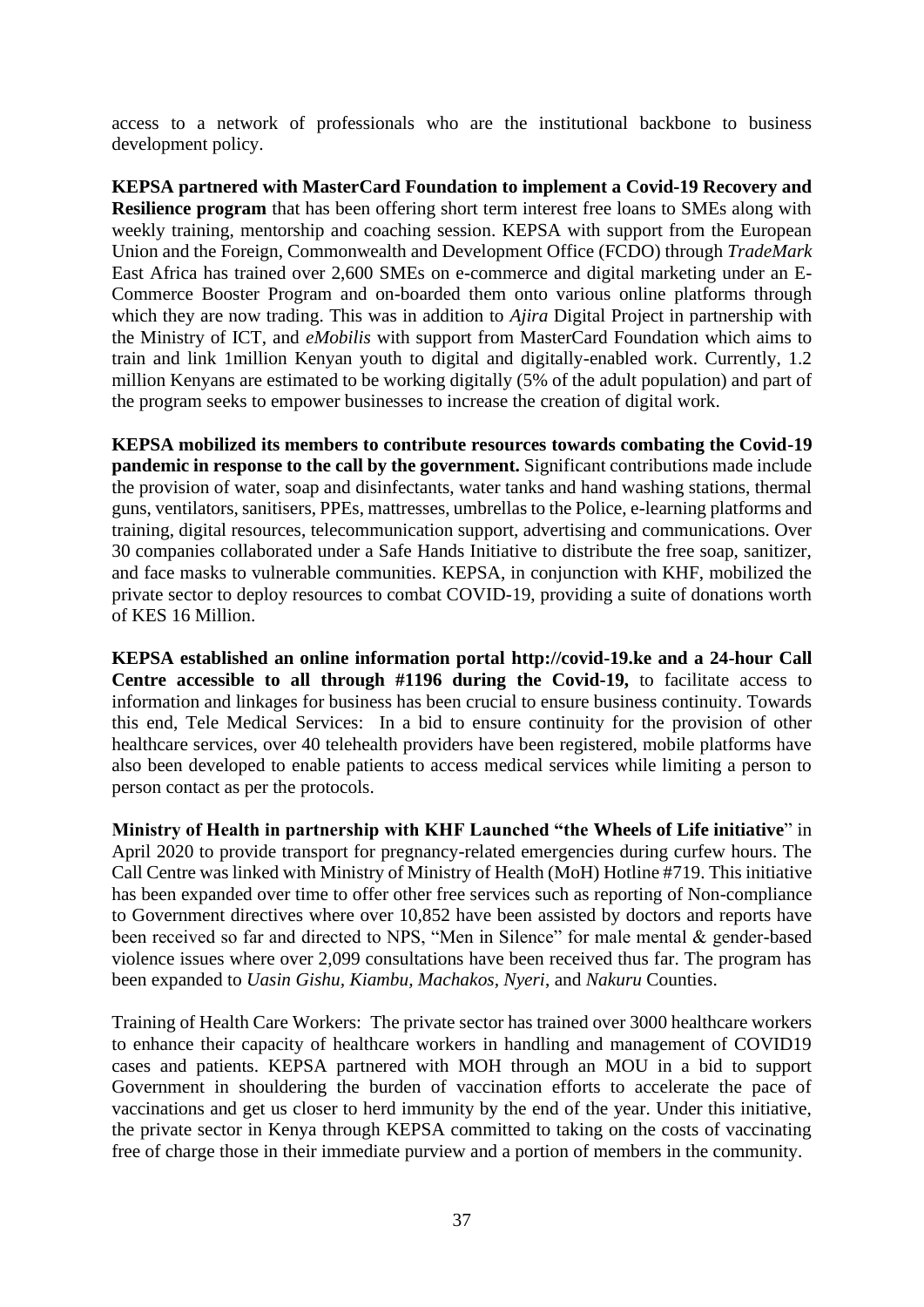access to a network of professionals who are the institutional backbone to business development policy.

**KEPSA partnered with MasterCard Foundation to implement a Covid-19 Recovery and Resilience program** that has been offering short term interest free loans to SMEs along with weekly training, mentorship and coaching session. KEPSA with support from the European Union and the Foreign, Commonwealth and Development Office (FCDO) through *TradeMark* East Africa has trained over 2,600 SMEs on e-commerce and digital marketing under an E-Commerce Booster Program and on-boarded them onto various online platforms through which they are now trading. This was in addition to *Ajira* Digital Project in partnership with the Ministry of ICT, and *eMobilis* with support from MasterCard Foundation which aims to train and link 1million Kenyan youth to digital and digitally-enabled work. Currently, 1.2 million Kenyans are estimated to be working digitally (5% of the adult population) and part of the program seeks to empower businesses to increase the creation of digital work.

**KEPSA mobilized its members to contribute resources towards combating the Covid-19 pandemic in response to the call by the government.** Significant contributions made include the provision of water, soap and disinfectants, water tanks and hand washing stations, thermal guns, ventilators, sanitisers, PPEs, mattresses, umbrellas to the Police, e-learning platforms and training, digital resources, telecommunication support, advertising and communications. Over 30 companies collaborated under a Safe Hands Initiative to distribute the free soap, sanitizer, and face masks to vulnerable communities. KEPSA, in conjunction with KHF, mobilized the private sector to deploy resources to combat COVID-19, providing a suite of donations worth of KES 16 Million.

**KEPSA established an online information portal http://covid-19.ke and a 24-hour Call Centre accessible to all through #1196 during the Covid-19,** to facilitate access to information and linkages for business has been crucial to ensure business continuity. Towards this end, Tele Medical Services: In a bid to ensure continuity for the provision of other healthcare services, over 40 telehealth providers have been registered, mobile platforms have also been developed to enable patients to access medical services while limiting a person to person contact as per the protocols.

**Ministry of Health in partnership with KHF Launched "the Wheels of Life initiative**" in April 2020 to provide transport for pregnancy-related emergencies during curfew hours. The Call Centre was linked with Ministry of Ministry of Health (MoH) Hotline #719. This initiative has been expanded over time to offer other free services such as reporting of Non-compliance to Government directives where over 10,852 have been assisted by doctors and reports have been received so far and directed to NPS, "Men in Silence" for male mental & gender-based violence issues where over 2,099 consultations have been received thus far. The program has been expanded to *Uasin Gishu, Kiambu, Machakos, Nyeri*, and *Nakuru* Counties.

Training of Health Care Workers: The private sector has trained over 3000 healthcare workers to enhance their capacity of healthcare workers in handling and management of COVID19 cases and patients. KEPSA partnered with MOH through an MOU in a bid to support Government in shouldering the burden of vaccination efforts to accelerate the pace of vaccinations and get us closer to herd immunity by the end of the year. Under this initiative, the private sector in Kenya through KEPSA committed to taking on the costs of vaccinating free of charge those in their immediate purview and a portion of members in the community.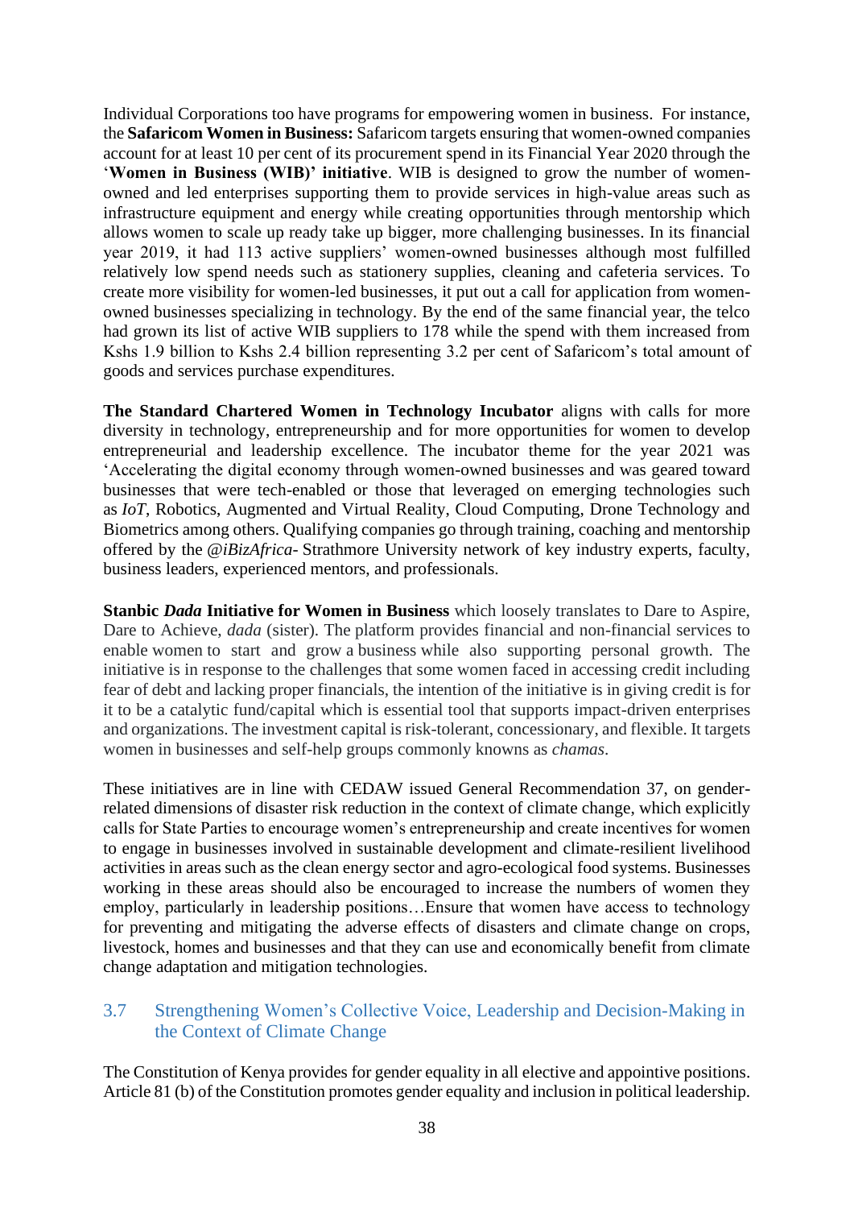Individual Corporations too have programs for empowering women in business. For instance, the **Safaricom Women in Business:** Safaricom targets ensuring that women-owned companies account for at least 10 per cent of its procurement spend in its Financial Year 2020 through the '**Women in Business (WIB)' initiative**. WIB is designed to grow the number of women-owned and led enterprises supporting them to provide services in high-value areas such as infrastructure equipment and energy while creating opportunities through mentorship which allows women to scale up ready take up bigger, more challenging businesses. In its financial year 2019, it had 113 active suppliers' women-owned businesses although most fulfilled relatively low spend needs such as stationery supplies, cleaning and cafeteria services. To create more visibility for women-led businesses, it put out a call for application from women-owned businesses specializing in technology. By the end of the same financial year, the telco had grown its list of active WIB suppliers to 178 while the spend with them increased from Kshs 1.9 billion to Kshs 2.4 billion representing 3.2 per cent of Safaricom's total amount of goods and services purchase expenditures.

**The Standard Chartered Women in Technology Incubator** aligns with calls for more diversity in technology, entrepreneurship and for more opportunities for women to develop entrepreneurial and leadership excellence. The incubator theme for the year 2021 was 'Accelerating the digital economy through women-owned businesses and was geared toward businesses that were tech-enabled or those that leveraged on emerging technologies such as *IoT*, Robotics, Augmented and Virtual Reality, Cloud Computing, Drone Technology and Biometrics among others. Qualifying companies go through training, coaching and mentorship offered by the *@iBizAfrica*- Strathmore University network of key industry experts, faculty, business leaders, experienced mentors, and professionals.

**Stanbic *Dada* Initiative for Women in Business** which loosely translates to Dare to Aspire, Dare to Achieve, *dada* (sister). The platform provides financial and non-financial services to enable women to start and grow a business while also supporting personal growth. The initiative is in response to the challenges that some women faced in accessing credit including fear of debt and lacking proper financials, the intention of the initiative is in giving credit is for it to be a catalytic fund/capital which is essential tool that supports impact-driven enterprises and organizations. The investment capital is risk-tolerant, concessionary, and flexible. It targets women in businesses and self-help groups commonly knowns as *chamas*.

These initiatives are in line with CEDAW issued General Recommendation 37, on gender-related dimensions of disaster risk reduction in the context of climate change, which explicitly calls for State Parties to encourage women's entrepreneurship and create incentives for women to engage in businesses involved in sustainable development and climate-resilient livelihood activities in areas such as the clean energy sector and agro-ecological food systems. Businesses working in these areas should also be encouraged to increase the numbers of women they employ, particularly in leadership positions…Ensure that women have access to technology for preventing and mitigating the adverse effects of disasters and climate change on crops, livestock, homes and businesses and that they can use and economically benefit from climate change adaptation and mitigation technologies.

## 3.7 Strengthening Women's Collective Voice, Leadership and Decision-Making in the Context of Climate Change

The Constitution of Kenya provides for gender equality in all elective and appointive positions. Article 81 (b) of the Constitution promotes gender equality and inclusion in political leadership.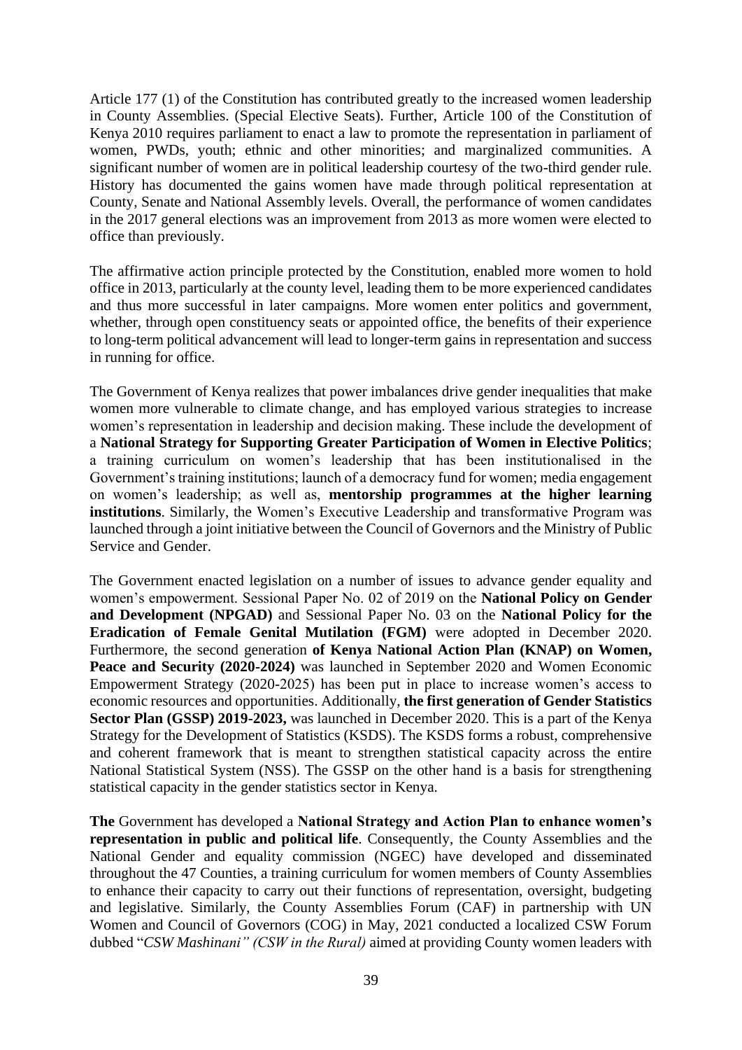Article 177 (1) of the Constitution has contributed greatly to the increased women leadership in County Assemblies. (Special Elective Seats). Further, Article 100 of the Constitution of Kenya 2010 requires parliament to enact a law to promote the representation in parliament of women, PWDs, youth; ethnic and other minorities; and marginalized communities. A significant number of women are in political leadership courtesy of the two-third gender rule. History has documented the gains women have made through political representation at County, Senate and National Assembly levels. Overall, the performance of women candidates in the 2017 general elections was an improvement from 2013 as more women were elected to office than previously.

The affirmative action principle protected by the Constitution, enabled more women to hold office in 2013, particularly at the county level, leading them to be more experienced candidates and thus more successful in later campaigns. More women enter politics and government, whether, through open constituency seats or appointed office, the benefits of their experience to long-term political advancement will lead to longer-term gains in representation and success in running for office.

The Government of Kenya realizes that power imbalances drive gender inequalities that make women more vulnerable to climate change, and has employed various strategies to increase women's representation in leadership and decision making. These include the development of a **National Strategy for Supporting Greater Participation of Women in Elective Politics**; a training curriculum on women's leadership that has been institutionalised in the Government's training institutions; launch of a democracy fund for women; media engagement on women's leadership; as well as, **mentorship programmes at the higher learning institutions**. Similarly, the Women's Executive Leadership and transformative Program was launched through a joint initiative between the Council of Governors and the Ministry of Public Service and Gender.

The Government enacted legislation on a number of issues to advance gender equality and women's empowerment. Sessional Paper No. 02 of 2019 on the **National Policy on Gender and Development (NPGAD)** and Sessional Paper No. 03 on the **National Policy for the Eradication of Female Genital Mutilation (FGM)** were adopted in December 2020. Furthermore, the second generation **of Kenya National Action Plan (KNAP) on Women, Peace and Security (2020-2024)** was launched in September 2020 and Women Economic Empowerment Strategy (2020-2025) has been put in place to increase women's access to economic resources and opportunities. Additionally, **the first generation of Gender Statistics Sector Plan (GSSP) 2019-2023,** was launched in December 2020. This is a part of the Kenya Strategy for the Development of Statistics (KSDS). The KSDS forms a robust, comprehensive and coherent framework that is meant to strengthen statistical capacity across the entire National Statistical System (NSS). The GSSP on the other hand is a basis for strengthening statistical capacity in the gender statistics sector in Kenya.

**The** Government has developed a **National Strategy and Action Plan to enhance women's representation in public and political life**. Consequently, the County Assemblies and the National Gender and equality commission (NGEC) have developed and disseminated throughout the 47 Counties, a training curriculum for women members of County Assemblies to enhance their capacity to carry out their functions of representation, oversight, budgeting and legislative. Similarly, the County Assemblies Forum (CAF) in partnership with UN Women and Council of Governors (COG) in May, 2021 conducted a localized CSW Forum dubbed "*CSW Mashinani" (CSW in the Rural)* aimed at providing County women leaders with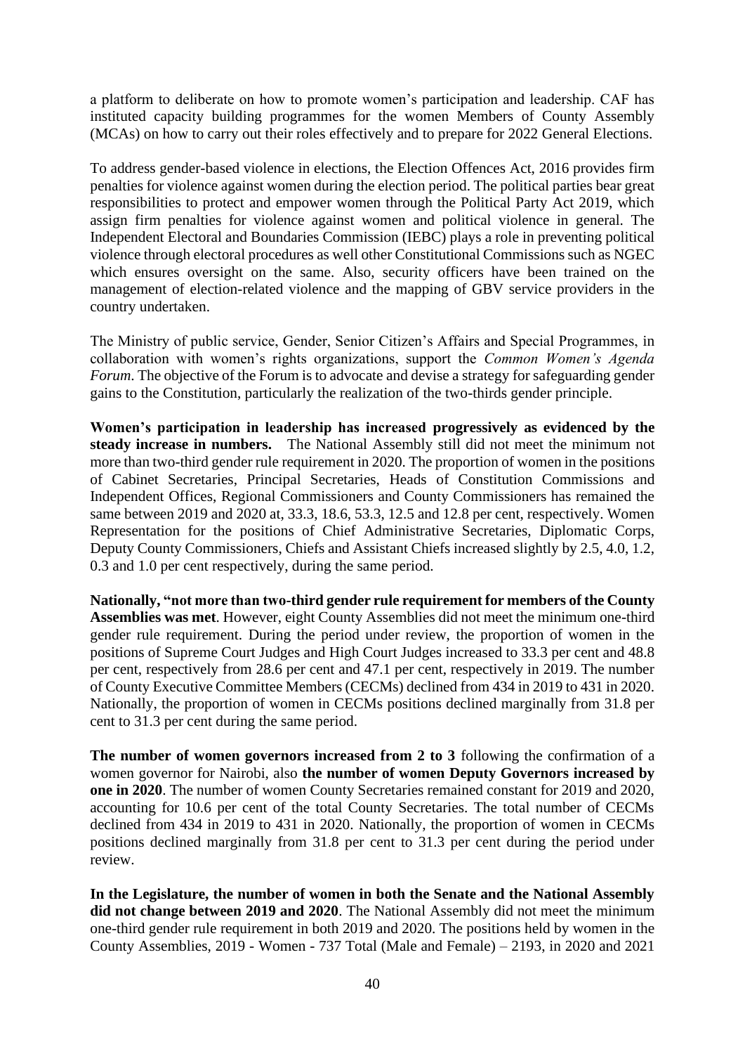a platform to deliberate on how to promote women's participation and leadership. CAF has instituted capacity building programmes for the women Members of County Assembly (MCAs) on how to carry out their roles effectively and to prepare for 2022 General Elections.

To address gender-based violence in elections, the Election Offences Act, 2016 provides firm penalties for violence against women during the election period. The political parties bear great responsibilities to protect and empower women through the Political Party Act 2019, which assign firm penalties for violence against women and political violence in general. The Independent Electoral and Boundaries Commission (IEBC) plays a role in preventing political violence through electoral procedures as well other Constitutional Commissions such as NGEC which ensures oversight on the same. Also, security officers have been trained on the management of election-related violence and the mapping of GBV service providers in the country undertaken.

The Ministry of public service, Gender, Senior Citizen's Affairs and Special Programmes, in collaboration with women's rights organizations, support the *Common Women's Agenda Forum*. The objective of the Forum is to advocate and devise a strategy for safeguarding gender gains to the Constitution, particularly the realization of the two-thirds gender principle.

**Women's participation in leadership has increased progressively as evidenced by the steady increase in numbers.** The National Assembly still did not meet the minimum not more than two-third gender rule requirement in 2020. The proportion of women in the positions of Cabinet Secretaries, Principal Secretaries, Heads of Constitution Commissions and Independent Offices, Regional Commissioners and County Commissioners has remained the same between 2019 and 2020 at, 33.3, 18.6, 53.3, 12.5 and 12.8 per cent, respectively. Women Representation for the positions of Chief Administrative Secretaries, Diplomatic Corps, Deputy County Commissioners, Chiefs and Assistant Chiefs increased slightly by 2.5, 4.0, 1.2, 0.3 and 1.0 per cent respectively, during the same period.

**Nationally, "not more than two-third gender rule requirement for members of the County Assemblies was met**. However, eight County Assemblies did not meet the minimum one-third gender rule requirement. During the period under review, the proportion of women in the positions of Supreme Court Judges and High Court Judges increased to 33.3 per cent and 48.8 per cent, respectively from 28.6 per cent and 47.1 per cent, respectively in 2019. The number of County Executive Committee Members (CECMs) declined from 434 in 2019 to 431 in 2020. Nationally, the proportion of women in CECMs positions declined marginally from 31.8 per cent to 31.3 per cent during the same period.

**The number of women governors increased from 2 to 3** following the confirmation of a women governor for Nairobi, also **the number of women Deputy Governors increased by one in 2020**. The number of women County Secretaries remained constant for 2019 and 2020, accounting for 10.6 per cent of the total County Secretaries. The total number of CECMs declined from 434 in 2019 to 431 in 2020. Nationally, the proportion of women in CECMs positions declined marginally from 31.8 per cent to 31.3 per cent during the period under review.

**In the Legislature, the number of women in both the Senate and the National Assembly did not change between 2019 and 2020**. The National Assembly did not meet the minimum one-third gender rule requirement in both 2019 and 2020. The positions held by women in the County Assemblies, 2019 - Women - 737 Total (Male and Female) – 2193, in 2020 and 2021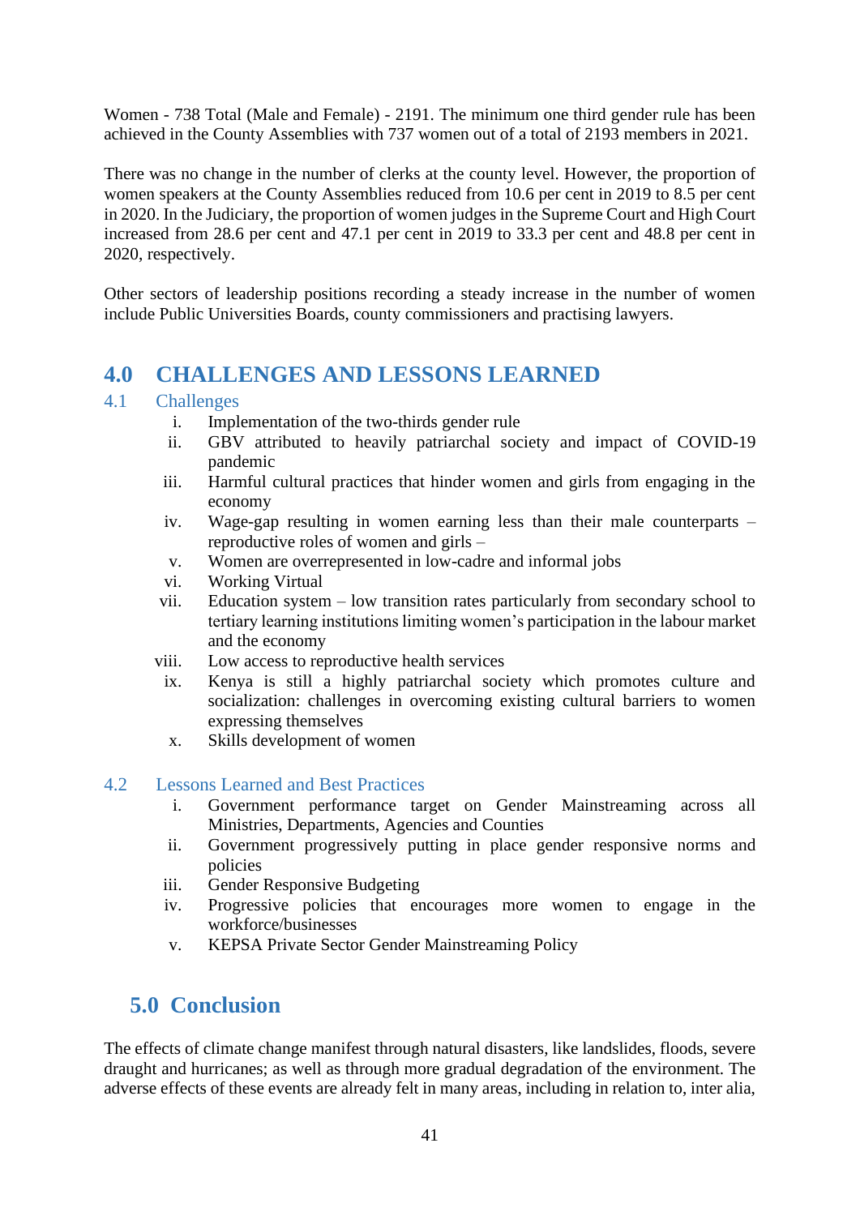Women - 738 Total (Male and Female) - 2191. The minimum one third gender rule has been achieved in the County Assemblies with 737 women out of a total of 2193 members in 2021.

There was no change in the number of clerks at the county level. However, the proportion of women speakers at the County Assemblies reduced from 10.6 per cent in 2019 to 8.5 per cent in 2020. In the Judiciary, the proportion of women judges in the Supreme Court and High Court increased from 28.6 per cent and 47.1 per cent in 2019 to 33.3 per cent and 48.8 per cent in 2020, respectively.

Other sectors of leadership positions recording a steady increase in the number of women include Public Universities Boards, county commissioners and practising lawyers.

# 4.0 CHALLENGES AND LESSONS LEARNED

## 4.1 Challenges

i. Implementation of the two-thirds gender rule
ii. GBV attributed to heavily patriarchal society and impact of COVID-19 pandemic
iii. Harmful cultural practices that hinder women and girls from engaging in the economy
iv. Wage-gap resulting in women earning less than their male counterparts – reproductive roles of women and girls –
v. Women are overrepresented in low-cadre and informal jobs
vi. Working Virtual
vii. Education system – low transition rates particularly from secondary school to tertiary learning institutions limiting women's participation in the labour market and the economy
viii. Low access to reproductive health services
ix. Kenya is still a highly patriarchal society which promotes culture and socialization: challenges in overcoming existing cultural barriers to women expressing themselves
x. Skills development of women

## 4.2 Lessons Learned and Best Practices

i. Government performance target on Gender Mainstreaming across all Ministries, Departments, Agencies and Counties
ii. Government progressively putting in place gender responsive norms and policies
iii. Gender Responsive Budgeting
iv. Progressive policies that encourages more women to engage in the workforce/businesses
v. KEPSA Private Sector Gender Mainstreaming Policy

# 5.0 Conclusion

The effects of climate change manifest through natural disasters, like landslides, floods, severe draught and hurricanes; as well as through more gradual degradation of the environment. The adverse effects of these events are already felt in many areas, including in relation to, inter alia,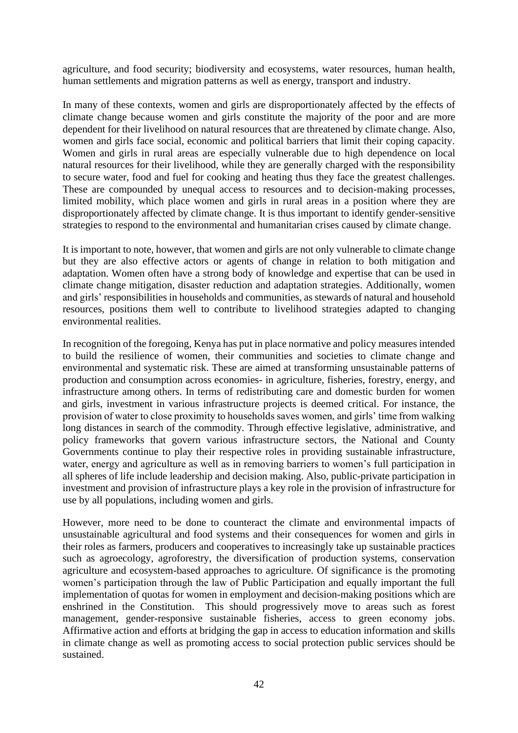agriculture, and food security; biodiversity and ecosystems, water resources, human health, human settlements and migration patterns as well as energy, transport and industry.

In many of these contexts, women and girls are disproportionately affected by the effects of climate change because women and girls constitute the majority of the poor and are more dependent for their livelihood on natural resources that are threatened by climate change. Also, women and girls face social, economic and political barriers that limit their coping capacity. Women and girls in rural areas are especially vulnerable due to high dependence on local natural resources for their livelihood, while they are generally charged with the responsibility to secure water, food and fuel for cooking and heating thus they face the greatest challenges. These are compounded by unequal access to resources and to decision-making processes, limited mobility, which place women and girls in rural areas in a position where they are disproportionately affected by climate change. It is thus important to identify gender-sensitive strategies to respond to the environmental and humanitarian crises caused by climate change.

It is important to note, however, that women and girls are not only vulnerable to climate change but they are also effective actors or agents of change in relation to both mitigation and adaptation. Women often have a strong body of knowledge and expertise that can be used in climate change mitigation, disaster reduction and adaptation strategies. Additionally, women and girls' responsibilities in households and communities, as stewards of natural and household resources, positions them well to contribute to livelihood strategies adapted to changing environmental realities.

In recognition of the foregoing, Kenya has put in place normative and policy measures intended to build the resilience of women, their communities and societies to climate change and environmental and systematic risk. These are aimed at transforming unsustainable patterns of production and consumption across economies- in agriculture, fisheries, forestry, energy, and infrastructure among others. In terms of redistributing care and domestic burden for women and girls, investment in various infrastructure projects is deemed critical. For instance, the provision of water to close proximity to households saves women, and girls' time from walking long distances in search of the commodity. Through effective legislative, administrative, and policy frameworks that govern various infrastructure sectors, the National and County Governments continue to play their respective roles in providing sustainable infrastructure, water, energy and agriculture as well as in removing barriers to women's full participation in all spheres of life include leadership and decision making. Also, public-private participation in investment and provision of infrastructure plays a key role in the provision of infrastructure for use by all populations, including women and girls.

However, more need to be done to counteract the climate and environmental impacts of unsustainable agricultural and food systems and their consequences for women and girls in their roles as farmers, producers and cooperatives to increasingly take up sustainable practices such as agroecology, agroforestry, the diversification of production systems, conservation agriculture and ecosystem-based approaches to agriculture. Of significance is the promoting women's participation through the law of Public Participation and equally important the full implementation of quotas for women in employment and decision-making positions which are enshrined in the Constitution. This should progressively move to areas such as forest management, gender-responsive sustainable fisheries, access to green economy jobs. Affirmative action and efforts at bridging the gap in access to education information and skills in climate change as well as promoting access to social protection public services should be sustained.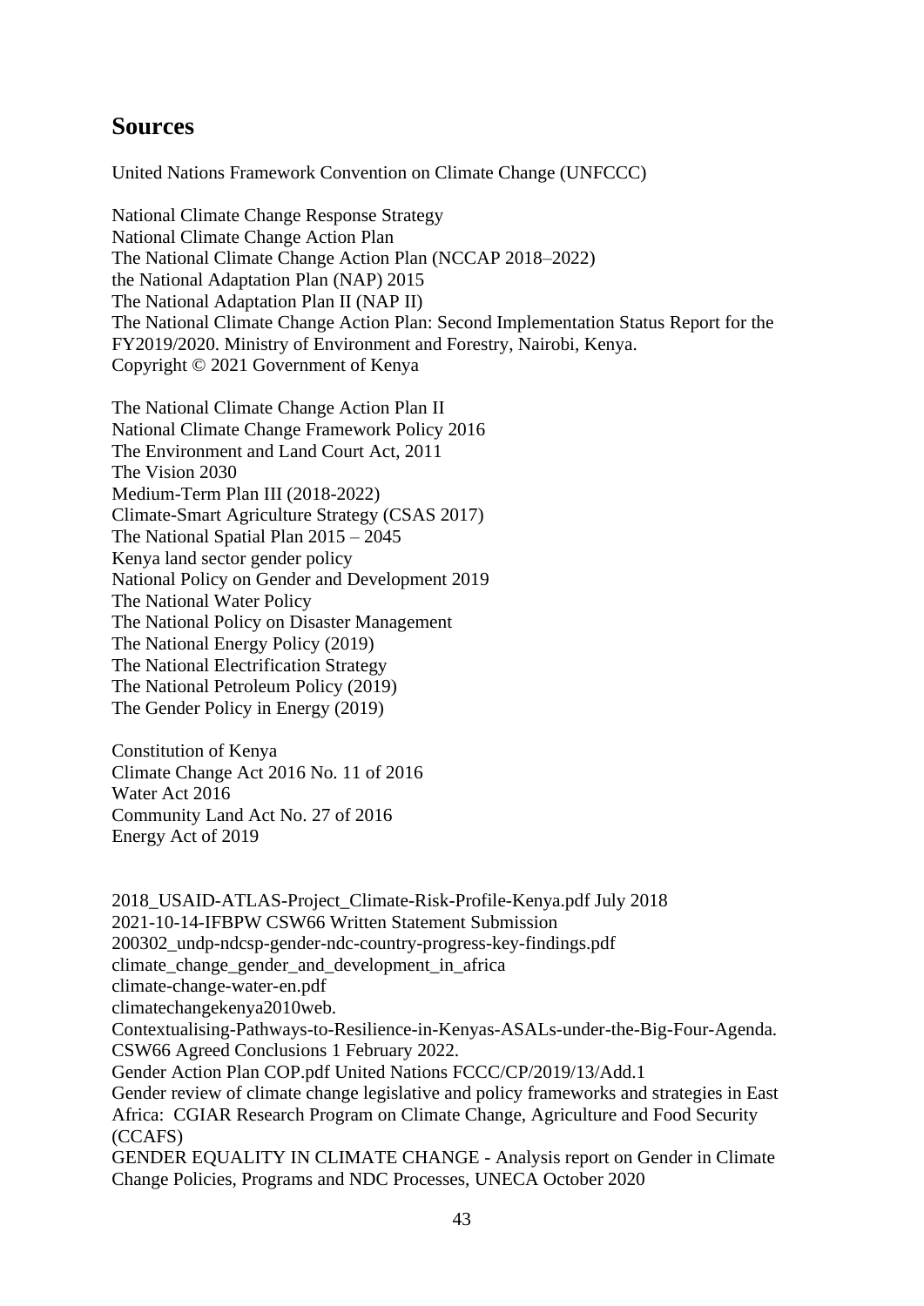## Sources

United Nations Framework Convention on Climate Change (UNFCCC)

National Climate Change Response Strategy
National Climate Change Action Plan
The National Climate Change Action Plan (NCCAP 2018–2022)
the National Adaptation Plan (NAP) 2015
The National Adaptation Plan II (NAP II)
The National Climate Change Action Plan: Second Implementation Status Report for the FY2019/2020. Ministry of Environment and Forestry, Nairobi, Kenya.
Copyright © 2021 Government of Kenya

The National Climate Change Action Plan II
National Climate Change Framework Policy 2016
The Environment and Land Court Act, 2011
The Vision 2030
Medium-Term Plan III (2018-2022)
Climate-Smart Agriculture Strategy (CSAS 2017)
The National Spatial Plan 2015 – 2045
Kenya land sector gender policy
National Policy on Gender and Development 2019
The National Water Policy
The National Policy on Disaster Management
The National Energy Policy (2019)
The National Electrification Strategy
The National Petroleum Policy (2019)
The Gender Policy in Energy (2019)

Constitution of Kenya
Climate Change Act 2016 No. 11 of 2016
Water Act 2016
Community Land Act No. 27 of 2016
Energy Act of 2019

2018_USAID-ATLAS-Project_Climate-Risk-Profile-Kenya.pdf July 2018
2021-10-14-IFBPW CSW66 Written Statement Submission
200302_undp-ndcsp-gender-ndc-country-progress-key-findings.pdf
climate_change_gender_and_development_in_africa
climate-change-water-en.pdf
climatechangekenya2010web.
Contextualising-Pathways-to-Resilience-in-Kenyas-ASALs-under-the-Big-Four-Agenda.
CSW66 Agreed Conclusions 1 February 2022.
Gender Action Plan COP.pdf United Nations FCCC/CP/2019/13/Add.1
Gender review of climate change legislative and policy frameworks and strategies in East Africa: CGIAR Research Program on Climate Change, Agriculture and Food Security (CCAFS)
GENDER EQUALITY IN CLIMATE CHANGE - Analysis report on Gender in Climate Change Policies, Programs and NDC Processes, UNECA October 2020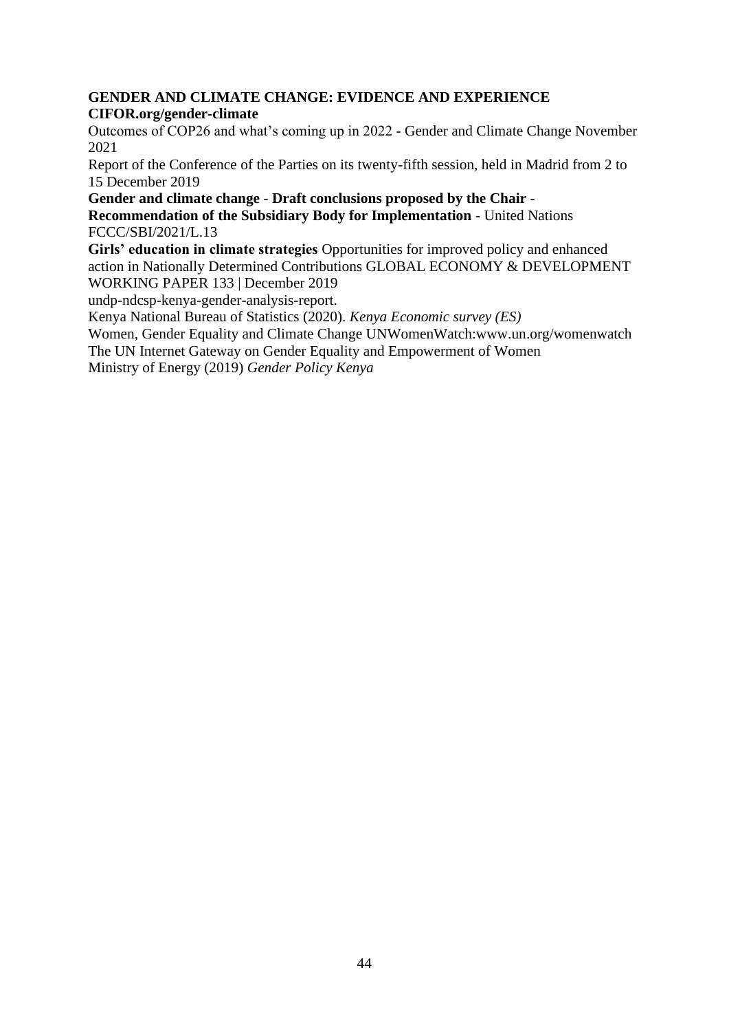**GENDER AND CLIMATE CHANGE: EVIDENCE AND EXPERIENCE CIFOR.org/gender-climate**

Outcomes of COP26 and what's coming up in 2022 - Gender and Climate Change November 2021

Report of the Conference of the Parties on its twenty-fifth session, held in Madrid from 2 to 15 December 2019

**Gender and climate change** - **Draft conclusions proposed by the Chair** - **Recommendation of the Subsidiary Body for Implementation** - United Nations FCCC/SBI/2021/L.13

**Girls' education in climate strategies** Opportunities for improved policy and enhanced action in Nationally Determined Contributions GLOBAL ECONOMY & DEVELOPMENT WORKING PAPER 133 | December 2019

undp-ndcsp-kenya-gender-analysis-report.

Kenya National Bureau of Statistics (2020). *Kenya Economic survey (ES)*

Women, Gender Equality and Climate Change UNWomenWatch:www.un.org/womenwatch The UN Internet Gateway on Gender Equality and Empowerment of Women

Ministry of Energy (2019) *Gender Policy Kenya*